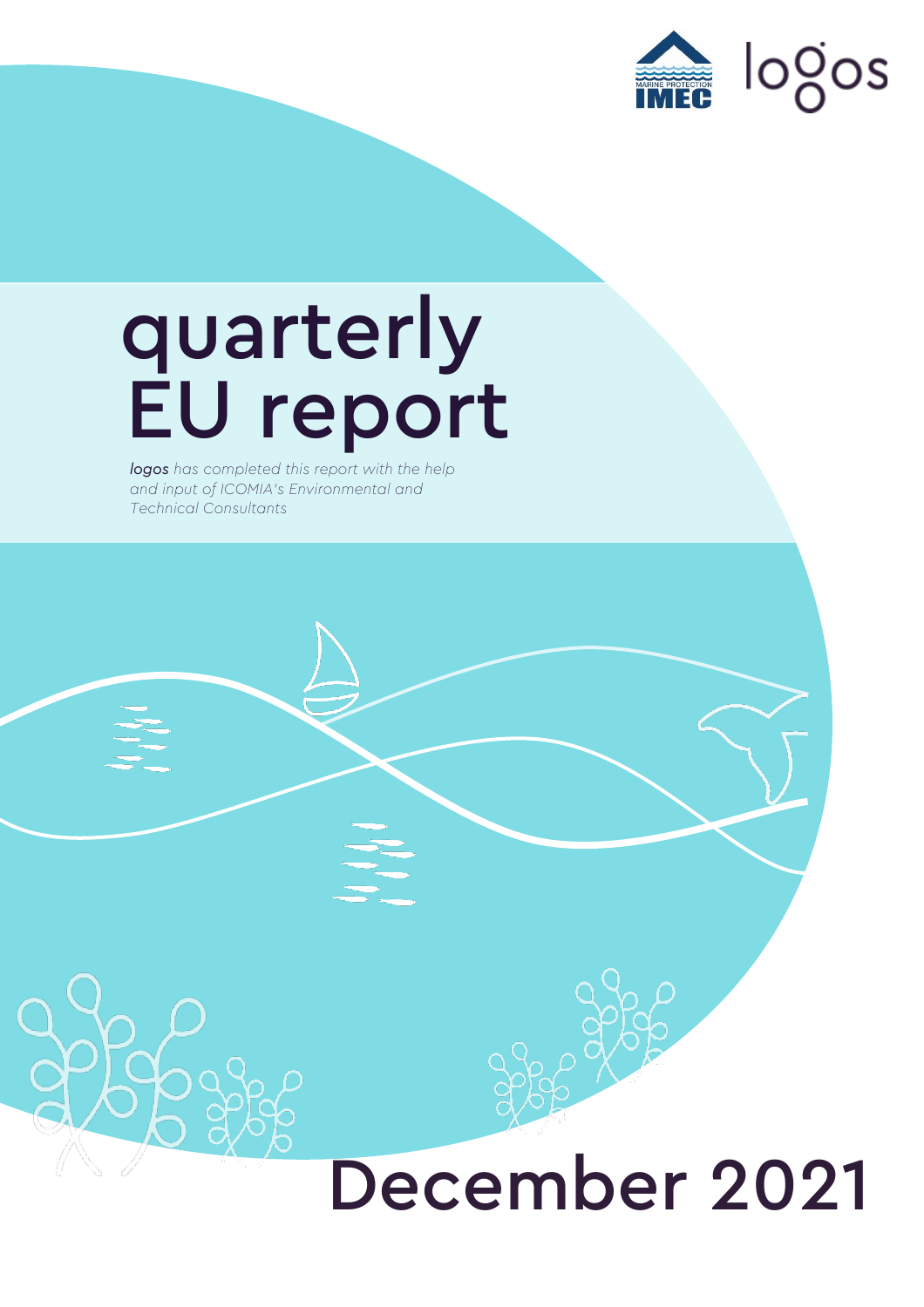# quarterly EU report

*logos has completed this report with the help and input of ICOMIA's Environmental and Technical Consultants*

December 2021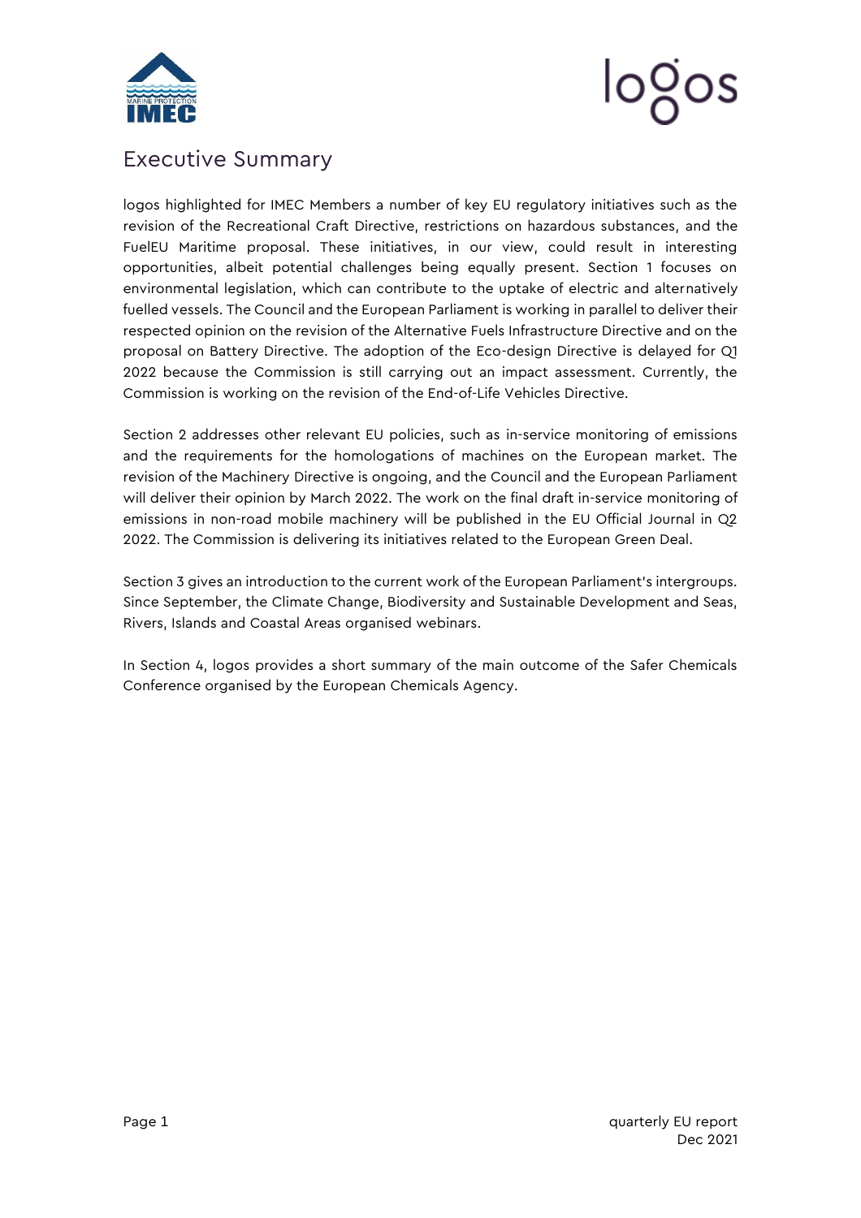# Executive Summary

logos highlighted for IMEC Members a number of key EU regulatory initiatives such as the revision of the Recreational Craft Directive, restrictions on hazardous substances, and the FuelEU Maritime proposal. These initiatives, in our view, could result in interesting opportunities, albeit potential challenges being equally present. Section 1 focuses on environmental legislation, which can contribute to the uptake of electric and alternatively fuelled vessels. The Council and the European Parliament is working in parallel to deliver their respected opinion on the revision of the Alternative Fuels Infrastructure Directive and on the proposal on Battery Directive. The adoption of the Eco-design Directive is delayed for Q1 2022 because the Commission is still carrying out an impact assessment. Currently, the Commission is working on the revision of the End-of-Life Vehicles Directive.

Section 2 addresses other relevant EU policies, such as in-service monitoring of emissions and the requirements for the homologations of machines on the European market. The revision of the Machinery Directive is ongoing, and the Council and the European Parliament will deliver their opinion by March 2022. The work on the final draft in-service monitoring of emissions in non-road mobile machinery will be published in the EU Official Journal in Q2 2022. The Commission is delivering its initiatives related to the European Green Deal.

Section 3 gives an introduction to the current work of the European Parliament's intergroups. Since September, the Climate Change, Biodiversity and Sustainable Development and Seas, Rivers, Islands and Coastal Areas organised webinars.

In Section 4, logos provides a short summary of the main outcome of the Safer Chemicals Conference organised by the European Chemicals Agency.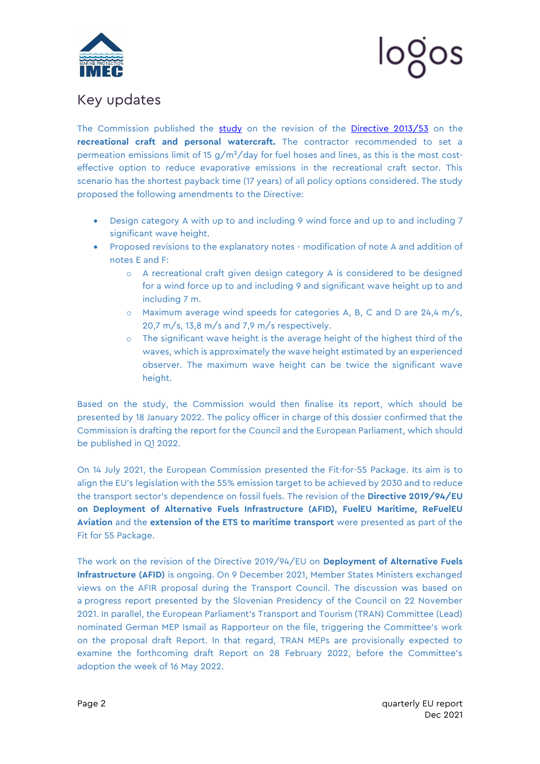## Key updates

The Commission published the [study](study) on the revision of the [Directive 2013/53](Directive 2013/53) on the **recreational craft and personal watercraft.** The contractor recommended to set a permeation emissions limit of 15 g/m²/day for fuel hoses and lines, as this is the most cost-effective option to reduce evaporative emissions in the recreational craft sector. This scenario has the shortest payback time (17 years) of all policy options considered. The study proposed the following amendments to the Directive:

- Design category A with up to and including 9 wind force and up to and including 7 significant wave height.
- Proposed revisions to the explanatory notes - modification of note A and addition of notes E and F:
  - A recreational craft given design category A is considered to be designed for a wind force up to and including 9 and significant wave height up to and including 7 m.
  - Maximum average wind speeds for categories A, B, C and D are 24,4 m/s, 20,7 m/s, 13,8 m/s and 7,9 m/s respectively.
  - The significant wave height is the average height of the highest third of the waves, which is approximately the wave height estimated by an experienced observer. The maximum wave height can be twice the significant wave height.

Based on the study, the Commission would then finalise its report, which should be presented by 18 January 2022. The policy officer in charge of this dossier confirmed that the Commission is drafting the report for the Council and the European Parliament, which should be published in Q1 2022.

On 14 July 2021, the European Commission presented the Fit-for-55 Package. Its aim is to align the EU's legislation with the 55% emission target to be achieved by 2030 and to reduce the transport sector's dependence on fossil fuels. The revision of the **Directive 2019/94/EU on Deployment of Alternative Fuels Infrastructure (AFID), FuelEU Maritime, ReFuelEU Aviation** and the **extension of the ETS to maritime transport** were presented as part of the Fit for 55 Package.

The work on the revision of the Directive 2019/94/EU on **Deployment of Alternative Fuels Infrastructure (AFID)** is ongoing. On 9 December 2021, Member States Ministers exchanged views on the AFIR proposal during the Transport Council. The discussion was based on a progress report presented by the Slovenian Presidency of the Council on 22 November 2021. In parallel, the European Parliament's Transport and Tourism (TRAN) Committee (Lead) nominated German MEP Ismail as Rapporteur on the file, triggering the Committee's work on the proposal draft Report. In that regard, TRAN MEPs are provisionally expected to examine the forthcoming draft Report on 28 February 2022, before the Committee's adoption the week of 16 May 2022.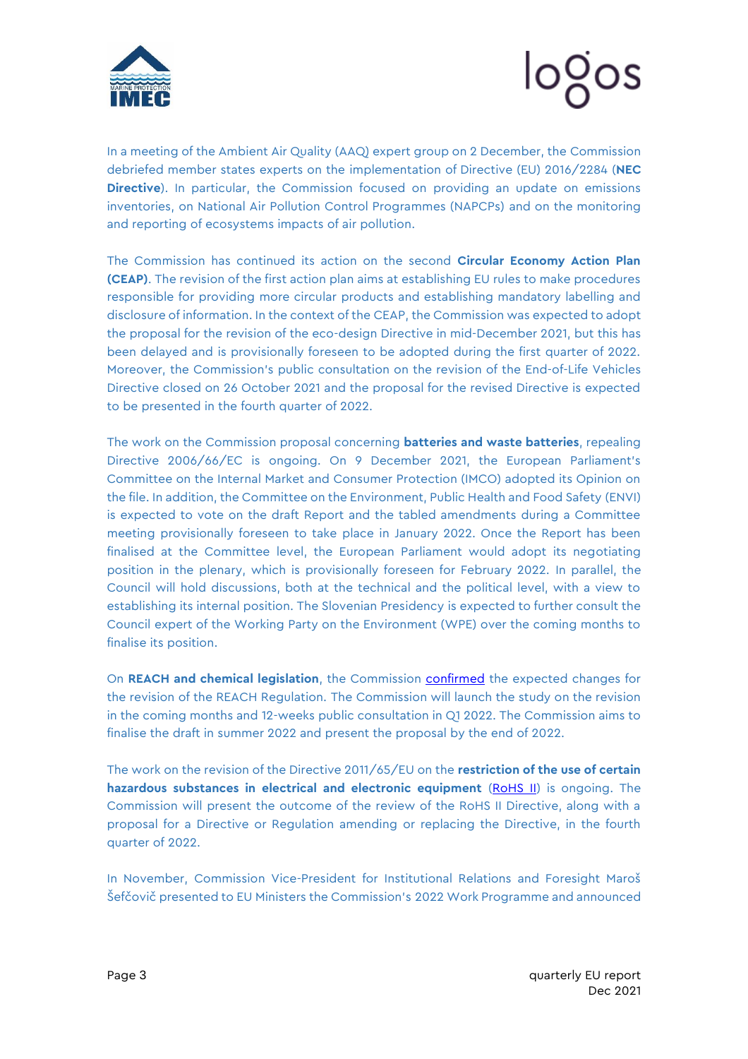In a meeting of the Ambient Air Quality (AAQ) expert group on 2 December, the Commission debriefed member states experts on the implementation of Directive (EU) 2016/2284 (**NEC Directive**). In particular, the Commission focused on providing an update on emissions inventories, on National Air Pollution Control Programmes (NAPCPs) and on the monitoring and reporting of ecosystems impacts of air pollution.

The Commission has continued its action on the second **Circular Economy Action Plan (CEAP)**. The revision of the first action plan aims at establishing EU rules to make procedures responsible for providing more circular products and establishing mandatory labelling and disclosure of information. In the context of the CEAP, the Commission was expected to adopt the proposal for the revision of the eco-design Directive in mid-December 2021, but this has been delayed and is provisionally foreseen to be adopted during the first quarter of 2022. Moreover, the Commission's public consultation on the revision of the End-of-Life Vehicles Directive closed on 26 October 2021 and the proposal for the revised Directive is expected to be presented in the fourth quarter of 2022.

The work on the Commission proposal concerning **batteries and waste batteries**, repealing Directive 2006/66/EC is ongoing. On 9 December 2021, the European Parliament's Committee on the Internal Market and Consumer Protection (IMCO) adopted its Opinion on the file. In addition, the Committee on the Environment, Public Health and Food Safety (ENVI) is expected to vote on the draft Report and the tabled amendments during a Committee meeting provisionally foreseen to take place in January 2022. Once the Report has been finalised at the Committee level, the European Parliament would adopt its negotiating position in the plenary, which is provisionally foreseen for February 2022. In parallel, the Council will hold discussions, both at the technical and the political level, with a view to establishing its internal position. The Slovenian Presidency is expected to further consult the Council expert of the Working Party on the Environment (WPE) over the coming months to finalise its position.

On **REACH and chemical legislation**, the Commission confirmed the expected changes for the revision of the REACH Regulation. The Commission will launch the study on the revision in the coming months and 12-weeks public consultation in Q1 2022. The Commission aims to finalise the draft in summer 2022 and present the proposal by the end of 2022.

The work on the revision of the Directive 2011/65/EU on the **restriction of the use of certain hazardous substances in electrical and electronic equipment** (RoHS II) is ongoing. The Commission will present the outcome of the review of the RoHS II Directive, along with a proposal for a Directive or Regulation amending or replacing the Directive, in the fourth quarter of 2022.

In November, Commission Vice-President for Institutional Relations and Foresight Maroš Šefčovič presented to EU Ministers the Commission's 2022 Work Programme and announced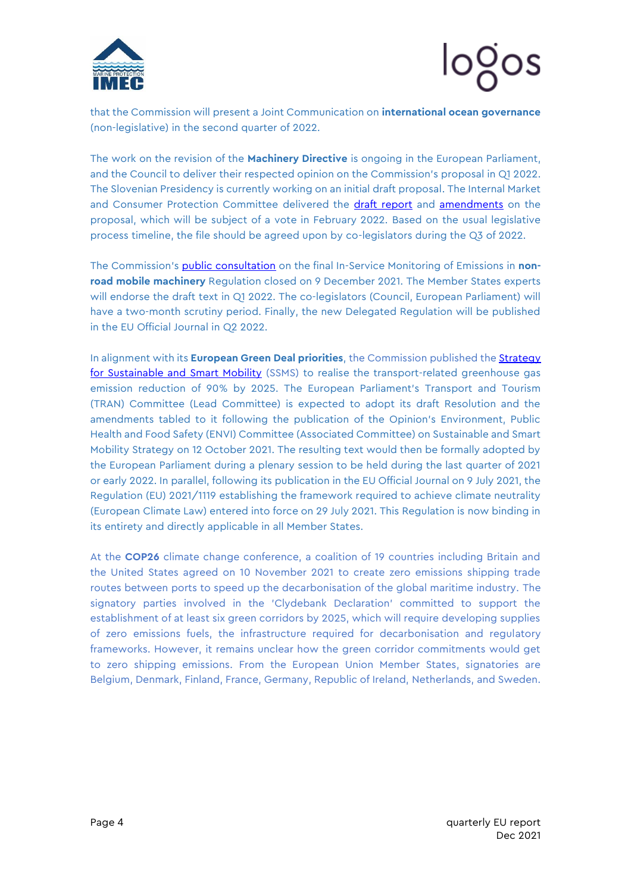that the Commission will present a Joint Communication on **international ocean governance** (non-legislative) in the second quarter of 2022.

The work on the revision of the **Machinery Directive** is ongoing in the European Parliament, and the Council to deliver their respected opinion on the Commission's proposal in Q1 2022. The Slovenian Presidency is currently working on an initial draft proposal. The Internal Market and Consumer Protection Committee delivered the draft report and amendments on the proposal, which will be subject of a vote in February 2022. Based on the usual legislative process timeline, the file should be agreed upon by co-legislators during the Q3 of 2022.

The Commission's public consultation on the final In-Service Monitoring of Emissions in **non-road mobile machinery** Regulation closed on 9 December 2021. The Member States experts will endorse the draft text in Q1 2022. The co-legislators (Council, European Parliament) will have a two-month scrutiny period. Finally, the new Delegated Regulation will be published in the EU Official Journal in Q2 2022.

In alignment with its **European Green Deal priorities**, the Commission published the Strategy for Sustainable and Smart Mobility (SSMS) to realise the transport-related greenhouse gas emission reduction of 90% by 2025. The European Parliament's Transport and Tourism (TRAN) Committee (Lead Committee) is expected to adopt its draft Resolution and the amendments tabled to it following the publication of the Opinion's Environment, Public Health and Food Safety (ENVI) Committee (Associated Committee) on Sustainable and Smart Mobility Strategy on 12 October 2021. The resulting text would then be formally adopted by the European Parliament during a plenary session to be held during the last quarter of 2021 or early 2022. In parallel, following its publication in the EU Official Journal on 9 July 2021, the Regulation (EU) 2021/1119 establishing the framework required to achieve climate neutrality (European Climate Law) entered into force on 29 July 2021. This Regulation is now binding in its entirety and directly applicable in all Member States.

At the **COP26** climate change conference, a coalition of 19 countries including Britain and the United States agreed on 10 November 2021 to create zero emissions shipping trade routes between ports to speed up the decarbonisation of the global maritime industry. The signatory parties involved in the 'Clydebank Declaration' committed to support the establishment of at least six green corridors by 2025, which will require developing supplies of zero emissions fuels, the infrastructure required for decarbonisation and regulatory frameworks. However, it remains unclear how the green corridor commitments would get to zero shipping emissions. From the European Union Member States, signatories are Belgium, Denmark, Finland, France, Germany, Republic of Ireland, Netherlands, and Sweden.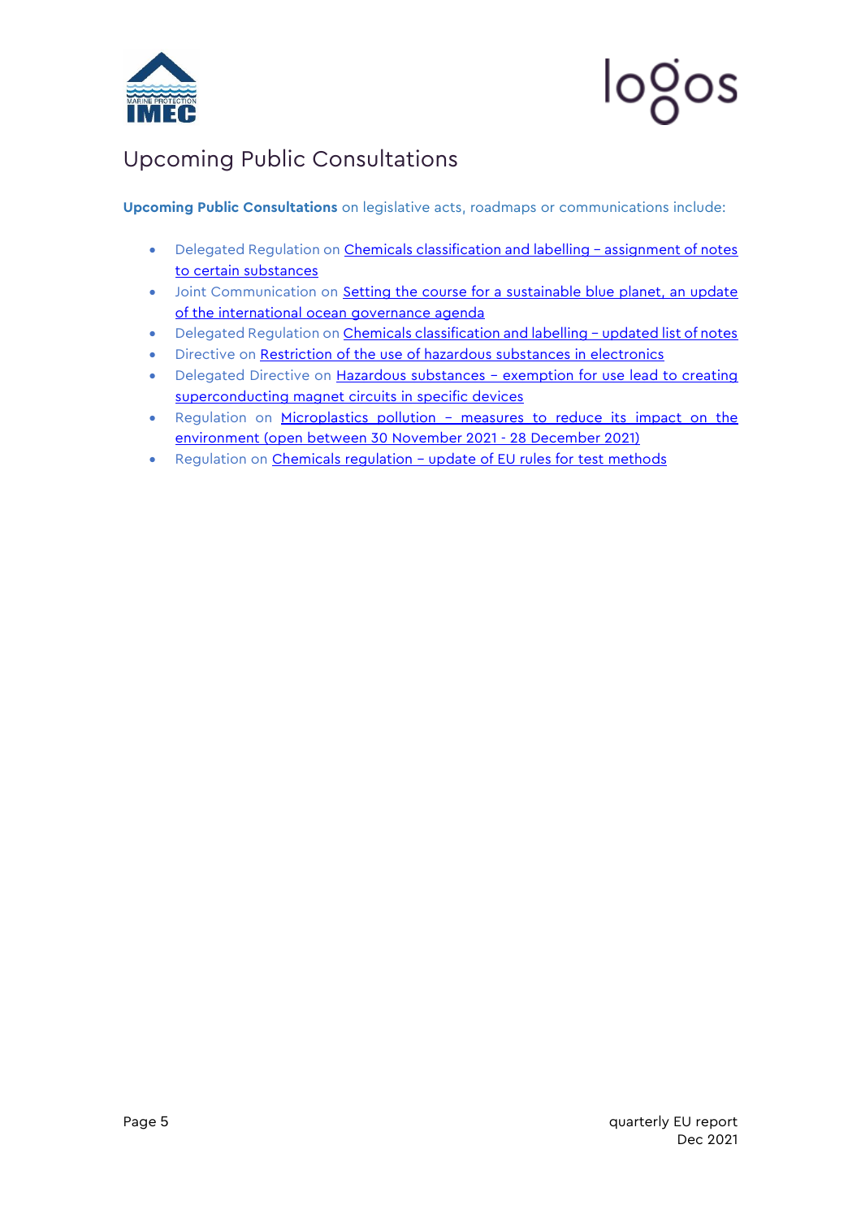# Upcoming Public Consultations

**Upcoming Public Consultations** on legislative acts, roadmaps or communications include:

- Delegated Regulation on Chemicals classification and labelling – assignment of notes to certain substances
- Joint Communication on Setting the course for a sustainable blue planet, an update of the international ocean governance agenda
- Delegated Regulation on Chemicals classification and labelling – updated list of notes
- Directive on Restriction of the use of hazardous substances in electronics
- Delegated Directive on Hazardous substances – exemption for use lead to creating superconducting magnet circuits in specific devices
- Regulation on Microplastics pollution – measures to reduce its impact on the environment (open between 30 November 2021 - 28 December 2021)
- Regulation on Chemicals regulation – update of EU rules for test methods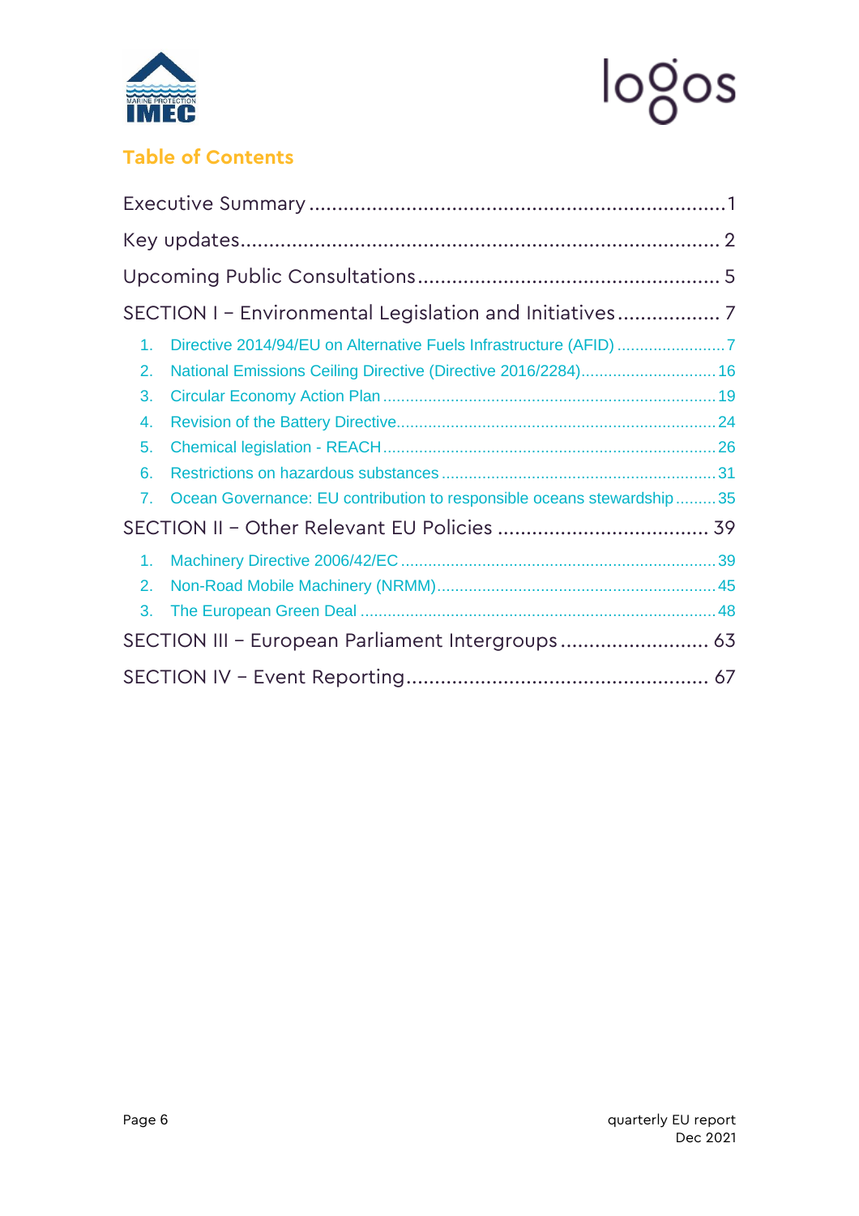## Table of Contents

Executive Summary ........................................................................ 1

Key updates.................................................................................. 2

Upcoming Public Consultations .................................................... 5

SECTION I – Environmental Legislation and Initiatives .................. 7

1. Directive 2014/94/EU on Alternative Fuels Infrastructure (AFID) ........................ 7
2. National Emissions Ceiling Directive (Directive 2016/2284)............................. 16
3. Circular Economy Action Plan ........................................................................ 19
4. Revision of the Battery Directive...................................................................... 24
5. Chemical legislation - REACH ......................................................................... 26
6. Restrictions on hazardous substances ............................................................ 31
7. Ocean Governance: EU contribution to responsible oceans stewardship ......... 35

SECTION II – Other Relevant EU Policies ..................................... 39

1. Machinery Directive 2006/42/EC ..................................................................... 39
2. Non-Road Mobile Machinery (NRMM)............................................................. 45
3. The European Green Deal ............................................................................. 48

SECTION III – European Parliament Intergroups .......................... 63

SECTION IV – Event Reporting.................................................... 67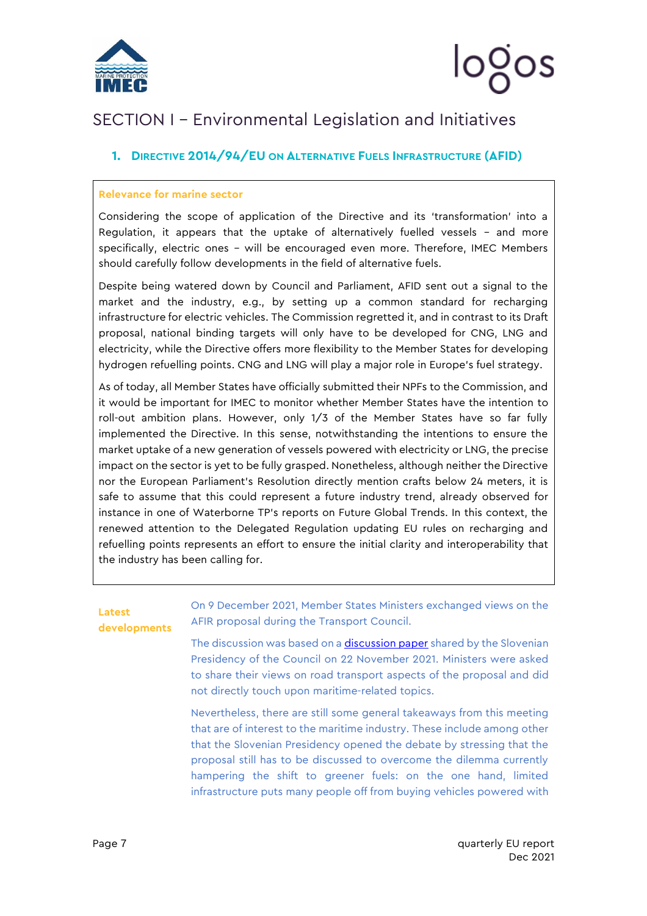# SECTION I – Environmental Legislation and Initiatives

## 1. Directive 2014/94/EU on Alternative Fuels Infrastructure (AFID)

**Relevance for marine sector**

Considering the scope of application of the Directive and its 'transformation' into a Regulation, it appears that the uptake of alternatively fuelled vessels – and more specifically, electric ones – will be encouraged even more. Therefore, IMEC Members should carefully follow developments in the field of alternative fuels.

Despite being watered down by Council and Parliament, AFID sent out a signal to the market and the industry, e.g., by setting up a common standard for recharging infrastructure for electric vehicles. The Commission regretted it, and in contrast to its Draft proposal, national binding targets will only have to be developed for CNG, LNG and electricity, while the Directive offers more flexibility to the Member States for developing hydrogen refuelling points. CNG and LNG will play a major role in Europe's fuel strategy.

As of today, all Member States have officially submitted their NPFs to the Commission, and it would be important for IMEC to monitor whether Member States have the intention to roll-out ambition plans. However, only 1/3 of the Member States have so far fully implemented the Directive. In this sense, notwithstanding the intentions to ensure the market uptake of a new generation of vessels powered with electricity or LNG, the precise impact on the sector is yet to be fully grasped. Nonetheless, although neither the Directive nor the European Parliament's Resolution directly mention crafts below 24 meters, it is safe to assume that this could represent a future industry trend, already observed for instance in one of Waterborne TP's reports on Future Global Trends. In this context, the renewed attention to the Delegated Regulation updating EU rules on recharging and refuelling points represents an effort to ensure the initial clarity and interoperability that the industry has been calling for.

**Latest developments**

On 9 December 2021, Member States Ministers exchanged views on the AFIR proposal during the Transport Council.

The discussion was based on a discussion paper shared by the Slovenian Presidency of the Council on 22 November 2021. Ministers were asked to share their views on road transport aspects of the proposal and did not directly touch upon maritime-related topics.

Nevertheless, there are still some general takeaways from this meeting that are of interest to the maritime industry. These include among other that the Slovenian Presidency opened the debate by stressing that the proposal still has to be discussed to overcome the dilemma currently hampering the shift to greener fuels: on the one hand, limited infrastructure puts many people off from buying vehicles powered with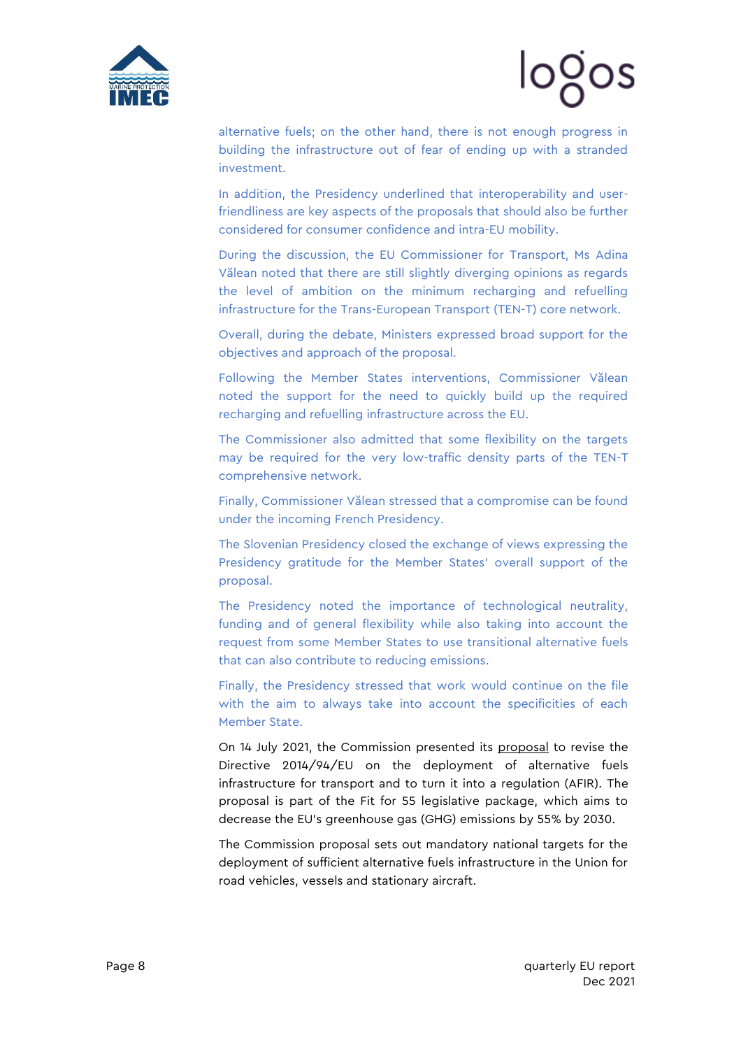alternative fuels; on the other hand, there is not enough progress in building the infrastructure out of fear of ending up with a stranded investment.

In addition, the Presidency underlined that interoperability and user-friendliness are key aspects of the proposals that should also be further considered for consumer confidence and intra-EU mobility.

During the discussion, the EU Commissioner for Transport, Ms Adina Vălean noted that there are still slightly diverging opinions as regards the level of ambition on the minimum recharging and refuelling infrastructure for the Trans-European Transport (TEN-T) core network.

Overall, during the debate, Ministers expressed broad support for the objectives and approach of the proposal.

Following the Member States interventions, Commissioner Vălean noted the support for the need to quickly build up the required recharging and refuelling infrastructure across the EU.

The Commissioner also admitted that some flexibility on the targets may be required for the very low-traffic density parts of the TEN-T comprehensive network.

Finally, Commissioner Vălean stressed that a compromise can be found under the incoming French Presidency.

The Slovenian Presidency closed the exchange of views expressing the Presidency gratitude for the Member States' overall support of the proposal.

The Presidency noted the importance of technological neutrality, funding and of general flexibility while also taking into account the request from some Member States to use transitional alternative fuels that can also contribute to reducing emissions.

Finally, the Presidency stressed that work would continue on the file with the aim to always take into account the specificities of each Member State.

On 14 July 2021, the Commission presented its proposal to revise the Directive 2014/94/EU on the deployment of alternative fuels infrastructure for transport and to turn it into a regulation (AFIR). The proposal is part of the Fit for 55 legislative package, which aims to decrease the EU's greenhouse gas (GHG) emissions by 55% by 2030.

The Commission proposal sets out mandatory national targets for the deployment of sufficient alternative fuels infrastructure in the Union for road vehicles, vessels and stationary aircraft.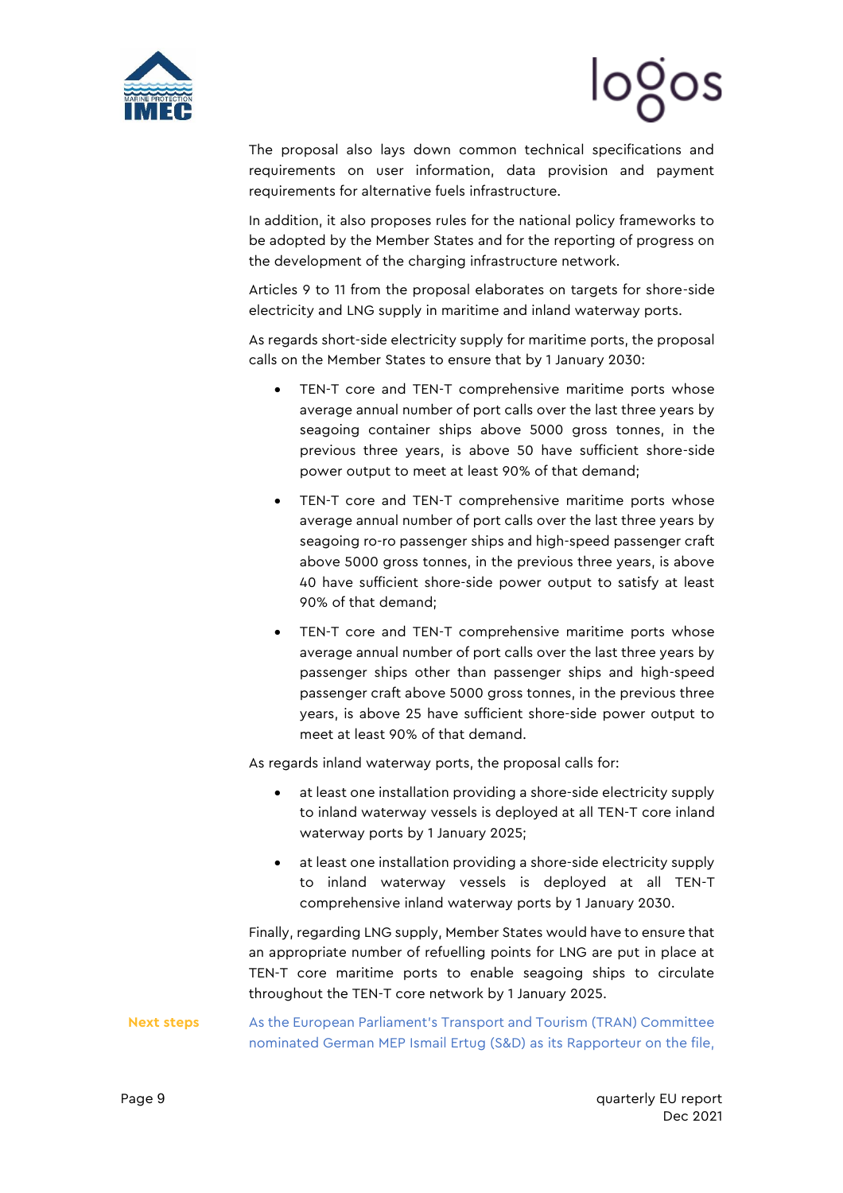The proposal also lays down common technical specifications and requirements on user information, data provision and payment requirements for alternative fuels infrastructure.

In addition, it also proposes rules for the national policy frameworks to be adopted by the Member States and for the reporting of progress on the development of the charging infrastructure network.

Articles 9 to 11 from the proposal elaborates on targets for shore-side electricity and LNG supply in maritime and inland waterway ports.

As regards short-side electricity supply for maritime ports, the proposal calls on the Member States to ensure that by 1 January 2030:

- TEN-T core and TEN-T comprehensive maritime ports whose average annual number of port calls over the last three years by seagoing container ships above 5000 gross tonnes, in the previous three years, is above 50 have sufficient shore-side power output to meet at least 90% of that demand;
- TEN-T core and TEN-T comprehensive maritime ports whose average annual number of port calls over the last three years by seagoing ro-ro passenger ships and high-speed passenger craft above 5000 gross tonnes, in the previous three years, is above 40 have sufficient shore-side power output to satisfy at least 90% of that demand;
- TEN-T core and TEN-T comprehensive maritime ports whose average annual number of port calls over the last three years by passenger ships other than passenger ships and high-speed passenger craft above 5000 gross tonnes, in the previous three years, is above 25 have sufficient shore-side power output to meet at least 90% of that demand.

As regards inland waterway ports, the proposal calls for:

- at least one installation providing a shore-side electricity supply to inland waterway vessels is deployed at all TEN-T core inland waterway ports by 1 January 2025;
- at least one installation providing a shore-side electricity supply to inland waterway vessels is deployed at all TEN-T comprehensive inland waterway ports by 1 January 2030.

Finally, regarding LNG supply, Member States would have to ensure that an appropriate number of refuelling points for LNG are put in place at TEN-T core maritime ports to enable seagoing ships to circulate throughout the TEN-T core network by 1 January 2025.

**Next steps**

As the European Parliament's Transport and Tourism (TRAN) Committee nominated German MEP Ismail Ertug (S&D) as its Rapporteur on the file,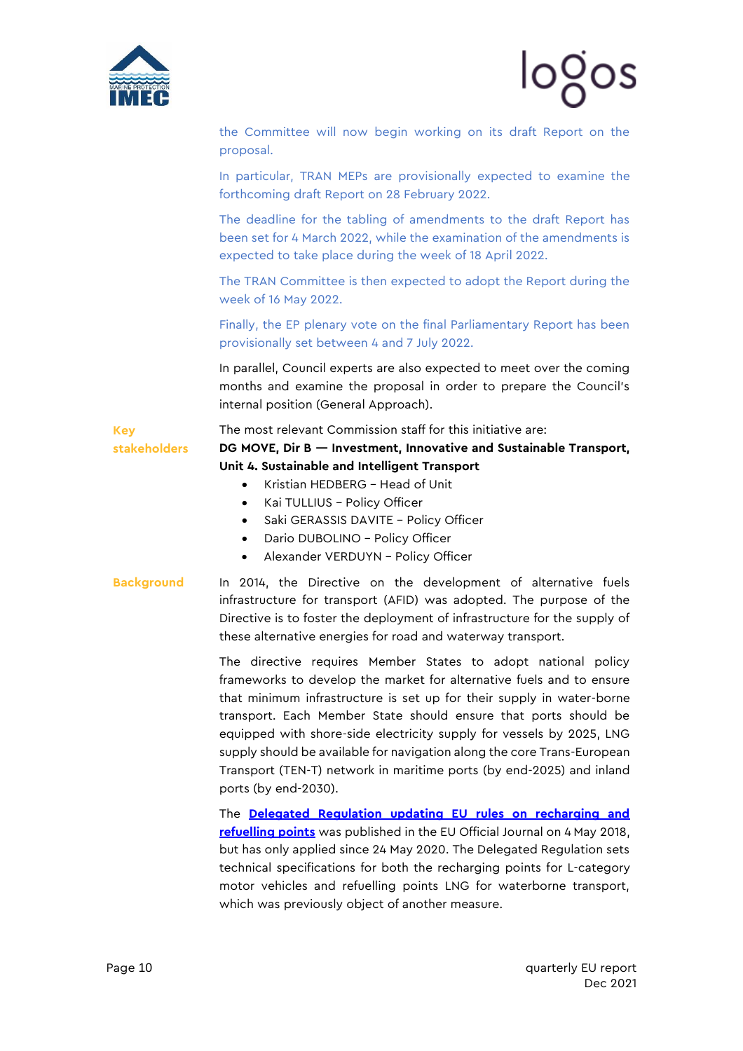the Committee will now begin working on its draft Report on the proposal.

In particular, TRAN MEPs are provisionally expected to examine the forthcoming draft Report on 28 February 2022.

The deadline for the tabling of amendments to the draft Report has been set for 4 March 2022, while the examination of the amendments is expected to take place during the week of 18 April 2022.

The TRAN Committee is then expected to adopt the Report during the week of 16 May 2022.

Finally, the EP plenary vote on the final Parliamentary Report has been provisionally set between 4 and 7 July 2022.

In parallel, Council experts are also expected to meet over the coming months and examine the proposal in order to prepare the Council's internal position (General Approach).

**Key stakeholders**

The most relevant Commission staff for this initiative are:

**DG MOVE, Dir B — Investment, Innovative and Sustainable Transport, Unit 4. Sustainable and Intelligent Transport**

- Kristian HEDBERG – Head of Unit
- Kai TULLIUS – Policy Officer
- Saki GERASSIS DAVITE – Policy Officer
- Dario DUBOLINO – Policy Officer
- Alexander VERDUYN – Policy Officer

**Background**

In 2014, the Directive on the development of alternative fuels infrastructure for transport (AFID) was adopted. The purpose of the Directive is to foster the deployment of infrastructure for the supply of these alternative energies for road and waterway transport.

The directive requires Member States to adopt national policy frameworks to develop the market for alternative fuels and to ensure that minimum infrastructure is set up for their supply in water-borne transport. Each Member State should ensure that ports should be equipped with shore-side electricity supply for vessels by 2025, LNG supply should be available for navigation along the core Trans-European Transport (TEN-T) network in maritime ports (by end-2025) and inland ports (by end-2030).

The **Delegated Regulation updating EU rules on recharging and refuelling points** was published in the EU Official Journal on 4 May 2018, but has only applied since 24 May 2020. The Delegated Regulation sets technical specifications for both the recharging points for L-category motor vehicles and refuelling points LNG for waterborne transport, which was previously object of another measure.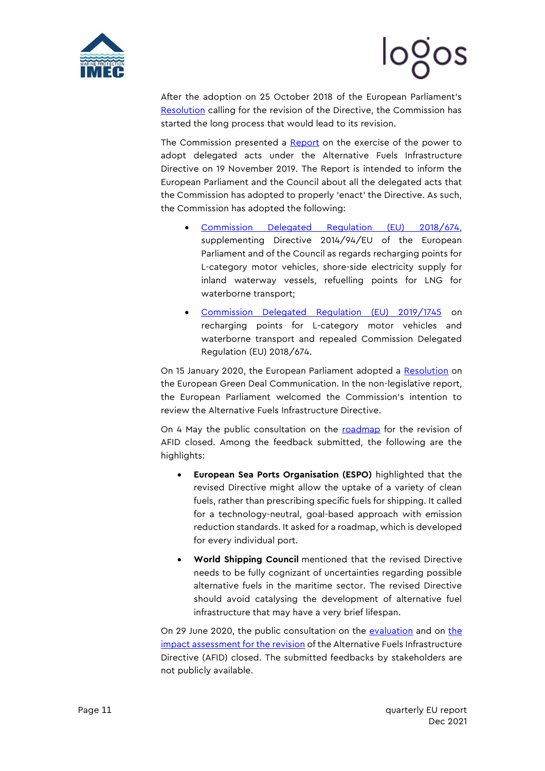After the adoption on 25 October 2018 of the European Parliament's Resolution calling for the revision of the Directive, the Commission has started the long process that would lead to its revision.

The Commission presented a Report on the exercise of the power to adopt delegated acts under the Alternative Fuels Infrastructure Directive on 19 November 2019. The Report is intended to inform the European Parliament and the Council about all the delegated acts that the Commission has adopted to properly 'enact' the Directive. As such, the Commission has adopted the following:

- Commission Delegated Regulation (EU) 2018/674, supplementing Directive 2014/94/EU of the European Parliament and of the Council as regards recharging points for L-category motor vehicles, shore-side electricity supply for inland waterway vessels, refuelling points for LNG for waterborne transport;
- Commission Delegated Regulation (EU) 2019/1745 on recharging points for L-category motor vehicles and waterborne transport and repealed Commission Delegated Regulation (EU) 2018/674.

On 15 January 2020, the European Parliament adopted a Resolution on the European Green Deal Communication. In the non-legislative report, the European Parliament welcomed the Commission's intention to review the Alternative Fuels Infrastructure Directive.

On 4 May the public consultation on the roadmap for the revision of AFID closed. Among the feedback submitted, the following are the highlights:

- **European Sea Ports Organisation (ESPO)** highlighted that the revised Directive might allow the uptake of a variety of clean fuels, rather than prescribing specific fuels for shipping. It called for a technology-neutral, goal-based approach with emission reduction standards. It asked for a roadmap, which is developed for every individual port.
- **World Shipping Council** mentioned that the revised Directive needs to be fully cognizant of uncertainties regarding possible alternative fuels in the maritime sector. The revised Directive should avoid catalysing the development of alternative fuel infrastructure that may have a very brief lifespan.

On 29 June 2020, the public consultation on the evaluation and on the impact assessment for the revision of the Alternative Fuels Infrastructure Directive (AFID) closed. The submitted feedbacks by stakeholders are not publicly available.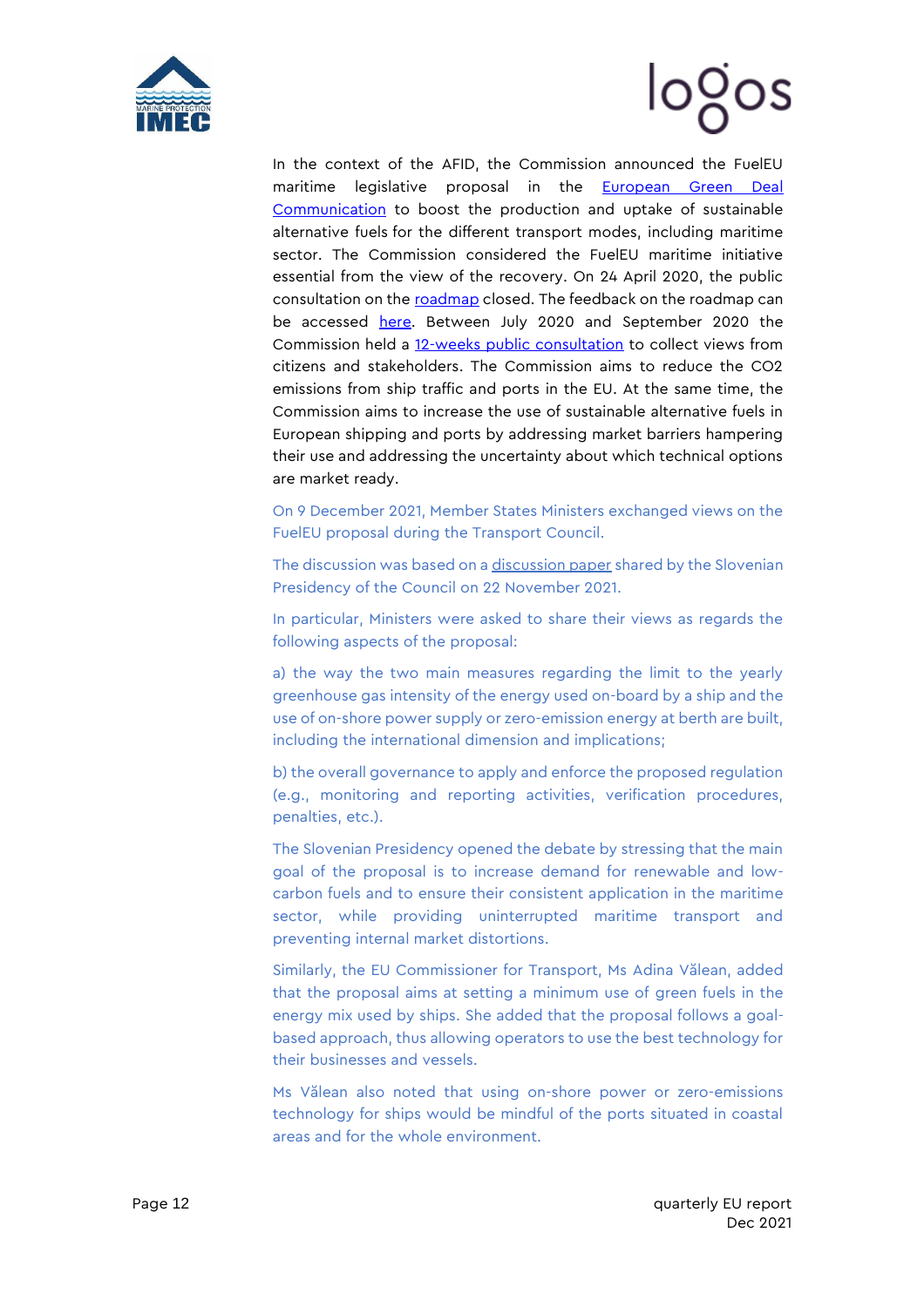In the context of the AFID, the Commission announced the FuelEU maritime legislative proposal in the European Green Deal Communication to boost the production and uptake of sustainable alternative fuels for the different transport modes, including maritime sector. The Commission considered the FuelEU maritime initiative essential from the view of the recovery. On 24 April 2020, the public consultation on the roadmap closed. The feedback on the roadmap can be accessed here. Between July 2020 and September 2020 the Commission held a 12-weeks public consultation to collect views from citizens and stakeholders. The Commission aims to reduce the CO2 emissions from ship traffic and ports in the EU. At the same time, the Commission aims to increase the use of sustainable alternative fuels in European shipping and ports by addressing market barriers hampering their use and addressing the uncertainty about which technical options are market ready.

On 9 December 2021, Member States Ministers exchanged views on the FuelEU proposal during the Transport Council.

The discussion was based on a discussion paper shared by the Slovenian Presidency of the Council on 22 November 2021.

In particular, Ministers were asked to share their views as regards the following aspects of the proposal:

a) the way the two main measures regarding the limit to the yearly greenhouse gas intensity of the energy used on-board by a ship and the use of on-shore power supply or zero-emission energy at berth are built, including the international dimension and implications;

b) the overall governance to apply and enforce the proposed regulation (e.g., monitoring and reporting activities, verification procedures, penalties, etc.).

The Slovenian Presidency opened the debate by stressing that the main goal of the proposal is to increase demand for renewable and low-carbon fuels and to ensure their consistent application in the maritime sector, while providing uninterrupted maritime transport and preventing internal market distortions.

Similarly, the EU Commissioner for Transport, Ms Adina Vălean, added that the proposal aims at setting a minimum use of green fuels in the energy mix used by ships. She added that the proposal follows a goal-based approach, thus allowing operators to use the best technology for their businesses and vessels.

Ms Vălean also noted that using on-shore power or zero-emissions technology for ships would be mindful of the ports situated in coastal areas and for the whole environment.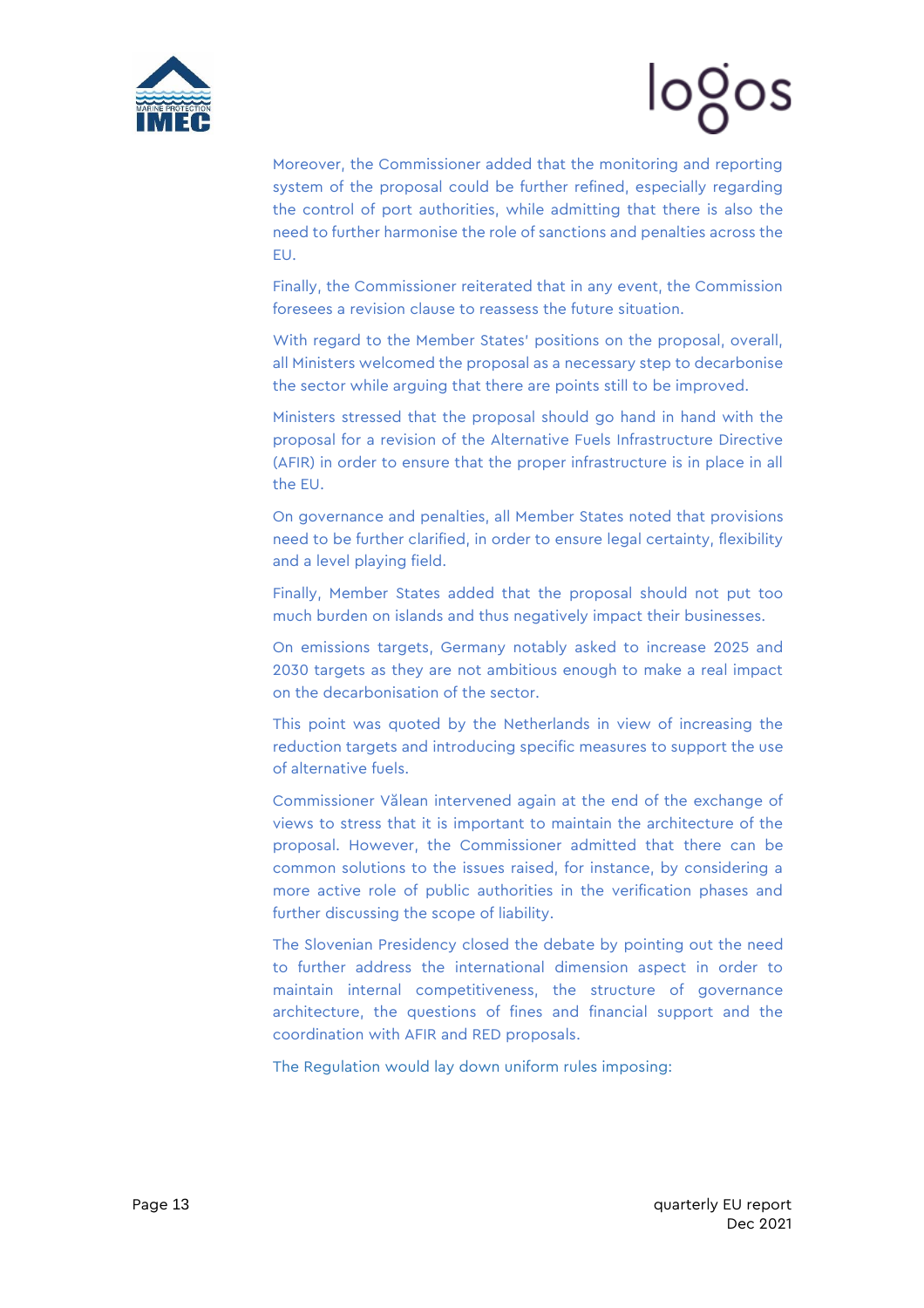Moreover, the Commissioner added that the monitoring and reporting system of the proposal could be further refined, especially regarding the control of port authorities, while admitting that there is also the need to further harmonise the role of sanctions and penalties across the EU.

Finally, the Commissioner reiterated that in any event, the Commission foresees a revision clause to reassess the future situation.

With regard to the Member States' positions on the proposal, overall, all Ministers welcomed the proposal as a necessary step to decarbonise the sector while arguing that there are points still to be improved.

Ministers stressed that the proposal should go hand in hand with the proposal for a revision of the Alternative Fuels Infrastructure Directive (AFIR) in order to ensure that the proper infrastructure is in place in all the EU.

On governance and penalties, all Member States noted that provisions need to be further clarified, in order to ensure legal certainty, flexibility and a level playing field.

Finally, Member States added that the proposal should not put too much burden on islands and thus negatively impact their businesses.

On emissions targets, Germany notably asked to increase 2025 and 2030 targets as they are not ambitious enough to make a real impact on the decarbonisation of the sector.

This point was quoted by the Netherlands in view of increasing the reduction targets and introducing specific measures to support the use of alternative fuels.

Commissioner Vălean intervened again at the end of the exchange of views to stress that it is important to maintain the architecture of the proposal. However, the Commissioner admitted that there can be common solutions to the issues raised, for instance, by considering a more active role of public authorities in the verification phases and further discussing the scope of liability.

The Slovenian Presidency closed the debate by pointing out the need to further address the international dimension aspect in order to maintain internal competitiveness, the structure of governance architecture, the questions of fines and financial support and the coordination with AFIR and RED proposals.

The Regulation would lay down uniform rules imposing: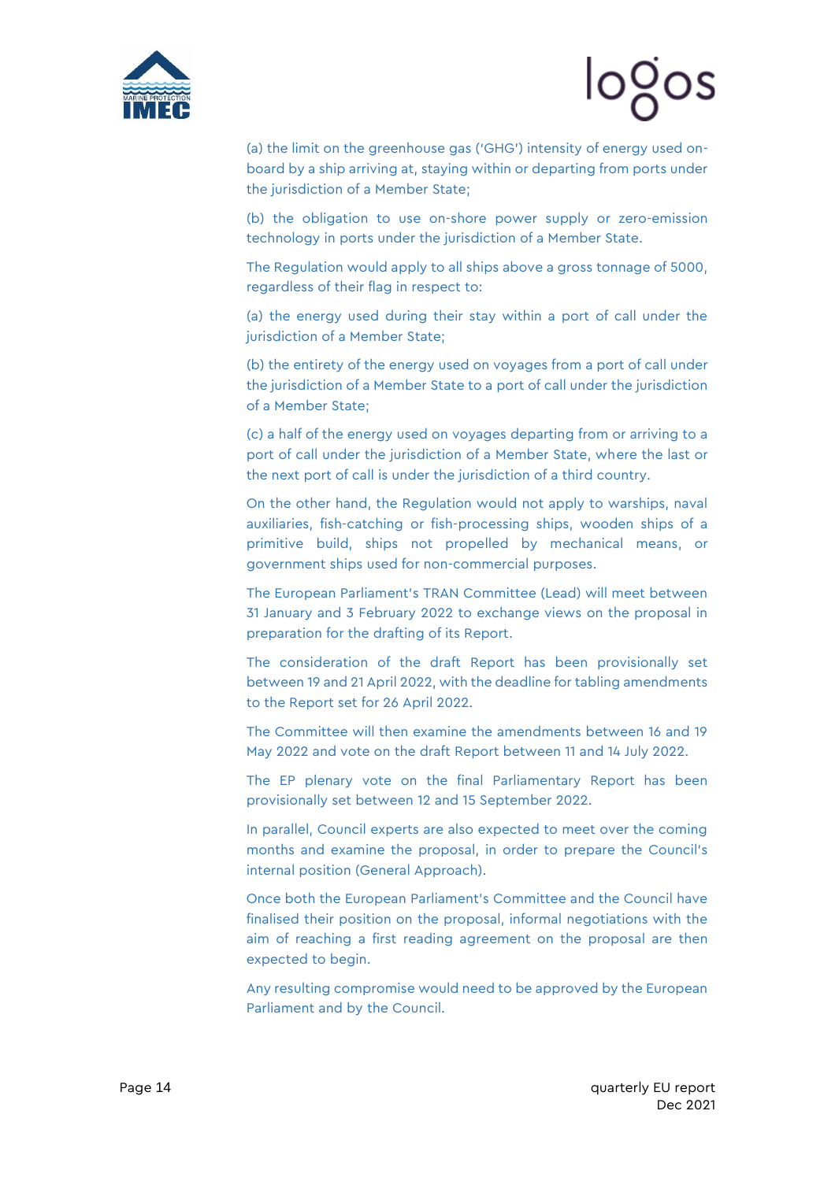(a) the limit on the greenhouse gas ('GHG') intensity of energy used on-board by a ship arriving at, staying within or departing from ports under the jurisdiction of a Member State;

(b) the obligation to use on-shore power supply or zero-emission technology in ports under the jurisdiction of a Member State.

The Regulation would apply to all ships above a gross tonnage of 5000, regardless of their flag in respect to:

(a) the energy used during their stay within a port of call under the jurisdiction of a Member State;

(b) the entirety of the energy used on voyages from a port of call under the jurisdiction of a Member State to a port of call under the jurisdiction of a Member State;

(c) a half of the energy used on voyages departing from or arriving to a port of call under the jurisdiction of a Member State, where the last or the next port of call is under the jurisdiction of a third country.

On the other hand, the Regulation would not apply to warships, naval auxiliaries, fish-catching or fish-processing ships, wooden ships of a primitive build, ships not propelled by mechanical means, or government ships used for non-commercial purposes.

The European Parliament's TRAN Committee (Lead) will meet between 31 January and 3 February 2022 to exchange views on the proposal in preparation for the drafting of its Report.

The consideration of the draft Report has been provisionally set between 19 and 21 April 2022, with the deadline for tabling amendments to the Report set for 26 April 2022.

The Committee will then examine the amendments between 16 and 19 May 2022 and vote on the draft Report between 11 and 14 July 2022.

The EP plenary vote on the final Parliamentary Report has been provisionally set between 12 and 15 September 2022.

In parallel, Council experts are also expected to meet over the coming months and examine the proposal, in order to prepare the Council's internal position (General Approach).

Once both the European Parliament's Committee and the Council have finalised their position on the proposal, informal negotiations with the aim of reaching a first reading agreement on the proposal are then expected to begin.

Any resulting compromise would need to be approved by the European Parliament and by the Council.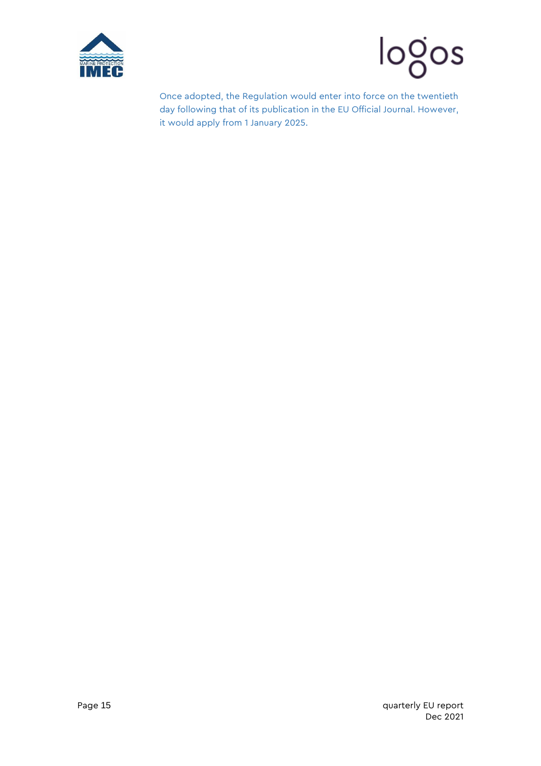Once adopted, the Regulation would enter into force on the twentieth day following that of its publication in the EU Official Journal. However, it would apply from 1 January 2025.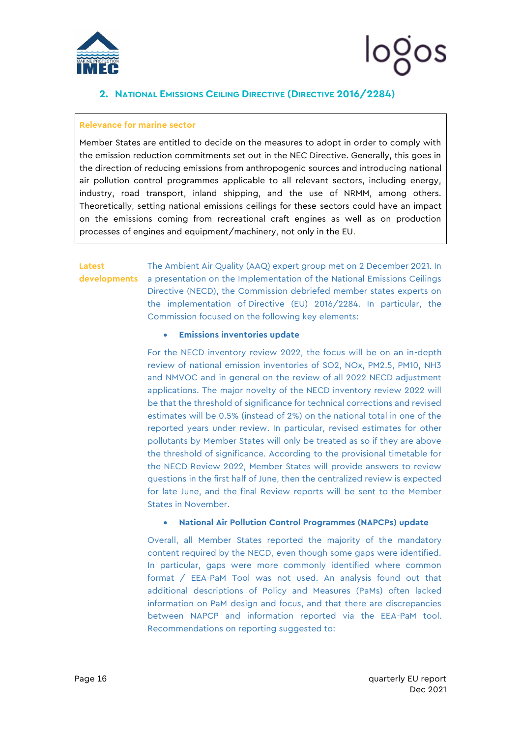## 2. National Emissions Ceiling Directive (Directive 2016/2284)

**Relevance for marine sector**

Member States are entitled to decide on the measures to adopt in order to comply with the emission reduction commitments set out in the NEC Directive. Generally, this goes in the direction of reducing emissions from anthropogenic sources and introducing national air pollution control programmes applicable to all relevant sectors, including energy, industry, road transport, inland shipping, and the use of NRMM, among others. Theoretically, setting national emissions ceilings for these sectors could have an impact on the emissions coming from recreational craft engines as well as on production processes of engines and equipment/machinery, not only in the EU.

**Latest developments**

The Ambient Air Quality (AAQ) expert group met on 2 December 2021. In a presentation on the Implementation of the National Emissions Ceilings Directive (NECD), the Commission debriefed member states experts on the implementation of Directive (EU) 2016/2284. In particular, the Commission focused on the following key elements:

- **Emissions inventories update**

For the NECD inventory review 2022, the focus will be on an in-depth review of national emission inventories of $SO_2$, $NO_x$, PM2.5, PM10, $NH_3$ and NMVOC and in general on the review of all 2022 NECD adjustment applications. The major novelty of the NECD inventory review 2022 will be that the threshold of significance for technical corrections and revised estimates will be 0.5% (instead of 2%) on the national total in one of the reported years under review. In particular, revised estimates for other pollutants by Member States will only be treated as so if they are above the threshold of significance. According to the provisional timetable for the NECD Review 2022, Member States will provide answers to review questions in the first half of June, then the centralized review is expected for late June, and the final Review reports will be sent to the Member States in November.

- **National Air Pollution Control Programmes (NAPCPs) update**

Overall, all Member States reported the majority of the mandatory content required by the NECD, even though some gaps were identified. In particular, gaps were more commonly identified where common format / EEA-PaM Tool was not used. An analysis found out that additional descriptions of Policy and Measures (PaMs) often lacked information on PaM design and focus, and that there are discrepancies between NAPCP and information reported via the EEA-PaM tool. Recommendations on reporting suggested to: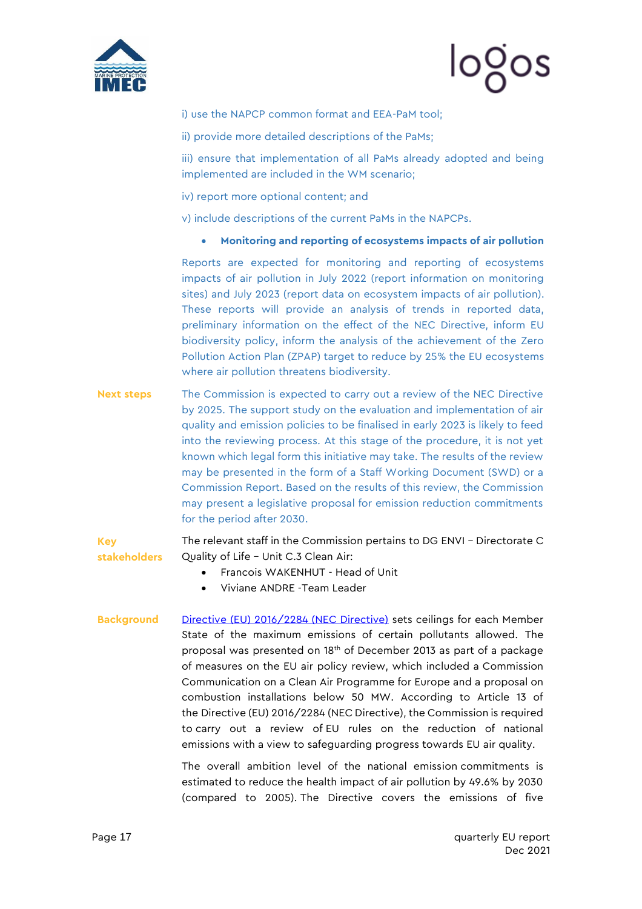i) use the NAPCP common format and EEA-PaM tool;

ii) provide more detailed descriptions of the PaMs;

iii) ensure that implementation of all PaMs already adopted and being implemented are included in the WM scenario;

iv) report more optional content; and

v) include descriptions of the current PaMs in the NAPCPs.

- **Monitoring and reporting of ecosystems impacts of air pollution**

Reports are expected for monitoring and reporting of ecosystems impacts of air pollution in July 2022 (report information on monitoring sites) and July 2023 (report data on ecosystem impacts of air pollution). These reports will provide an analysis of trends in reported data, preliminary information on the effect of the NEC Directive, inform EU biodiversity policy, inform the analysis of the achievement of the Zero Pollution Action Plan (ZPAP) target to reduce by 25% the EU ecosystems where air pollution threatens biodiversity.

**Next steps**

The Commission is expected to carry out a review of the NEC Directive by 2025. The support study on the evaluation and implementation of air quality and emission policies to be finalised in early 2023 is likely to feed into the reviewing process. At this stage of the procedure, it is not yet known which legal form this initiative may take. The results of the review may be presented in the form of a Staff Working Document (SWD) or a Commission Report. Based on the results of this review, the Commission may present a legislative proposal for emission reduction commitments for the period after 2030.

**Key stakeholders**

The relevant staff in the Commission pertains to DG ENVI – Directorate C Quality of Life – Unit C.3 Clean Air:

- Francois WAKENHUT - Head of Unit
- Viviane ANDRE -Team Leader

**Background**

Directive (EU) 2016/2284 (NEC Directive) sets ceilings for each Member State of the maximum emissions of certain pollutants allowed. The proposal was presented on 18th of December 2013 as part of a package of measures on the EU air policy review, which included a Commission Communication on a Clean Air Programme for Europe and a proposal on combustion installations below 50 MW. According to Article 13 of the Directive (EU) 2016/2284 (NEC Directive), the Commission is required to carry out a review of EU rules on the reduction of national emissions with a view to safeguarding progress towards EU air quality.

The overall ambition level of the national emission commitments is estimated to reduce the health impact of air pollution by 49.6% by 2030 (compared to 2005). The Directive covers the emissions of five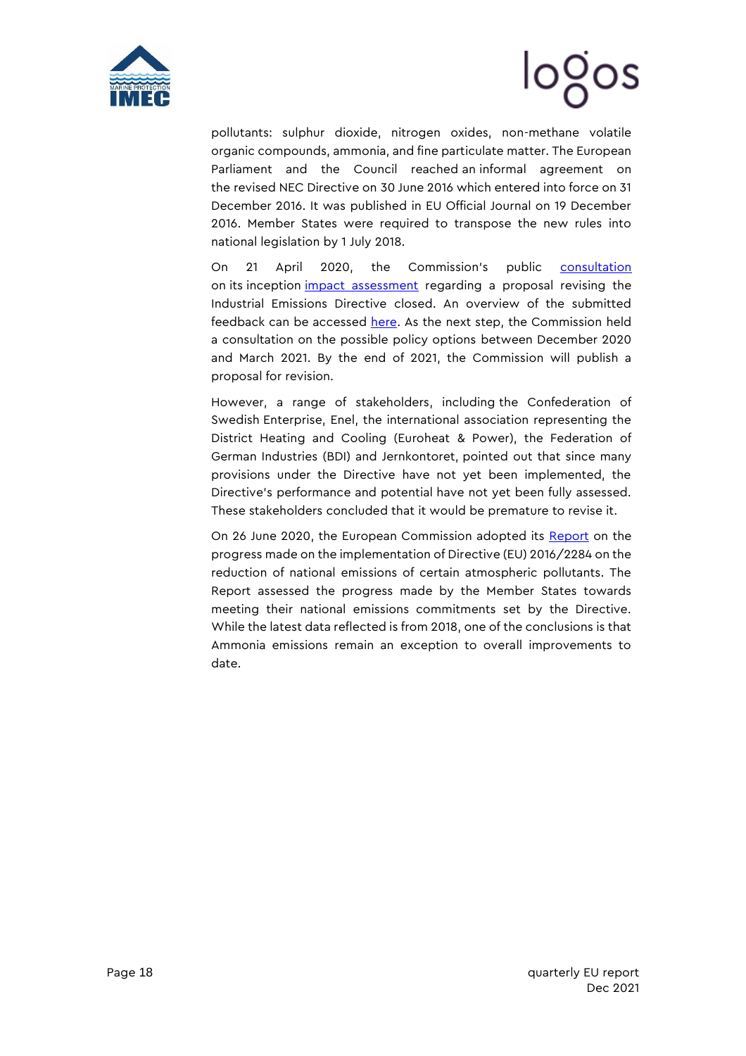pollutants: sulphur dioxide, nitrogen oxides, non-methane volatile organic compounds, ammonia, and fine particulate matter. The European Parliament and the Council reached an informal agreement on the revised NEC Directive on 30 June 2016 which entered into force on 31 December 2016. It was published in EU Official Journal on 19 December 2016. Member States were required to transpose the new rules into national legislation by 1 July 2018.

On 21 April 2020, the Commission's public consultation on its inception impact assessment regarding a proposal revising the Industrial Emissions Directive closed. An overview of the submitted feedback can be accessed here. As the next step, the Commission held a consultation on the possible policy options between December 2020 and March 2021. By the end of 2021, the Commission will publish a proposal for revision.

However, a range of stakeholders, including the Confederation of Swedish Enterprise, Enel, the international association representing the District Heating and Cooling (Euroheat & Power), the Federation of German Industries (BDI) and Jernkontoret, pointed out that since many provisions under the Directive have not yet been implemented, the Directive's performance and potential have not yet been fully assessed. These stakeholders concluded that it would be premature to revise it.

On 26 June 2020, the European Commission adopted its Report on the progress made on the implementation of Directive (EU) 2016/2284 on the reduction of national emissions of certain atmospheric pollutants. The Report assessed the progress made by the Member States towards meeting their national emissions commitments set by the Directive. While the latest data reflected is from 2018, one of the conclusions is that Ammonia emissions remain an exception to overall improvements to date.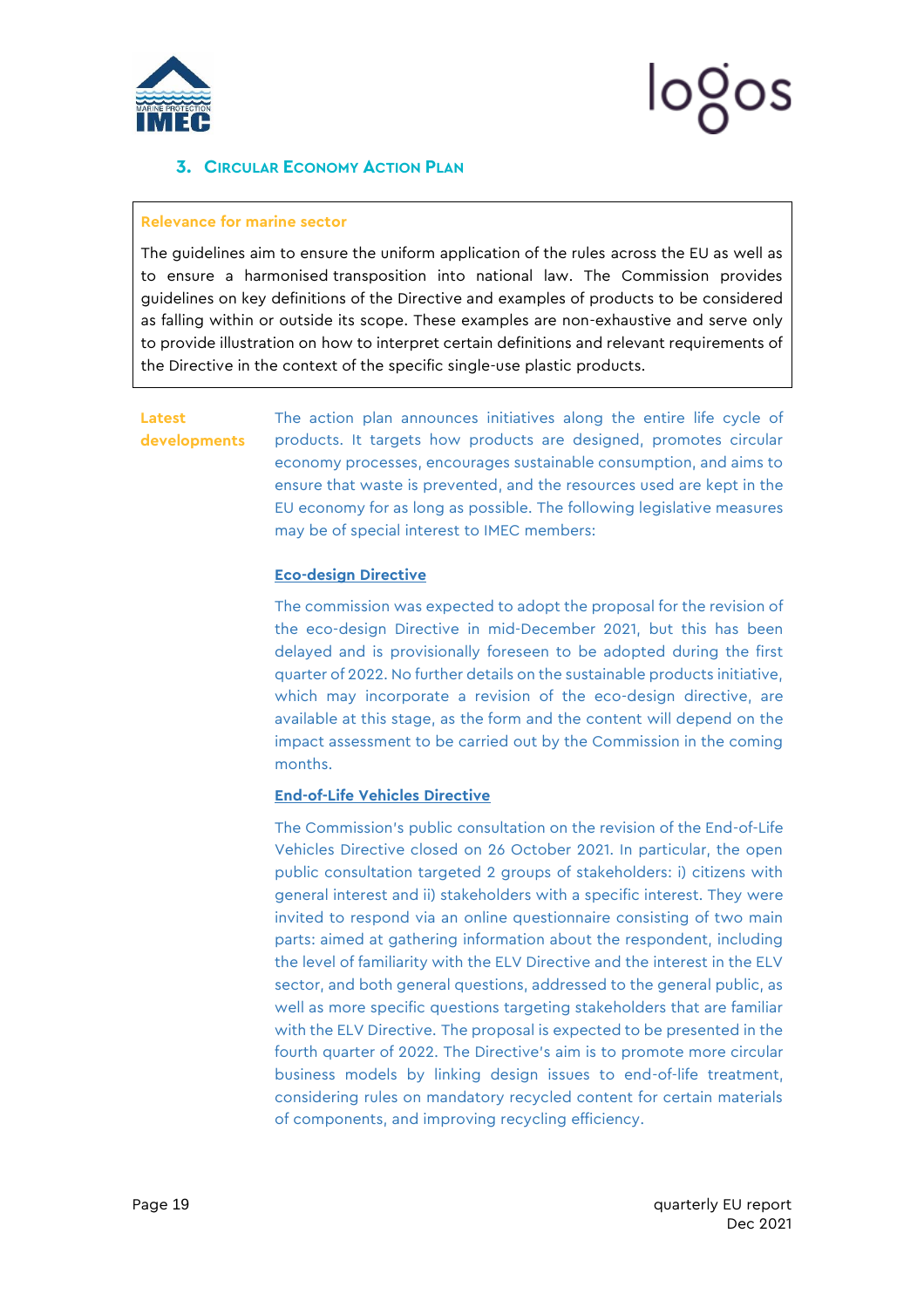## 3. Circular Economy Action Plan

**Relevance for marine sector**

The guidelines aim to ensure the uniform application of the rules across the EU as well as to ensure a harmonised transposition into national law. The Commission provides guidelines on key definitions of the Directive and examples of products to be considered as falling within or outside its scope. These examples are non-exhaustive and serve only to provide illustration on how to interpret certain definitions and relevant requirements of the Directive in the context of the specific single-use plastic products.

**Latest developments**

The action plan announces initiatives along the entire life cycle of products. It targets how products are designed, promotes circular economy processes, encourages sustainable consumption, and aims to ensure that waste is prevented, and the resources used are kept in the EU economy for as long as possible. The following legislative measures may be of special interest to IMEC members:

**Eco-design Directive**

The commission was expected to adopt the proposal for the revision of the eco-design Directive in mid-December 2021, but this has been delayed and is provisionally foreseen to be adopted during the first quarter of 2022. No further details on the sustainable products initiative, which may incorporate a revision of the eco-design directive, are available at this stage, as the form and the content will depend on the impact assessment to be carried out by the Commission in the coming months.

**End-of-Life Vehicles Directive**

The Commission's public consultation on the revision of the End-of-Life Vehicles Directive closed on 26 October 2021. In particular, the open public consultation targeted 2 groups of stakeholders: i) citizens with general interest and ii) stakeholders with a specific interest. They were invited to respond via an online questionnaire consisting of two main parts: aimed at gathering information about the respondent, including the level of familiarity with the ELV Directive and the interest in the ELV sector, and both general questions, addressed to the general public, as well as more specific questions targeting stakeholders that are familiar with the ELV Directive. The proposal is expected to be presented in the fourth quarter of 2022. The Directive's aim is to promote more circular business models by linking design issues to end-of-life treatment, considering rules on mandatory recycled content for certain materials of components, and improving recycling efficiency.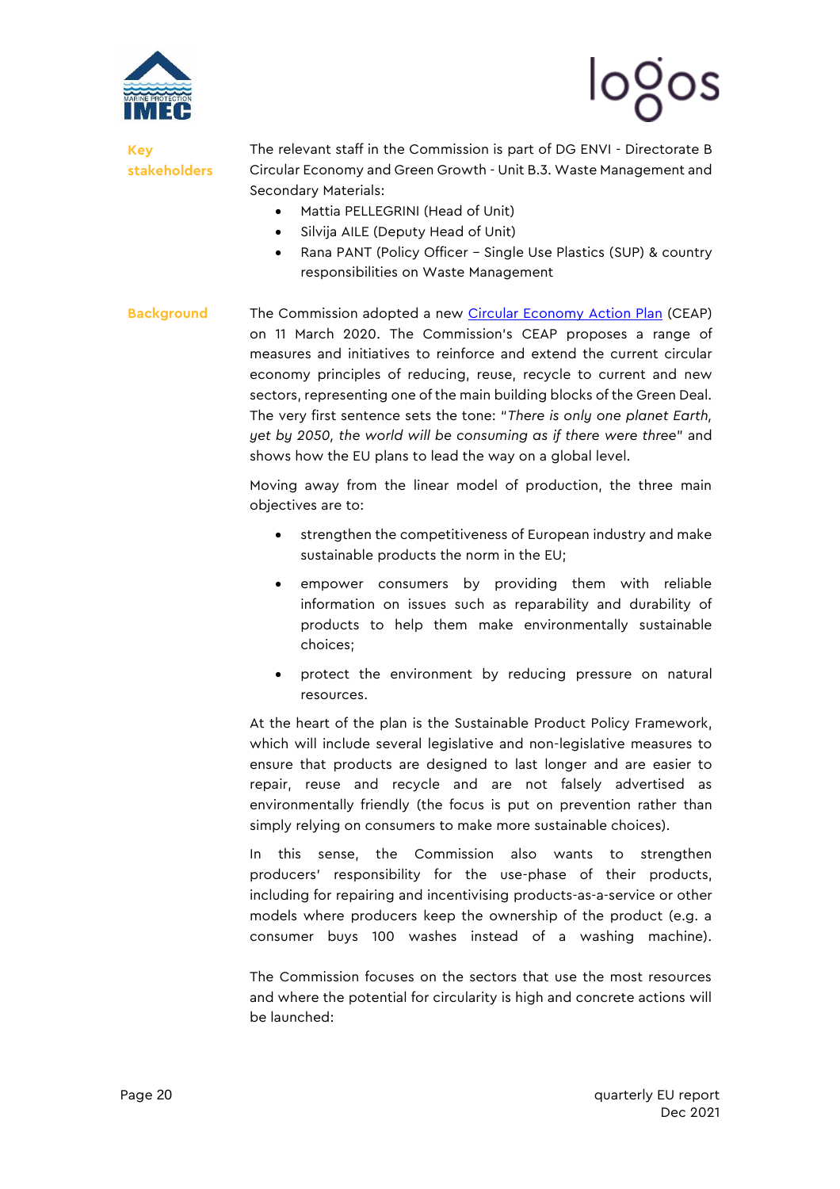**Key stakeholders**

The relevant staff in the Commission is part of DG ENVI - Directorate B Circular Economy and Green Growth - Unit B.3. Waste Management and Secondary Materials:

- Mattia PELLEGRINI (Head of Unit)
- Silvija AILE (Deputy Head of Unit)
- Rana PANT (Policy Officer – Single Use Plastics (SUP) & country responsibilities on Waste Management

**Background**

The Commission adopted a new Circular Economy Action Plan (CEAP) on 11 March 2020. The Commission's CEAP proposes a range of measures and initiatives to reinforce and extend the current circular economy principles of reducing, reuse, recycle to current and new sectors, representing one of the main building blocks of the Green Deal. The very first sentence sets the tone: "*There is only one planet Earth, yet by 2050, the world will be consuming as if there were three*" and shows how the EU plans to lead the way on a global level.

Moving away from the linear model of production, the three main objectives are to:

- strengthen the competitiveness of European industry and make sustainable products the norm in the EU;
- empower consumers by providing them with reliable information on issues such as reparability and durability of products to help them make environmentally sustainable choices;
- protect the environment by reducing pressure on natural resources.

At the heart of the plan is the Sustainable Product Policy Framework, which will include several legislative and non-legislative measures to ensure that products are designed to last longer and are easier to repair, reuse and recycle and are not falsely advertised as environmentally friendly (the focus is put on prevention rather than simply relying on consumers to make more sustainable choices).

In this sense, the Commission also wants to strengthen producers' responsibility for the use-phase of their products, including for repairing and incentivising products-as-a-service or other models where producers keep the ownership of the product (e.g. a consumer buys 100 washes instead of a washing machine).

The Commission focuses on the sectors that use the most resources and where the potential for circularity is high and concrete actions will be launched: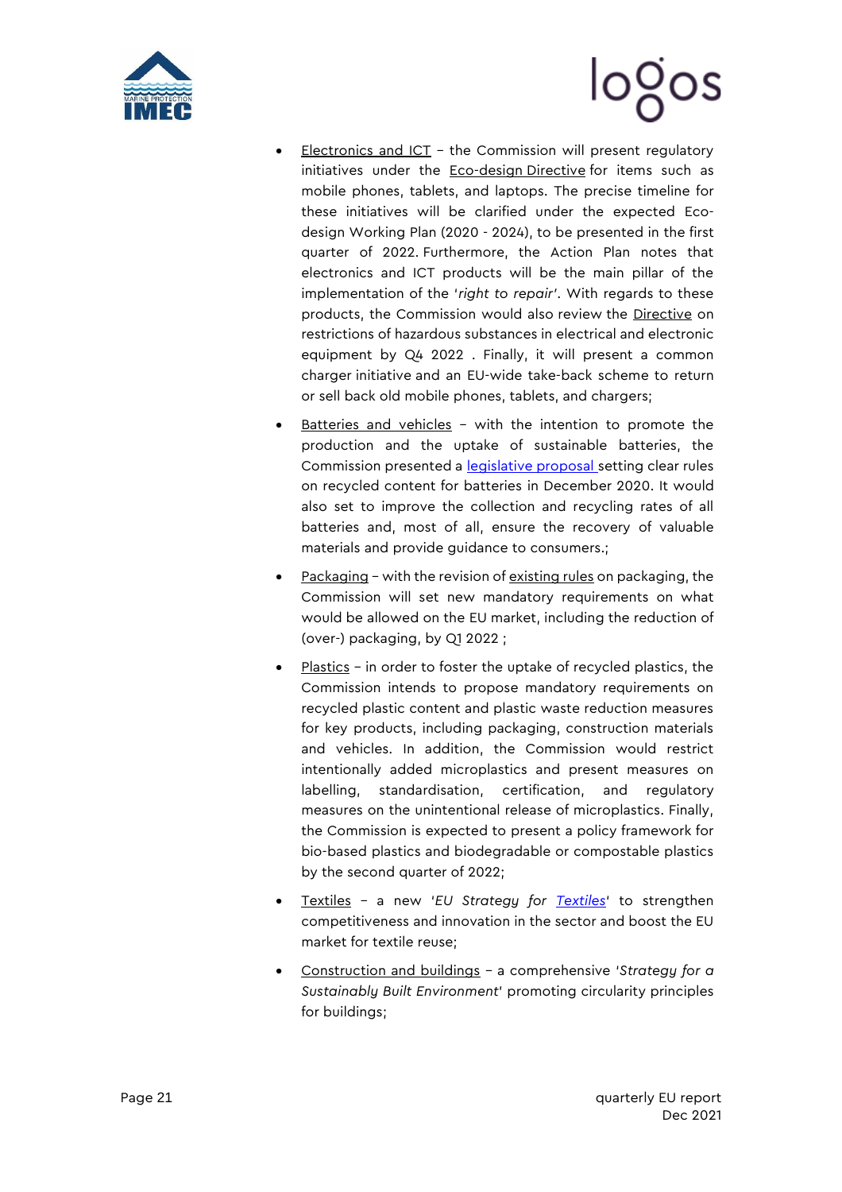- Electronics and ICT – the Commission will present regulatory initiatives under the Eco-design Directive for items such as mobile phones, tablets, and laptops. The precise timeline for these initiatives will be clarified under the expected Eco-design Working Plan (2020 - 2024), to be presented in the first quarter of 2022. Furthermore, the Action Plan notes that electronics and ICT products will be the main pillar of the implementation of the '*right to repair*'. With regards to these products, the Commission would also review the Directive on restrictions of hazardous substances in electrical and electronic equipment by Q4 2022 . Finally, it will present a common charger initiative and an EU-wide take-back scheme to return or sell back old mobile phones, tablets, and chargers;

- Batteries and vehicles – with the intention to promote the production and the uptake of sustainable batteries, the Commission presented a legislative proposal setting clear rules on recycled content for batteries in December 2020. It would also set to improve the collection and recycling rates of all batteries and, most of all, ensure the recovery of valuable materials and provide guidance to consumers.;

- Packaging – with the revision of existing rules on packaging, the Commission will set new mandatory requirements on what would be allowed on the EU market, including the reduction of (over-) packaging, by Q1 2022 ;

- Plastics – in order to foster the uptake of recycled plastics, the Commission intends to propose mandatory requirements on recycled plastic content and plastic waste reduction measures for key products, including packaging, construction materials and vehicles. In addition, the Commission would restrict intentionally added microplastics and present measures on labelling, standardisation, certification, and regulatory measures on the unintentional release of microplastics. Finally, the Commission is expected to present a policy framework for bio-based plastics and biodegradable or compostable plastics by the second quarter of 2022;

- Textiles – a new '*EU Strategy for Textiles*' to strengthen competitiveness and innovation in the sector and boost the EU market for textile reuse;

- Construction and buildings – a comprehensive '*Strategy for a Sustainably Built Environment*' promoting circularity principles for buildings;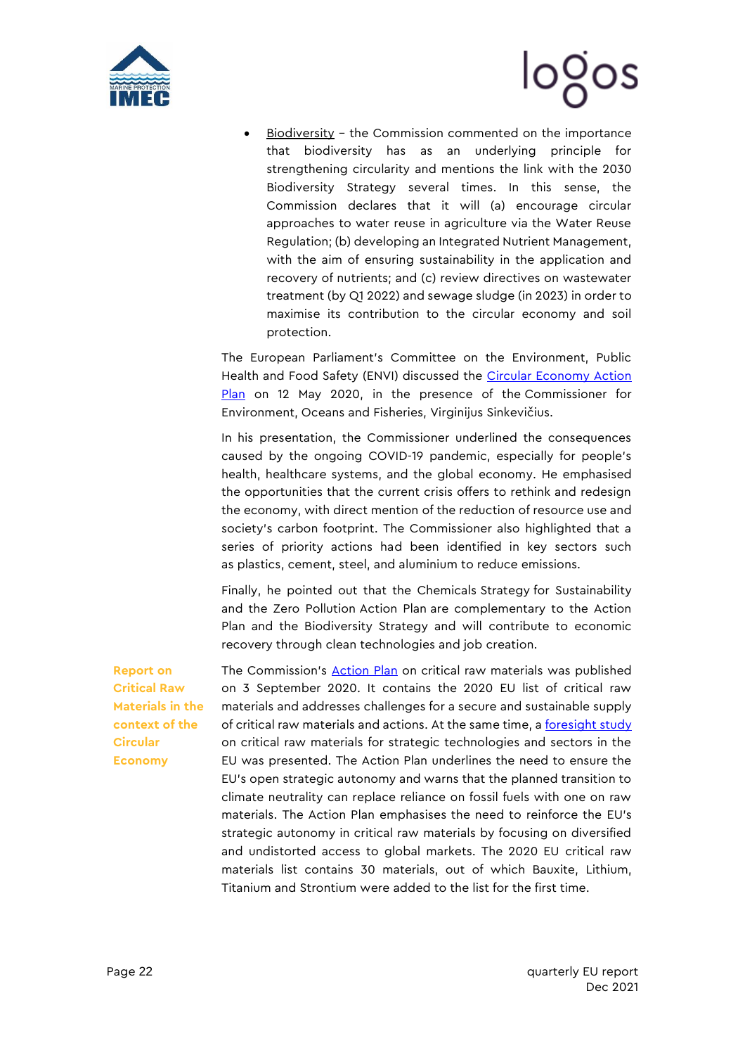- Biodiversity – the Commission commented on the importance that biodiversity has as an underlying principle for strengthening circularity and mentions the link with the 2030 Biodiversity Strategy several times. In this sense, the Commission declares that it will (a) encourage circular approaches to water reuse in agriculture via the Water Reuse Regulation; (b) developing an Integrated Nutrient Management, with the aim of ensuring sustainability in the application and recovery of nutrients; and (c) review directives on wastewater treatment (by Q1 2022) and sewage sludge (in 2023) in order to maximise its contribution to the circular economy and soil protection.

The European Parliament's Committee on the Environment, Public Health and Food Safety (ENVI) discussed the Circular Economy Action Plan on 12 May 2020, in the presence of the Commissioner for Environment, Oceans and Fisheries, Virginijus Sinkevičius.

In his presentation, the Commissioner underlined the consequences caused by the ongoing COVID-19 pandemic, especially for people's health, healthcare systems, and the global economy. He emphasised the opportunities that the current crisis offers to rethink and redesign the economy, with direct mention of the reduction of resource use and society's carbon footprint. The Commissioner also highlighted that a series of priority actions had been identified in key sectors such as plastics, cement, steel, and aluminium to reduce emissions.

Finally, he pointed out that the Chemicals Strategy for Sustainability and the Zero Pollution Action Plan are complementary to the Action Plan and the Biodiversity Strategy and will contribute to economic recovery through clean technologies and job creation.

**Report on Critical Raw Materials in the context of the Circular Economy**

The Commission's Action Plan on critical raw materials was published on 3 September 2020. It contains the 2020 EU list of critical raw materials and addresses challenges for a secure and sustainable supply of critical raw materials and actions. At the same time, a foresight study on critical raw materials for strategic technologies and sectors in the EU was presented. The Action Plan underlines the need to ensure the EU's open strategic autonomy and warns that the planned transition to climate neutrality can replace reliance on fossil fuels with one on raw materials. The Action Plan emphasises the need to reinforce the EU's strategic autonomy in critical raw materials by focusing on diversified and undistorted access to global markets. The 2020 EU critical raw materials list contains 30 materials, out of which Bauxite, Lithium, Titanium and Strontium were added to the list for the first time.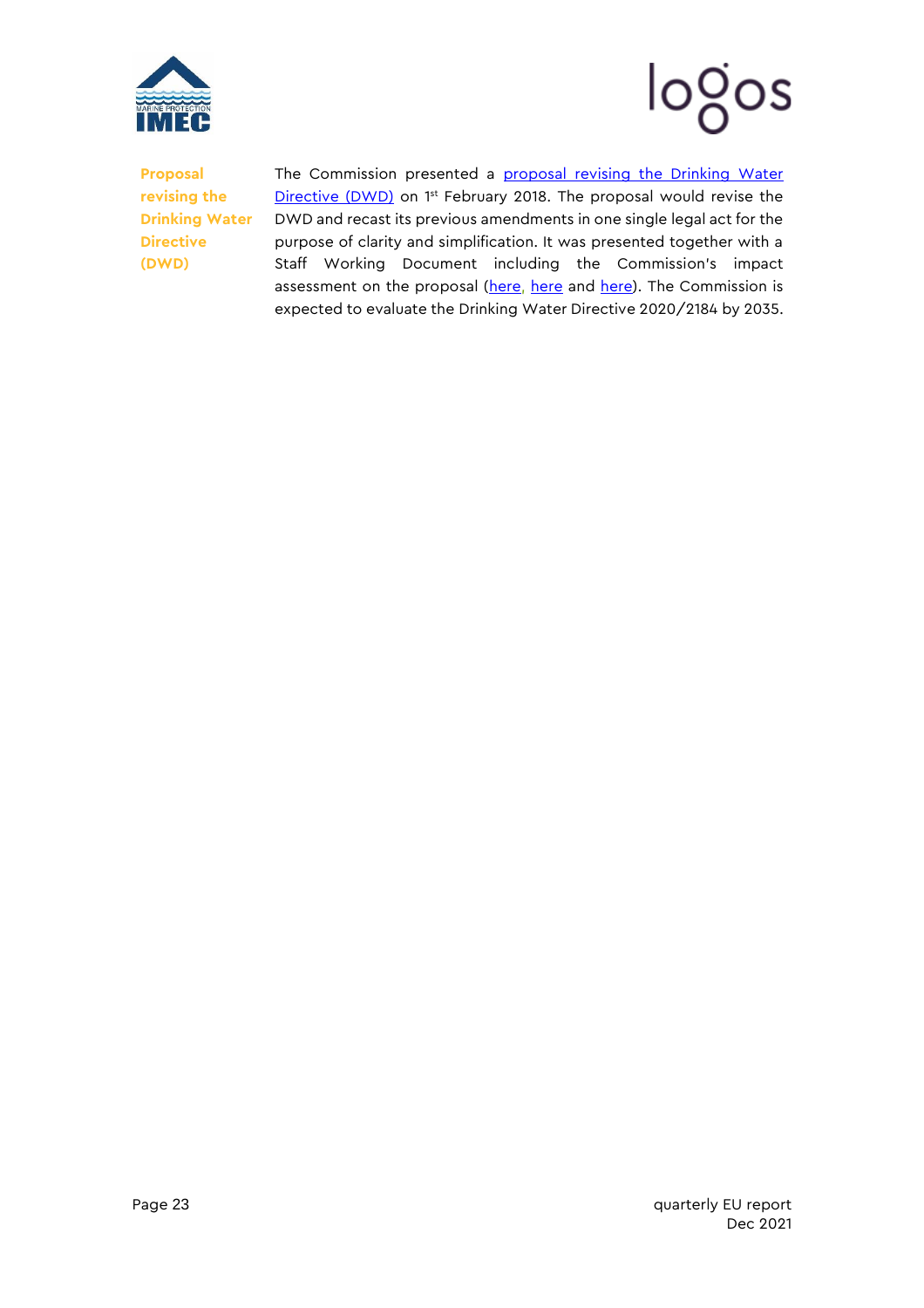**Proposal revising the Drinking Water Directive (DWD)**

The Commission presented a proposal revising the Drinking Water Directive (DWD) on 1st February 2018. The proposal would revise the DWD and recast its previous amendments in one single legal act for the purpose of clarity and simplification. It was presented together with a Staff Working Document including the Commission's impact assessment on the proposal (here, here and here). The Commission is expected to evaluate the Drinking Water Directive 2020/2184 by 2035.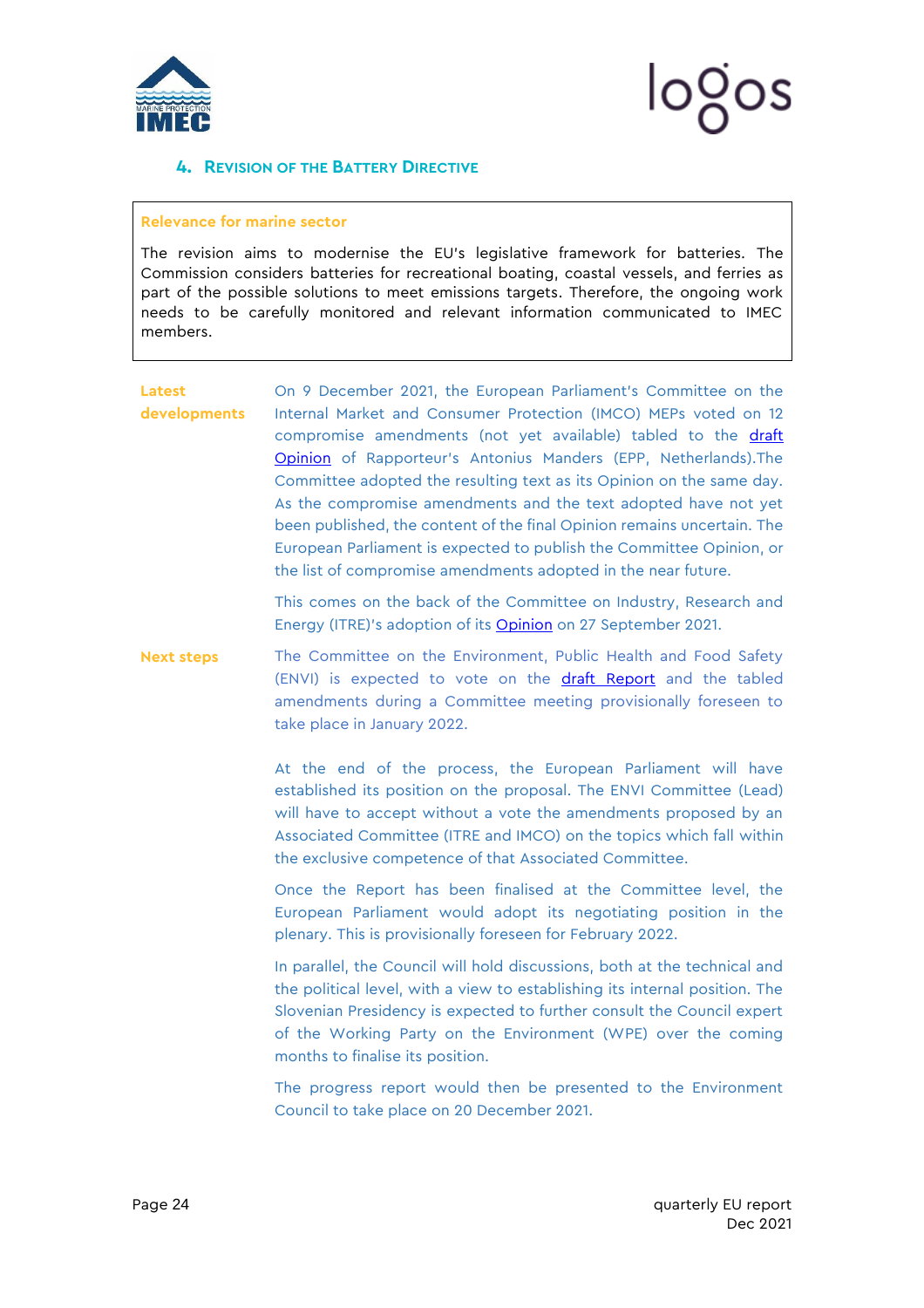## 4. Revision of the Battery Directive

**Relevance for marine sector**

The revision aims to modernise the EU's legislative framework for batteries. The Commission considers batteries for recreational boating, coastal vessels, and ferries as part of the possible solutions to meet emissions targets. Therefore, the ongoing work needs to be carefully monitored and relevant information communicated to IMEC members.

**Latest developments**

On 9 December 2021, the European Parliament's Committee on the Internal Market and Consumer Protection (IMCO) MEPs voted on 12 compromise amendments (not yet available) tabled to the draft Opinion of Rapporteur's Antonius Manders (EPP, Netherlands).The Committee adopted the resulting text as its Opinion on the same day. As the compromise amendments and the text adopted have not yet been published, the content of the final Opinion remains uncertain. The European Parliament is expected to publish the Committee Opinion, or the list of compromise amendments adopted in the near future.

This comes on the back of the Committee on Industry, Research and Energy (ITRE)'s adoption of its Opinion on 27 September 2021.

**Next steps**

The Committee on the Environment, Public Health and Food Safety (ENVI) is expected to vote on the draft Report and the tabled amendments during a Committee meeting provisionally foreseen to take place in January 2022.

At the end of the process, the European Parliament will have established its position on the proposal. The ENVI Committee (Lead) will have to accept without a vote the amendments proposed by an Associated Committee (ITRE and IMCO) on the topics which fall within the exclusive competence of that Associated Committee.

Once the Report has been finalised at the Committee level, the European Parliament would adopt its negotiating position in the plenary. This is provisionally foreseen for February 2022.

In parallel, the Council will hold discussions, both at the technical and the political level, with a view to establishing its internal position. The Slovenian Presidency is expected to further consult the Council expert of the Working Party on the Environment (WPE) over the coming months to finalise its position.

The progress report would then be presented to the Environment Council to take place on 20 December 2021.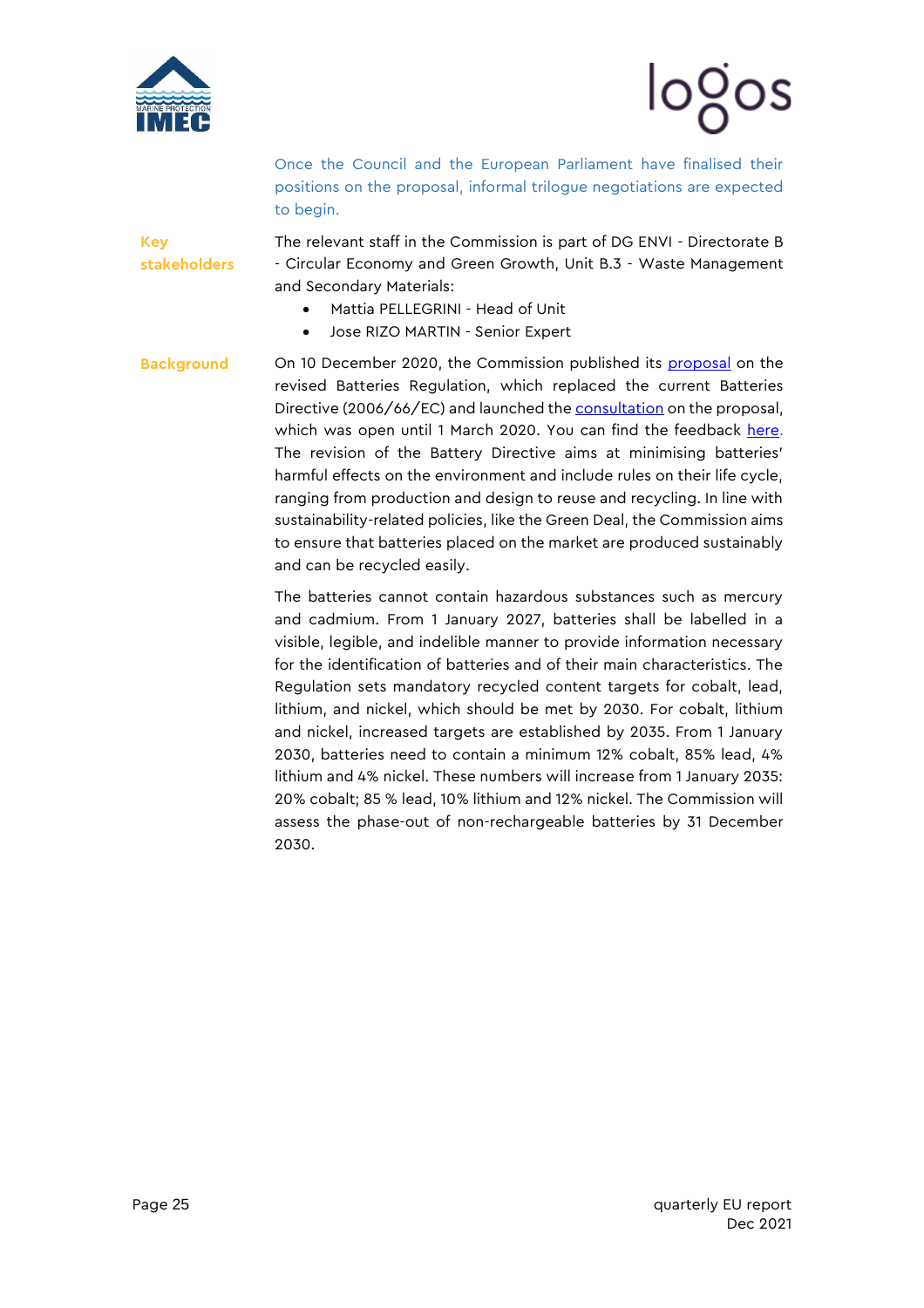Once the Council and the European Parliament have finalised their positions on the proposal, informal trilogue negotiations are expected to begin.

**Key stakeholders**

The relevant staff in the Commission is part of DG ENVI - Directorate B - Circular Economy and Green Growth, Unit B.3 - Waste Management and Secondary Materials:

- Mattia PELLEGRINI - Head of Unit
- Jose RIZO MARTIN - Senior Expert

**Background**

On 10 December 2020, the Commission published its proposal on the revised Batteries Regulation, which replaced the current Batteries Directive (2006/66/EC) and launched the consultation on the proposal, which was open until 1 March 2020. You can find the feedback here. The revision of the Battery Directive aims at minimising batteries' harmful effects on the environment and include rules on their life cycle, ranging from production and design to reuse and recycling. In line with sustainability-related policies, like the Green Deal, the Commission aims to ensure that batteries placed on the market are produced sustainably and can be recycled easily.

The batteries cannot contain hazardous substances such as mercury and cadmium. From 1 January 2027, batteries shall be labelled in a visible, legible, and indelible manner to provide information necessary for the identification of batteries and of their main characteristics. The Regulation sets mandatory recycled content targets for cobalt, lead, lithium, and nickel, which should be met by 2030. For cobalt, lithium and nickel, increased targets are established by 2035. From 1 January 2030, batteries need to contain a minimum 12% cobalt, 85% lead, 4% lithium and 4% nickel. These numbers will increase from 1 January 2035: 20% cobalt; 85 % lead, 10% lithium and 12% nickel. The Commission will assess the phase-out of non-rechargeable batteries by 31 December 2030.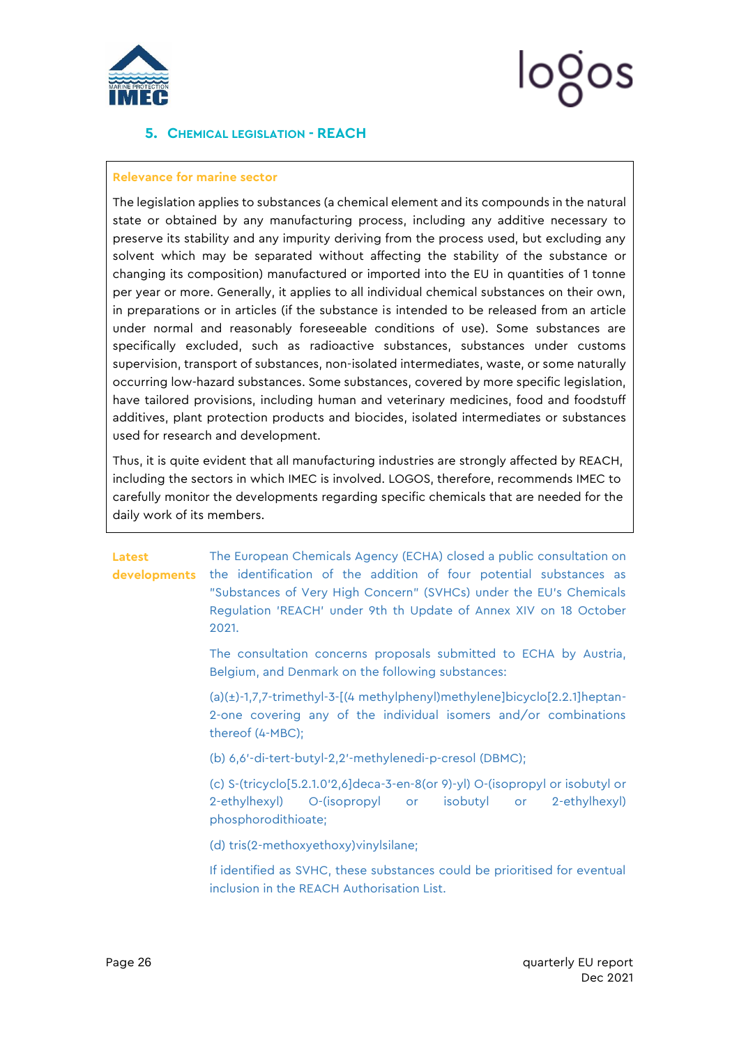## 5. Chemical legislation - REACH

**Relevance for marine sector**

The legislation applies to substances (a chemical element and its compounds in the natural state or obtained by any manufacturing process, including any additive necessary to preserve its stability and any impurity deriving from the process used, but excluding any solvent which may be separated without affecting the stability of the substance or changing its composition) manufactured or imported into the EU in quantities of 1 tonne per year or more. Generally, it applies to all individual chemical substances on their own, in preparations or in articles (if the substance is intended to be released from an article under normal and reasonably foreseeable conditions of use). Some substances are specifically excluded, such as radioactive substances, substances under customs supervision, transport of substances, non-isolated intermediates, waste, or some naturally occurring low-hazard substances. Some substances, covered by more specific legislation, have tailored provisions, including human and veterinary medicines, food and foodstuff additives, plant protection products and biocides, isolated intermediates or substances used for research and development.

Thus, it is quite evident that all manufacturing industries are strongly affected by REACH, including the sectors in which IMEC is involved. LOGOS, therefore, recommends IMEC to carefully monitor the developments regarding specific chemicals that are needed for the daily work of its members.

**Latest developments**

The European Chemicals Agency (ECHA) closed a public consultation on the identification of the addition of four potential substances as "Substances of Very High Concern" (SVHCs) under the EU's Chemicals Regulation 'REACH' under 9th th Update of Annex XIV on 18 October 2021.

The consultation concerns proposals submitted to ECHA by Austria, Belgium, and Denmark on the following substances:

(a)(±)-1,7,7-trimethyl-3-[(4 methylphenyl)methylene]bicyclo[2.2.1]heptan-2-one covering any of the individual isomers and/or combinations thereof (4-MBC);

(b) 6,6'-di-tert-butyl-2,2'-methylenedi-p-cresol (DBMC);

(c) S-(tricyclo[5.2.1.0'2,6]deca-3-en-8(or 9)-yl) O-(isopropyl or isobutyl or 2-ethylhexyl) O-(isopropyl or isobutyl or 2-ethylhexyl) phosphorodithioate;

(d) tris(2-methoxyethoxy)vinylsilane;

If identified as SVHC, these substances could be prioritised for eventual inclusion in the REACH Authorisation List.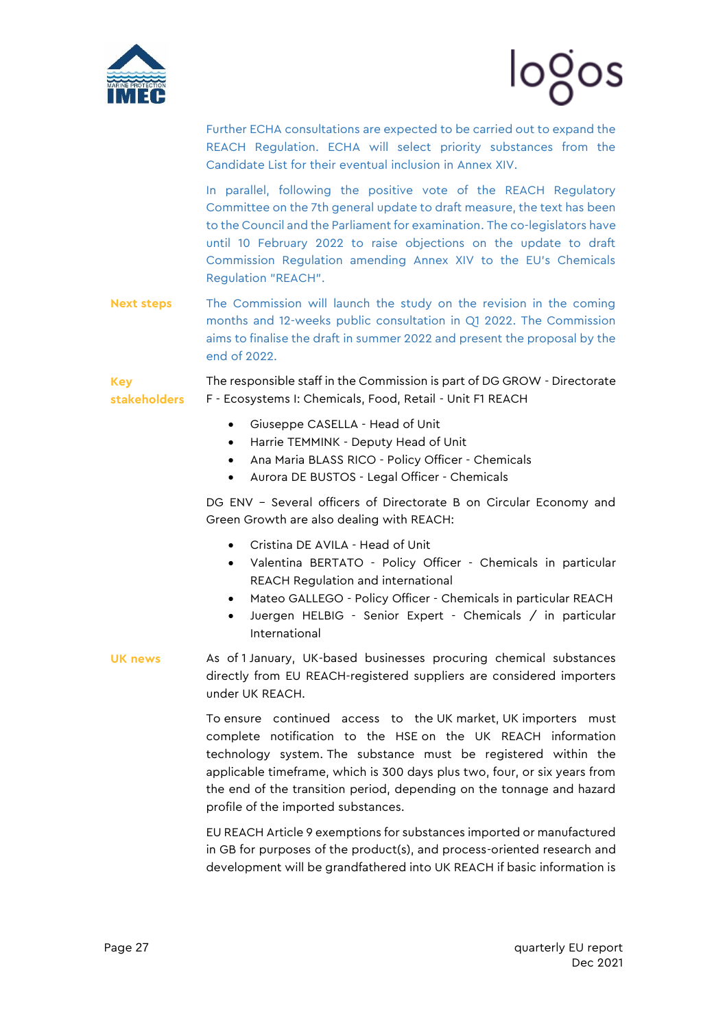Further ECHA consultations are expected to be carried out to expand the REACH Regulation. ECHA will select priority substances from the Candidate List for their eventual inclusion in Annex XIV.

In parallel, following the positive vote of the REACH Regulatory Committee on the 7th general update to draft measure, the text has been to the Council and the Parliament for examination. The co-legislators have until 10 February 2022 to raise objections on the update to draft Commission Regulation amending Annex XIV to the EU's Chemicals Regulation "REACH".

**Next steps**

The Commission will launch the study on the revision in the coming months and 12-weeks public consultation in Q1 2022. The Commission aims to finalise the draft in summer 2022 and present the proposal by the end of 2022.

**Key stakeholders**

The responsible staff in the Commission is part of DG GROW - Directorate F - Ecosystems I: Chemicals, Food, Retail - Unit F1 REACH

- Giuseppe CASELLA - Head of Unit
- Harrie TEMMINK - Deputy Head of Unit
- Ana Maria BLASS RICO - Policy Officer - Chemicals
- Aurora DE BUSTOS - Legal Officer - Chemicals

DG ENV – Several officers of Directorate B on Circular Economy and Green Growth are also dealing with REACH:

- Cristina DE AVILA - Head of Unit
- Valentina BERTATO - Policy Officer - Chemicals in particular REACH Regulation and international
- Mateo GALLEGO - Policy Officer - Chemicals in particular REACH
- Juergen HELBIG - Senior Expert - Chemicals / in particular International

**UK news**

As of 1 January, UK-based businesses procuring chemical substances directly from EU REACH-registered suppliers are considered importers under UK REACH.

To ensure continued access to the UK market, UK importers must complete notification to the HSE on the UK REACH information technology system. The substance must be registered within the applicable timeframe, which is 300 days plus two, four, or six years from the end of the transition period, depending on the tonnage and hazard profile of the imported substances.

EU REACH Article 9 exemptions for substances imported or manufactured in GB for purposes of the product(s), and process-oriented research and development will be grandfathered into UK REACH if basic information is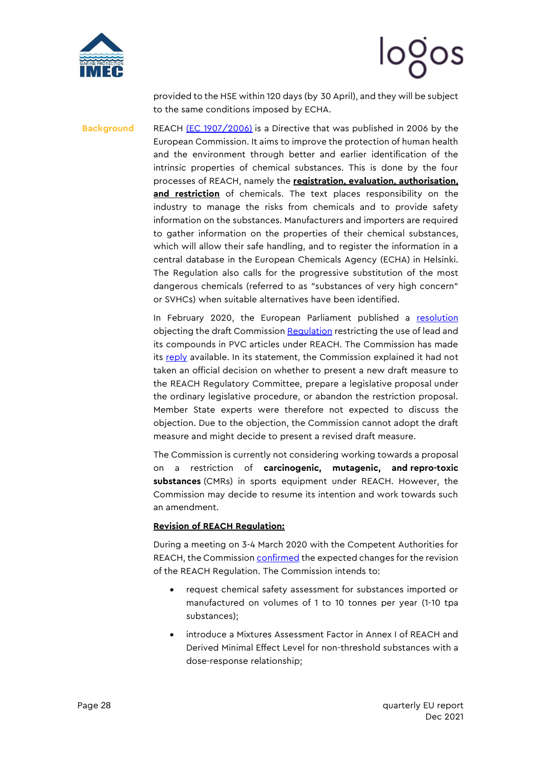provided to the HSE within 120 days (by 30 April), and they will be subject to the same conditions imposed by ECHA.

**Background**

REACH (EC 1907/2006) is a Directive that was published in 2006 by the European Commission. It aims to improve the protection of human health and the environment through better and earlier identification of the intrinsic properties of chemical substances. This is done by the four processes of REACH, namely the **registration, evaluation, authorisation, and restriction** of chemicals. The text places responsibility on the industry to manage the risks from chemicals and to provide safety information on the substances. Manufacturers and importers are required to gather information on the properties of their chemical substances, which will allow their safe handling, and to register the information in a central database in the European Chemicals Agency (ECHA) in Helsinki. The Regulation also calls for the progressive substitution of the most dangerous chemicals (referred to as "substances of very high concern" or SVHCs) when suitable alternatives have been identified.

In February 2020, the European Parliament published a resolution objecting the draft Commission Regulation restricting the use of lead and its compounds in PVC articles under REACH. The Commission has made its reply available. In its statement, the Commission explained it had not taken an official decision on whether to present a new draft measure to the REACH Regulatory Committee, prepare a legislative proposal under the ordinary legislative procedure, or abandon the restriction proposal. Member State experts were therefore not expected to discuss the objection. Due to the objection, the Commission cannot adopt the draft measure and might decide to present a revised draft measure.

The Commission is currently not considering working towards a proposal on a restriction of **carcinogenic, mutagenic, and repro-toxic substances** (CMRs) in sports equipment under REACH. However, the Commission may decide to resume its intention and work towards such an amendment.

**Revision of REACH Regulation:**

During a meeting on 3-4 March 2020 with the Competent Authorities for REACH, the Commission confirmed the expected changes for the revision of the REACH Regulation. The Commission intends to:

- request chemical safety assessment for substances imported or manufactured on volumes of 1 to 10 tonnes per year (1-10 tpa substances);
- introduce a Mixtures Assessment Factor in Annex I of REACH and Derived Minimal Effect Level for non-threshold substances with a dose-response relationship;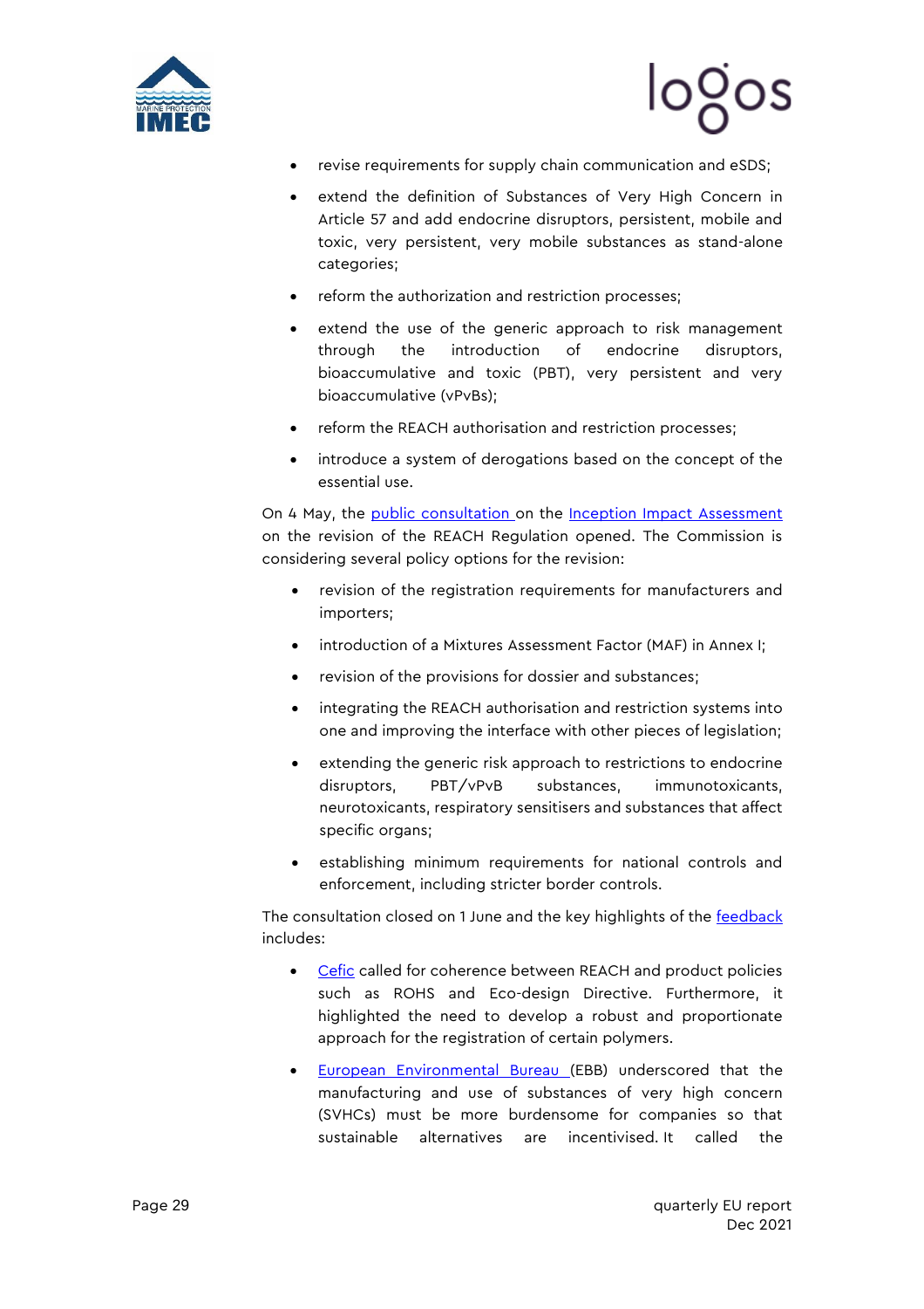- revise requirements for supply chain communication and eSDS;
- extend the definition of Substances of Very High Concern in Article 57 and add endocrine disruptors, persistent, mobile and toxic, very persistent, very mobile substances as stand-alone categories;
- reform the authorization and restriction processes;
- extend the use of the generic approach to risk management through the introduction of endocrine disruptors, bioaccumulative and toxic (PBT), very persistent and very bioaccumulative (vPvBs);
- reform the REACH authorisation and restriction processes;
- introduce a system of derogations based on the concept of the essential use.

On 4 May, the public consultation on the Inception Impact Assessment on the revision of the REACH Regulation opened. The Commission is considering several policy options for the revision:

- revision of the registration requirements for manufacturers and importers;
- introduction of a Mixtures Assessment Factor (MAF) in Annex I;
- revision of the provisions for dossier and substances;
- integrating the REACH authorisation and restriction systems into one and improving the interface with other pieces of legislation;
- extending the generic risk approach to restrictions to endocrine disruptors, PBT/vPvB substances, immunotoxicants, neurotoxicants, respiratory sensitisers and substances that affect specific organs;
- establishing minimum requirements for national controls and enforcement, including stricter border controls.

The consultation closed on 1 June and the key highlights of the feedback includes:

- Cefic called for coherence between REACH and product policies such as ROHS and Eco-design Directive. Furthermore, it highlighted the need to develop a robust and proportionate approach for the registration of certain polymers.
- European Environmental Bureau (EBB) underscored that the manufacturing and use of substances of very high concern (SVHCs) must be more burdensome for companies so that sustainable alternatives are incentivised. It called the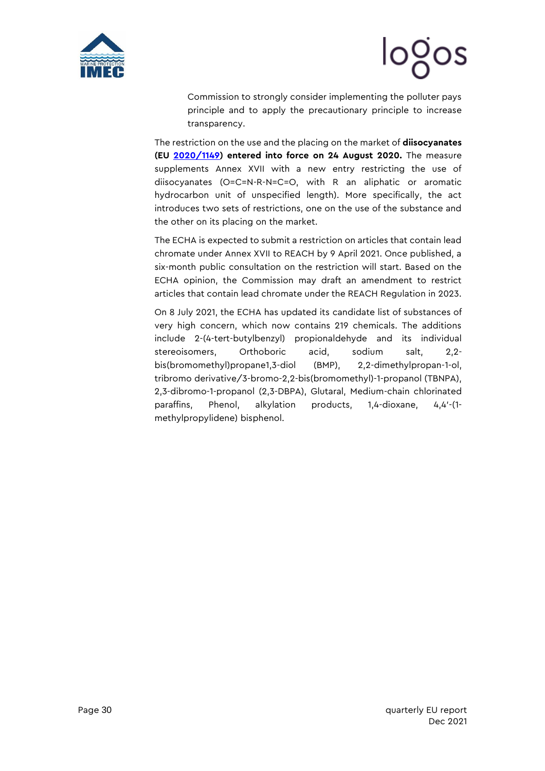Commission to strongly consider implementing the polluter pays principle and to apply the precautionary principle to increase transparency.

The restriction on the use and the placing on the market of **diisocyanates (EU [2020/1149]) entered into force on 24 August 2020.** The measure supplements Annex XVII with a new entry restricting the use of diisocyanates (O=C=N-R-N=C=O, with R an aliphatic or aromatic hydrocarbon unit of unspecified length). More specifically, the act introduces two sets of restrictions, one on the use of the substance and the other on its placing on the market.

The ECHA is expected to submit a restriction on articles that contain lead chromate under Annex XVII to REACH by 9 April 2021. Once published, a six-month public consultation on the restriction will start. Based on the ECHA opinion, the Commission may draft an amendment to restrict articles that contain lead chromate under the REACH Regulation in 2023.

On 8 July 2021, the ECHA has updated its candidate list of substances of very high concern, which now contains 219 chemicals. The additions include 2-(4-tert-butylbenzyl) propionaldehyde and its individual stereoisomers, Orthoboric acid, sodium salt, 2,2-bis(bromomethyl)propane1,3-diol (BMP), 2,2-dimethylpropan-1-ol, tribromo derivative/3-bromo-2,2-bis(bromomethyl)-1-propanol (TBNPA), 2,3-dibromo-1-propanol (2,3-DBPA), Glutaral, Medium-chain chlorinated paraffins, Phenol, alkylation products, 1,4-dioxane, 4,4'-(1-methylpropylidene) bisphenol.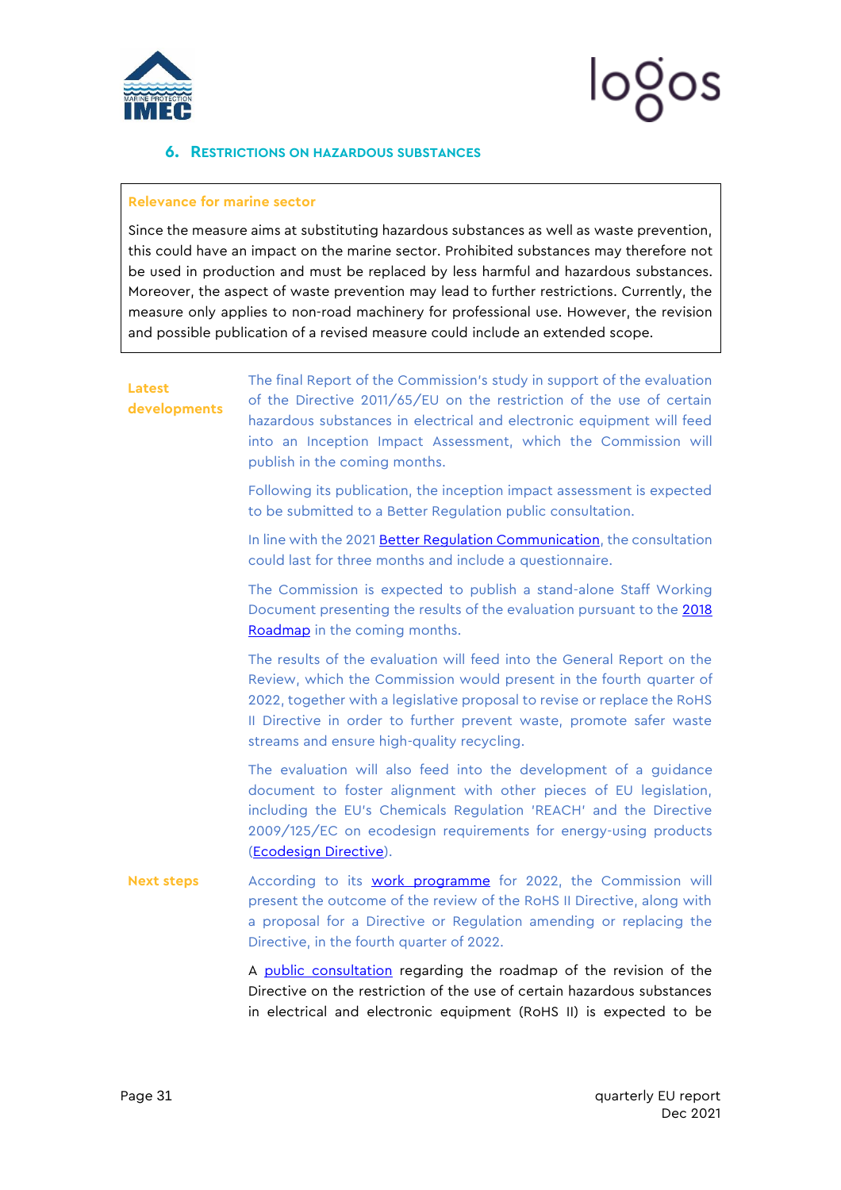## 6. Restrictions on hazardous substances

**Relevance for marine sector**

Since the measure aims at substituting hazardous substances as well as waste prevention, this could have an impact on the marine sector. Prohibited substances may therefore not be used in production and must be replaced by less harmful and hazardous substances. Moreover, the aspect of waste prevention may lead to further restrictions. Currently, the measure only applies to non-road machinery for professional use. However, the revision and possible publication of a revised measure could include an extended scope.

**Latest developments**

The final Report of the Commission's study in support of the evaluation of the Directive 2011/65/EU on the restriction of the use of certain hazardous substances in electrical and electronic equipment will feed into an Inception Impact Assessment, which the Commission will publish in the coming months.

Following its publication, the inception impact assessment is expected to be submitted to a Better Regulation public consultation.

In line with the 2021 Better Regulation Communication, the consultation could last for three months and include a questionnaire.

The Commission is expected to publish a stand-alone Staff Working Document presenting the results of the evaluation pursuant to the 2018 Roadmap in the coming months.

The results of the evaluation will feed into the General Report on the Review, which the Commission would present in the fourth quarter of 2022, together with a legislative proposal to revise or replace the RoHS II Directive in order to further prevent waste, promote safer waste streams and ensure high-quality recycling.

The evaluation will also feed into the development of a guidance document to foster alignment with other pieces of EU legislation, including the EU's Chemicals Regulation 'REACH' and the Directive 2009/125/EC on ecodesign requirements for energy-using products (Ecodesign Directive).

**Next steps**

According to its work programme for 2022, the Commission will present the outcome of the review of the RoHS II Directive, along with a proposal for a Directive or Regulation amending or replacing the Directive, in the fourth quarter of 2022.

A public consultation regarding the roadmap of the revision of the Directive on the restriction of the use of certain hazardous substances in electrical and electronic equipment (RoHS II) is expected to be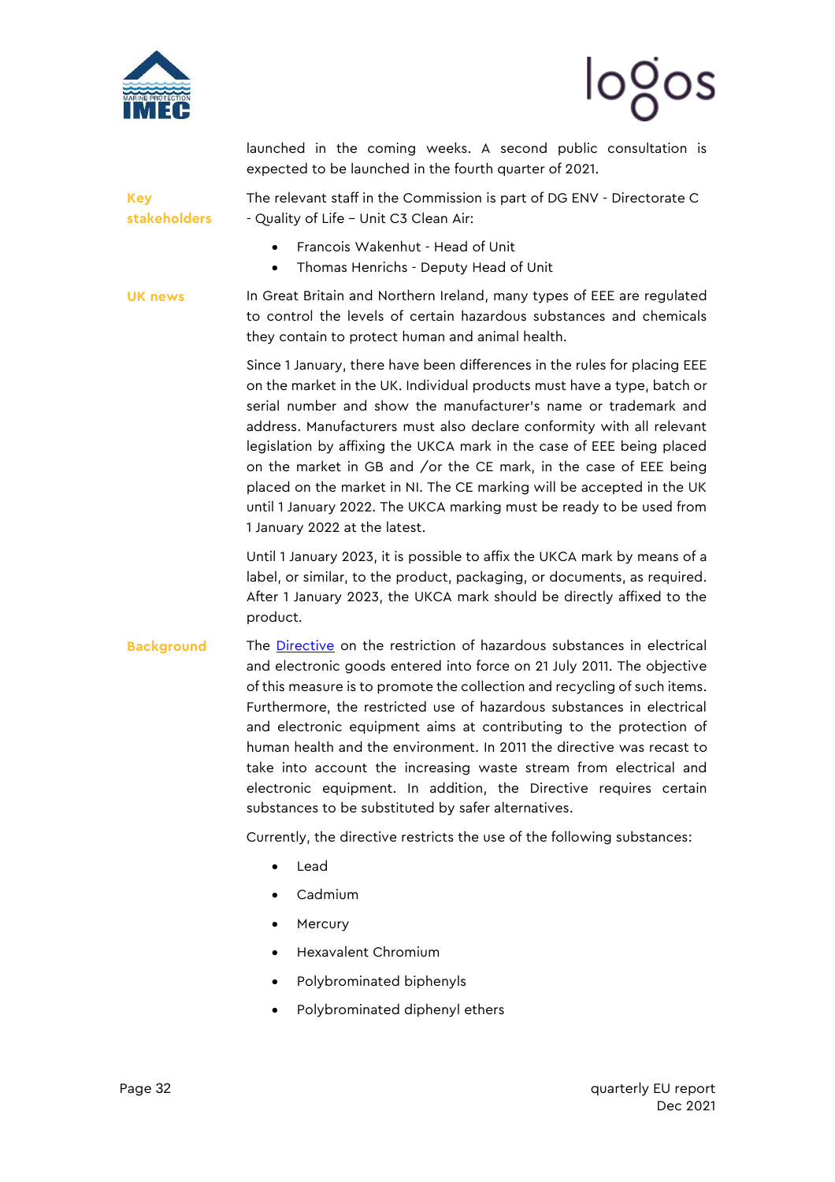launched in the coming weeks. A second public consultation is expected to be launched in the fourth quarter of 2021.

**Key stakeholders**

The relevant staff in the Commission is part of DG ENV - Directorate C - Quality of Life – Unit C3 Clean Air:

- Francois Wakenhut - Head of Unit
- Thomas Henrichs - Deputy Head of Unit

**UK news**

In Great Britain and Northern Ireland, many types of EEE are regulated to control the levels of certain hazardous substances and chemicals they contain to protect human and animal health.

Since 1 January, there have been differences in the rules for placing EEE on the market in the UK. Individual products must have a type, batch or serial number and show the manufacturer's name or trademark and address. Manufacturers must also declare conformity with all relevant legislation by affixing the UKCA mark in the case of EEE being placed on the market in GB and /or the CE mark, in the case of EEE being placed on the market in NI. The CE marking will be accepted in the UK until 1 January 2022. The UKCA marking must be ready to be used from 1 January 2022 at the latest.

Until 1 January 2023, it is possible to affix the UKCA mark by means of a label, or similar, to the product, packaging, or documents, as required. After 1 January 2023, the UKCA mark should be directly affixed to the product.

**Background**

The Directive on the restriction of hazardous substances in electrical and electronic goods entered into force on 21 July 2011. The objective of this measure is to promote the collection and recycling of such items. Furthermore, the restricted use of hazardous substances in electrical and electronic equipment aims at contributing to the protection of human health and the environment. In 2011 the directive was recast to take into account the increasing waste stream from electrical and electronic equipment. In addition, the Directive requires certain substances to be substituted by safer alternatives.

Currently, the directive restricts the use of the following substances:

- Lead
- Cadmium
- Mercury
- Hexavalent Chromium
- Polybrominated biphenyls
- Polybrominated diphenyl ethers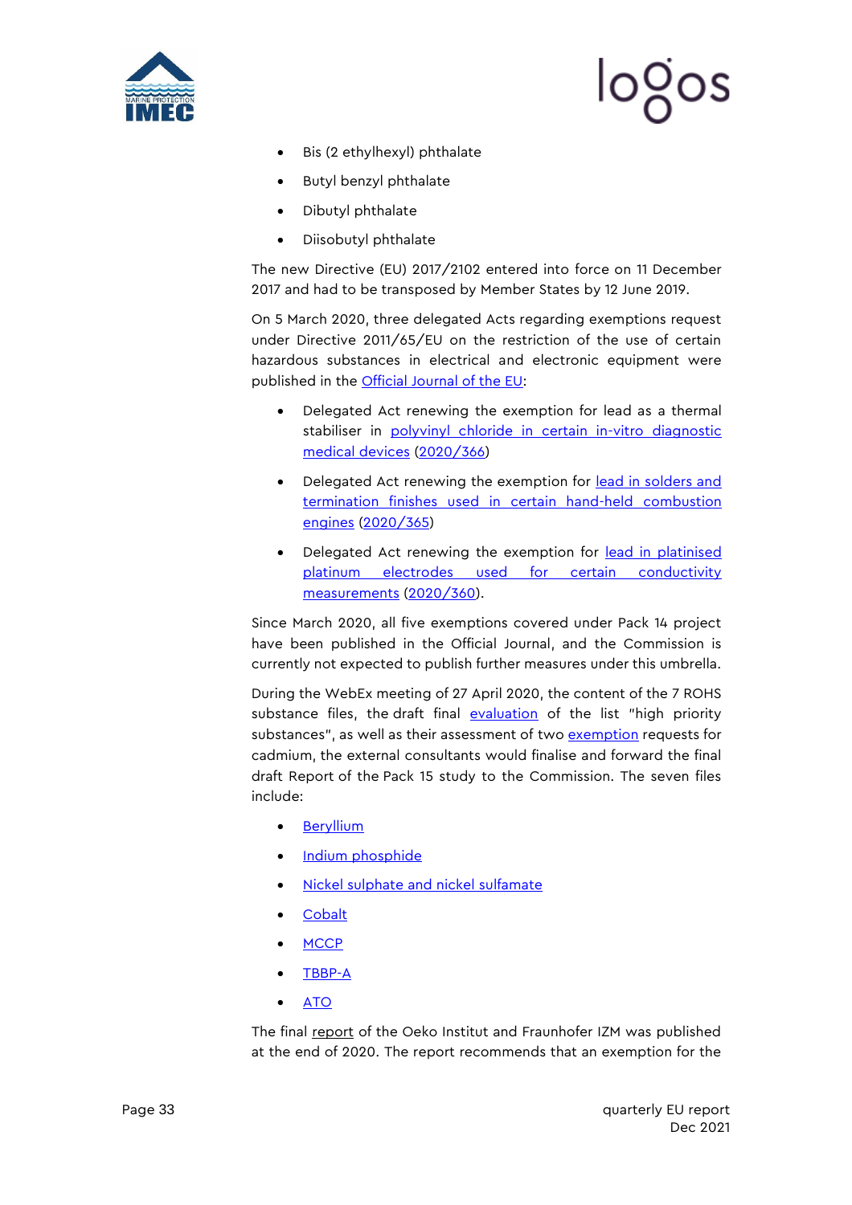- Bis (2 ethylhexyl) phthalate
- Butyl benzyl phthalate
- Dibutyl phthalate
- Diisobutyl phthalate

The new Directive (EU) 2017/2102 entered into force on 11 December 2017 and had to be transposed by Member States by 12 June 2019.

On 5 March 2020, three delegated Acts regarding exemptions request under Directive 2011/65/EU on the restriction of the use of certain hazardous substances in electrical and electronic equipment were published in the Official Journal of the EU:

- Delegated Act renewing the exemption for lead as a thermal stabiliser in polyvinyl chloride in certain in-vitro diagnostic medical devices (2020/366)
- Delegated Act renewing the exemption for lead in solders and termination finishes used in certain hand-held combustion engines (2020/365)
- Delegated Act renewing the exemption for lead in platinised platinum electrodes used for certain conductivity measurements (2020/360).

Since March 2020, all five exemptions covered under Pack 14 project have been published in the Official Journal, and the Commission is currently not expected to publish further measures under this umbrella.

During the WebEx meeting of 27 April 2020, the content of the 7 ROHS substance files, the draft final evaluation of the list "high priority substances", as well as their assessment of two exemption requests for cadmium, the external consultants would finalise and forward the final draft Report of the Pack 15 study to the Commission. The seven files include:

- Beryllium
- Indium phosphide
- Nickel sulphate and nickel sulfamate
- Cobalt
- MCCP
- TBBP-A
- ATO

The final report of the Oeko Institut and Fraunhofer IZM was published at the end of 2020. The report recommends that an exemption for the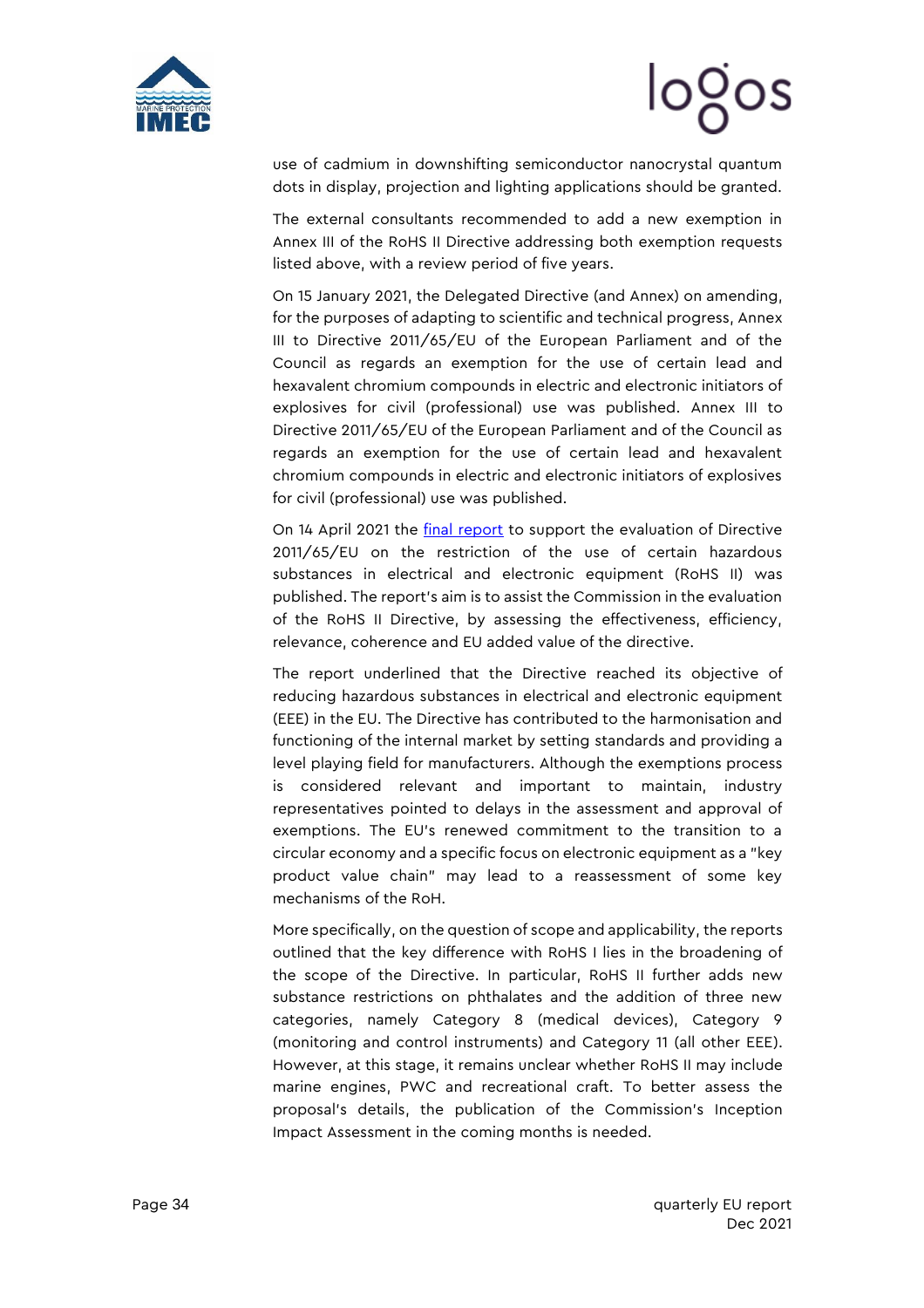use of cadmium in downshifting semiconductor nanocrystal quantum dots in display, projection and lighting applications should be granted.

The external consultants recommended to add a new exemption in Annex III of the RoHS II Directive addressing both exemption requests listed above, with a review period of five years.

On 15 January 2021, the Delegated Directive (and Annex) on amending, for the purposes of adapting to scientific and technical progress, Annex III to Directive 2011/65/EU of the European Parliament and of the Council as regards an exemption for the use of certain lead and hexavalent chromium compounds in electric and electronic initiators of explosives for civil (professional) use was published. Annex III to Directive 2011/65/EU of the European Parliament and of the Council as regards an exemption for the use of certain lead and hexavalent chromium compounds in electric and electronic initiators of explosives for civil (professional) use was published.

On 14 April 2021 the final report to support the evaluation of Directive 2011/65/EU on the restriction of the use of certain hazardous substances in electrical and electronic equipment (RoHS II) was published. The report's aim is to assist the Commission in the evaluation of the RoHS II Directive, by assessing the effectiveness, efficiency, relevance, coherence and EU added value of the directive.

The report underlined that the Directive reached its objective of reducing hazardous substances in electrical and electronic equipment (EEE) in the EU. The Directive has contributed to the harmonisation and functioning of the internal market by setting standards and providing a level playing field for manufacturers. Although the exemptions process is considered relevant and important to maintain, industry representatives pointed to delays in the assessment and approval of exemptions. The EU's renewed commitment to the transition to a circular economy and a specific focus on electronic equipment as a "key product value chain" may lead to a reassessment of some key mechanisms of the RoH.

More specifically, on the question of scope and applicability, the reports outlined that the key difference with RoHS I lies in the broadening of the scope of the Directive. In particular, RoHS II further adds new substance restrictions on phthalates and the addition of three new categories, namely Category 8 (medical devices), Category 9 (monitoring and control instruments) and Category 11 (all other EEE). However, at this stage, it remains unclear whether RoHS II may include marine engines, PWC and recreational craft. To better assess the proposal's details, the publication of the Commission's Inception Impact Assessment in the coming months is needed.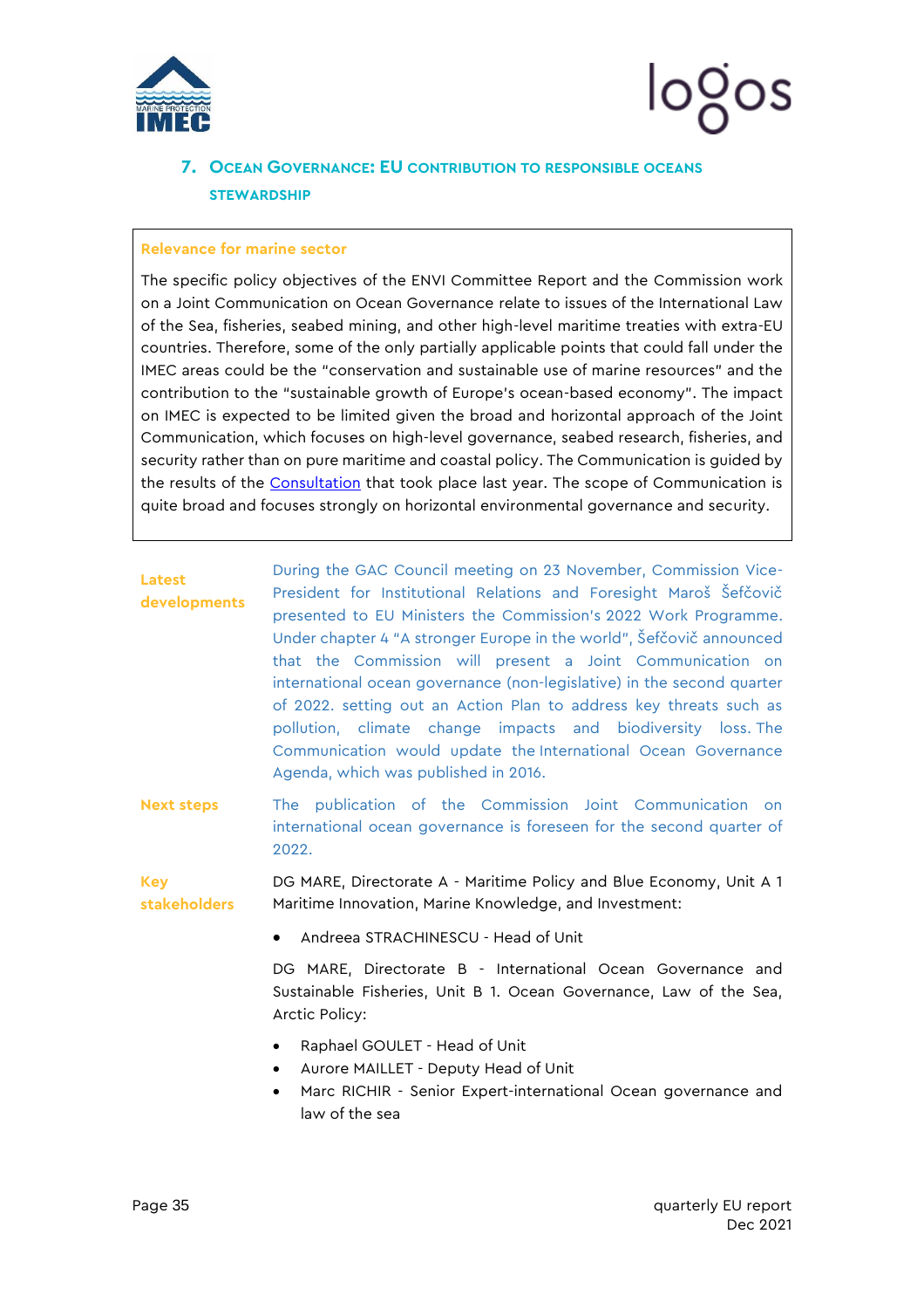## 7. Ocean Governance: EU contribution to responsible oceans stewardship

**Relevance for marine sector**

The specific policy objectives of the ENVI Committee Report and the Commission work on a Joint Communication on Ocean Governance relate to issues of the International Law of the Sea, fisheries, seabed mining, and other high-level maritime treaties with extra-EU countries. Therefore, some of the only partially applicable points that could fall under the IMEC areas could be the "conservation and sustainable use of marine resources" and the contribution to the "sustainable growth of Europe's ocean-based economy". The impact on IMEC is expected to be limited given the broad and horizontal approach of the Joint Communication, which focuses on high-level governance, seabed research, fisheries, and security rather than on pure maritime and coastal policy. The Communication is guided by the results of the Consultation that took place last year. The scope of Communication is quite broad and focuses strongly on horizontal environmental governance and security.

**Latest developments**

During the GAC Council meeting on 23 November, Commission Vice-President for Institutional Relations and Foresight Maroš Šefčovič presented to EU Ministers the Commission's 2022 Work Programme. Under chapter 4 "A stronger Europe in the world", Šefčovič announced that the Commission will present a Joint Communication on international ocean governance (non-legislative) in the second quarter of 2022. setting out an Action Plan to address key threats such as pollution, climate change impacts and biodiversity loss. The Communication would update the International Ocean Governance Agenda, which was published in 2016.

**Next steps**

The publication of the Commission Joint Communication on international ocean governance is foreseen for the second quarter of 2022.

**Key stakeholders**

DG MARE, Directorate A - Maritime Policy and Blue Economy, Unit A 1 Maritime Innovation, Marine Knowledge, and Investment:

- Andreea STRACHINESCU - Head of Unit

DG MARE, Directorate B - International Ocean Governance and Sustainable Fisheries, Unit B 1. Ocean Governance, Law of the Sea, Arctic Policy:

- Raphael GOULET - Head of Unit
- Aurore MAILLET - Deputy Head of Unit
- Marc RICHIR - Senior Expert-international Ocean governance and law of the sea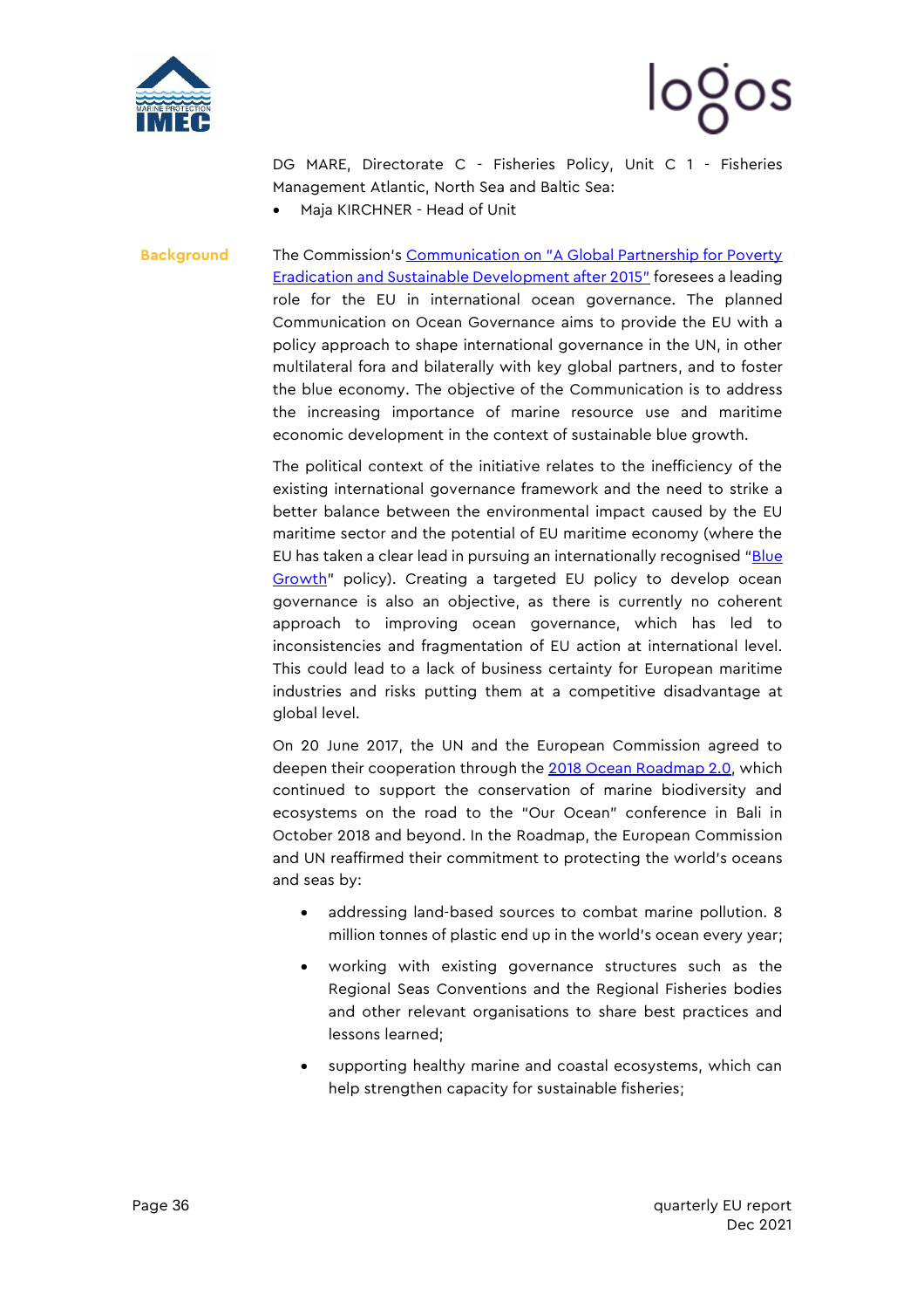DG MARE, Directorate C - Fisheries Policy, Unit C 1 - Fisheries Management Atlantic, North Sea and Baltic Sea:

- Maja KIRCHNER - Head of Unit

**Background**

The Commission's Communication on "A Global Partnership for Poverty Eradication and Sustainable Development after 2015" foresees a leading role for the EU in international ocean governance. The planned Communication on Ocean Governance aims to provide the EU with a policy approach to shape international governance in the UN, in other multilateral fora and bilaterally with key global partners, and to foster the blue economy. The objective of the Communication is to address the increasing importance of marine resource use and maritime economic development in the context of sustainable blue growth.

The political context of the initiative relates to the inefficiency of the existing international governance framework and the need to strike a better balance between the environmental impact caused by the EU maritime sector and the potential of EU maritime economy (where the EU has taken a clear lead in pursuing an internationally recognised "Blue Growth" policy). Creating a targeted EU policy to develop ocean governance is also an objective, as there is currently no coherent approach to improving ocean governance, which has led to inconsistencies and fragmentation of EU action at international level. This could lead to a lack of business certainty for European maritime industries and risks putting them at a competitive disadvantage at global level.

On 20 June 2017, the UN and the European Commission agreed to deepen their cooperation through the 2018 Ocean Roadmap 2.0, which continued to support the conservation of marine biodiversity and ecosystems on the road to the "Our Ocean" conference in Bali in October 2018 and beyond. In the Roadmap, the European Commission and UN reaffirmed their commitment to protecting the world's oceans and seas by:

- addressing land-based sources to combat marine pollution. 8 million tonnes of plastic end up in the world's ocean every year;
- working with existing governance structures such as the Regional Seas Conventions and the Regional Fisheries bodies and other relevant organisations to share best practices and lessons learned;
- supporting healthy marine and coastal ecosystems, which can help strengthen capacity for sustainable fisheries;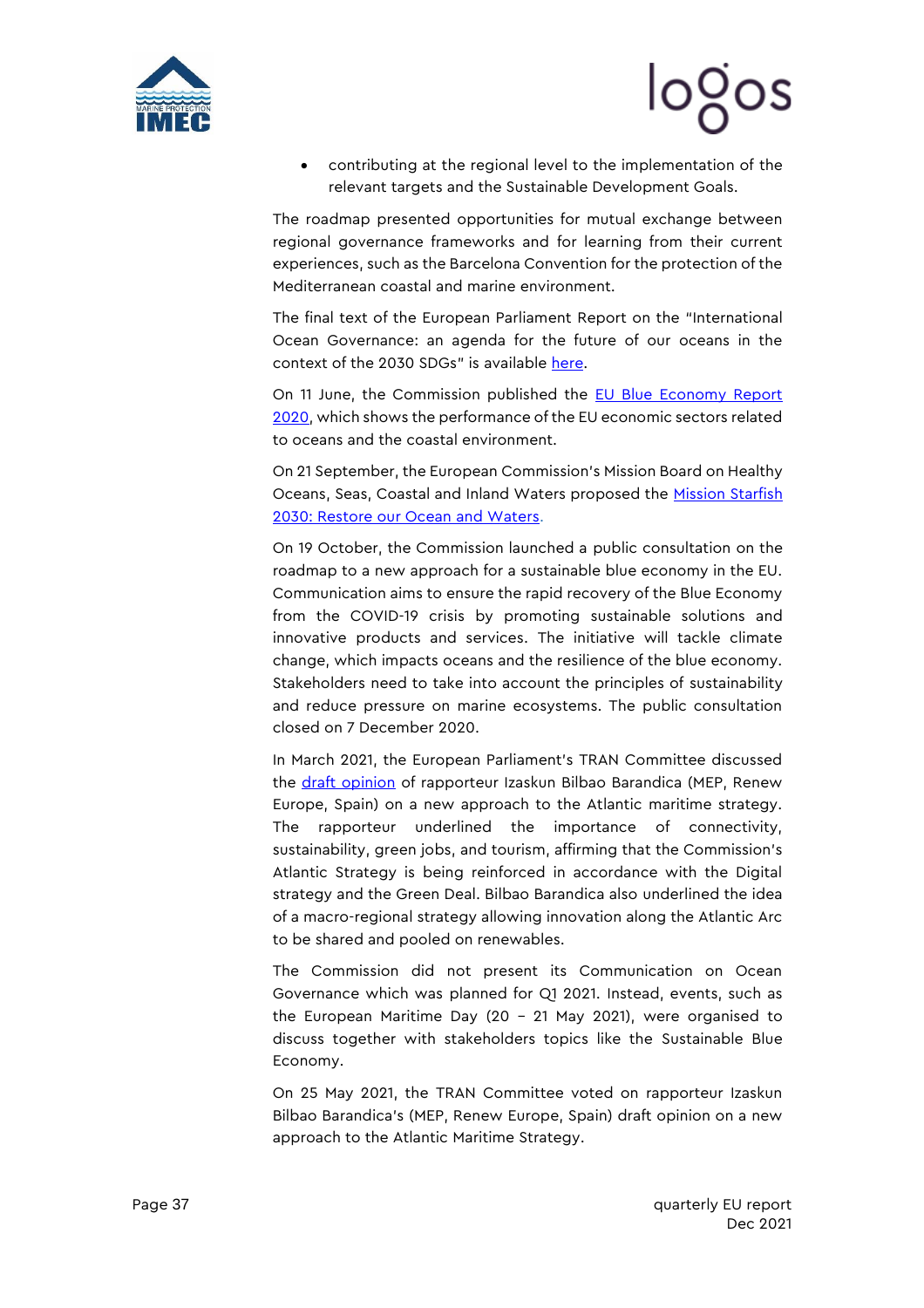- contributing at the regional level to the implementation of the relevant targets and the Sustainable Development Goals.

The roadmap presented opportunities for mutual exchange between regional governance frameworks and for learning from their current experiences, such as the Barcelona Convention for the protection of the Mediterranean coastal and marine environment.

The final text of the European Parliament Report on the "International Ocean Governance: an agenda for the future of our oceans in the context of the 2030 SDGs" is available here.

On 11 June, the Commission published the EU Blue Economy Report 2020, which shows the performance of the EU economic sectors related to oceans and the coastal environment.

On 21 September, the European Commission's Mission Board on Healthy Oceans, Seas, Coastal and Inland Waters proposed the Mission Starfish 2030: Restore our Ocean and Waters.

On 19 October, the Commission launched a public consultation on the roadmap to a new approach for a sustainable blue economy in the EU. Communication aims to ensure the rapid recovery of the Blue Economy from the COVID-19 crisis by promoting sustainable solutions and innovative products and services. The initiative will tackle climate change, which impacts oceans and the resilience of the blue economy. Stakeholders need to take into account the principles of sustainability and reduce pressure on marine ecosystems. The public consultation closed on 7 December 2020.

In March 2021, the European Parliament's TRAN Committee discussed the draft opinion of rapporteur Izaskun Bilbao Barandica (MEP, Renew Europe, Spain) on a new approach to the Atlantic maritime strategy. The rapporteur underlined the importance of connectivity, sustainability, green jobs, and tourism, affirming that the Commission's Atlantic Strategy is being reinforced in accordance with the Digital strategy and the Green Deal. Bilbao Barandica also underlined the idea of a macro-regional strategy allowing innovation along the Atlantic Arc to be shared and pooled on renewables.

The Commission did not present its Communication on Ocean Governance which was planned for Q1 2021. Instead, events, such as the European Maritime Day (20 – 21 May 2021), were organised to discuss together with stakeholders topics like the Sustainable Blue Economy.

On 25 May 2021, the TRAN Committee voted on rapporteur Izaskun Bilbao Barandica's (MEP, Renew Europe, Spain) draft opinion on a new approach to the Atlantic Maritime Strategy.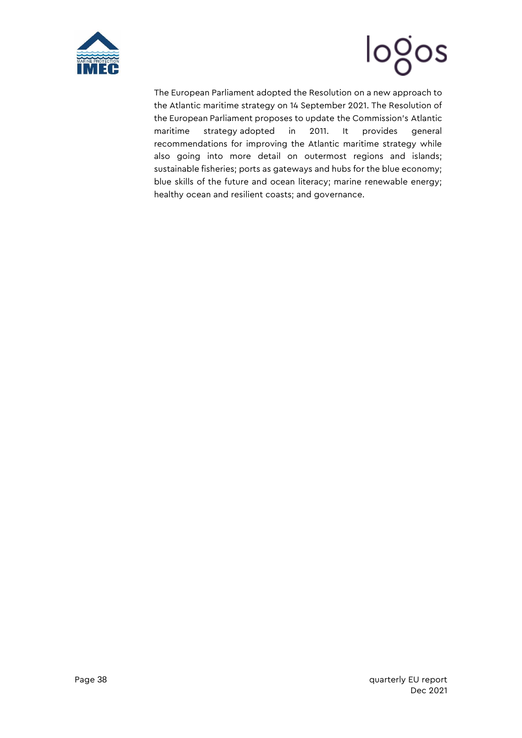The European Parliament adopted the Resolution on a new approach to the Atlantic maritime strategy on 14 September 2021. The Resolution of the European Parliament proposes to update the Commission's Atlantic maritime strategy adopted in 2011. It provides general recommendations for improving the Atlantic maritime strategy while also going into more detail on outermost regions and islands; sustainable fisheries; ports as gateways and hubs for the blue economy; blue skills of the future and ocean literacy; marine renewable energy; healthy ocean and resilient coasts; and governance.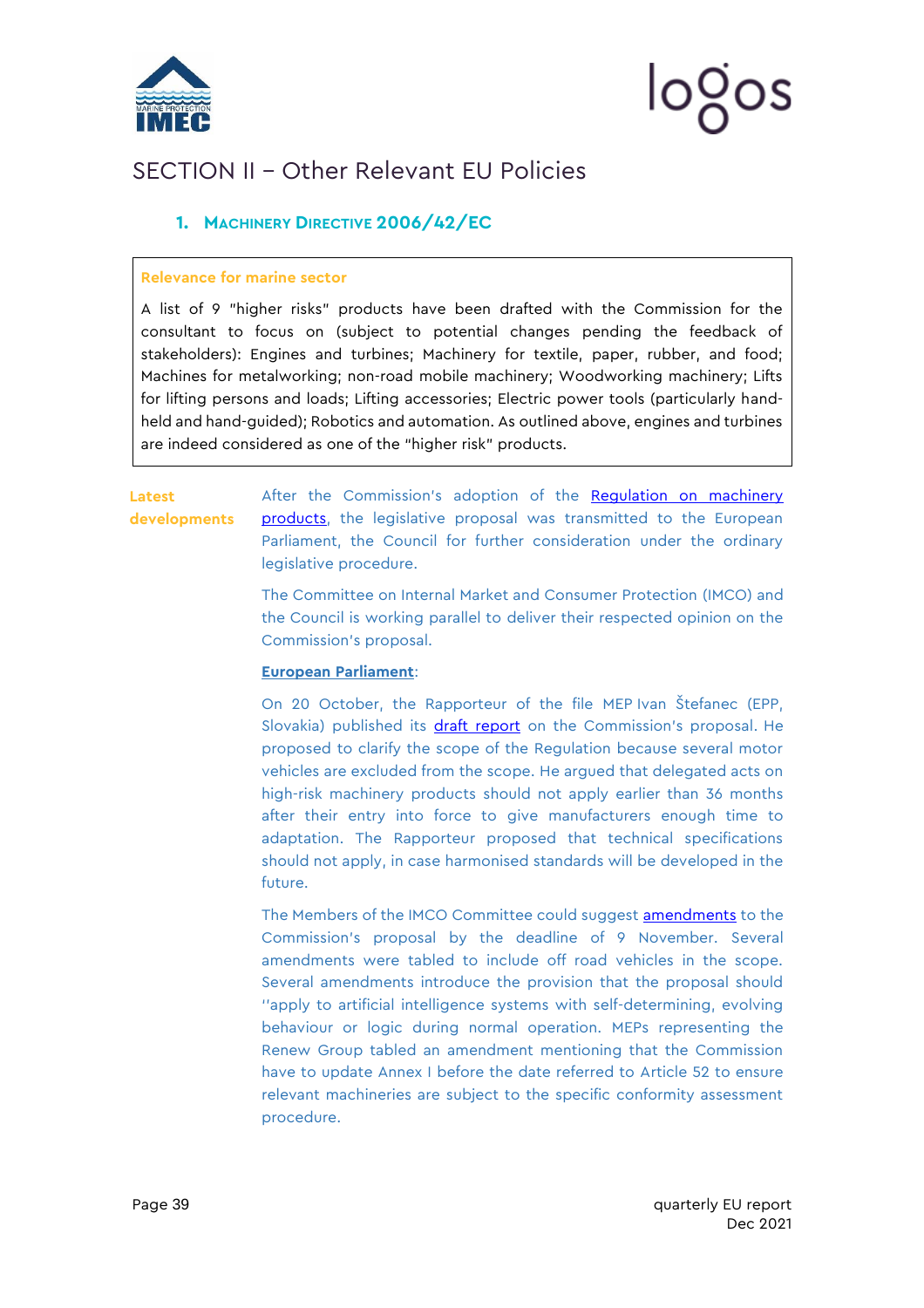# SECTION II – Other Relevant EU Policies

## 1. Machinery Directive 2006/42/EC

**Relevance for marine sector**

A list of 9 "higher risks" products have been drafted with the Commission for the consultant to focus on (subject to potential changes pending the feedback of stakeholders): Engines and turbines; Machinery for textile, paper, rubber, and food; Machines for metalworking; non-road mobile machinery; Woodworking machinery; Lifts for lifting persons and loads; Lifting accessories; Electric power tools (particularly hand-held and hand-guided); Robotics and automation. As outlined above, engines and turbines are indeed considered as one of the "higher risk" products.

**Latest developments**

After the Commission's adoption of the Regulation on machinery products, the legislative proposal was transmitted to the European Parliament, the Council for further consideration under the ordinary legislative procedure.

The Committee on Internal Market and Consumer Protection (IMCO) and the Council is working parallel to deliver their respected opinion on the Commission's proposal.

**European Parliament**:

On 20 October, the Rapporteur of the file MEP Ivan Štefanec (EPP, Slovakia) published its draft report on the Commission's proposal. He proposed to clarify the scope of the Regulation because several motor vehicles are excluded from the scope. He argued that delegated acts on high-risk machinery products should not apply earlier than 36 months after their entry into force to give manufacturers enough time to adaptation. The Rapporteur proposed that technical specifications should not apply, in case harmonised standards will be developed in the future.

The Members of the IMCO Committee could suggest amendments to the Commission's proposal by the deadline of 9 November. Several amendments were tabled to include off road vehicles in the scope. Several amendments introduce the provision that the proposal should ''apply to artificial intelligence systems with self-determining, evolving behaviour or logic during normal operation. MEPs representing the Renew Group tabled an amendment mentioning that the Commission have to update Annex I before the date referred to Article 52 to ensure relevant machineries are subject to the specific conformity assessment procedure.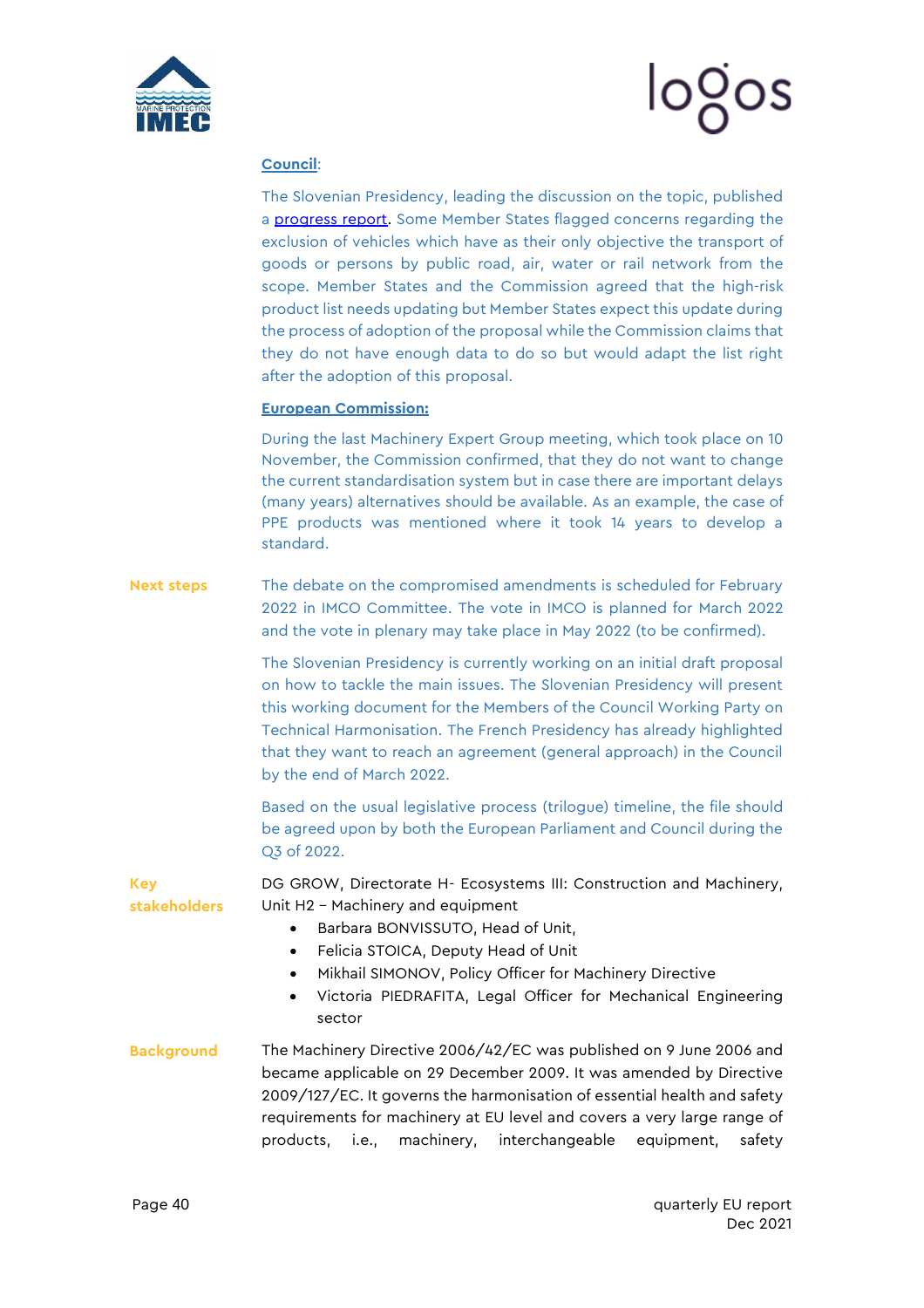**Council**:

The Slovenian Presidency, leading the discussion on the topic, published a progress report. Some Member States flagged concerns regarding the exclusion of vehicles which have as their only objective the transport of goods or persons by public road, air, water or rail network from the scope. Member States and the Commission agreed that the high-risk product list needs updating but Member States expect this update during the process of adoption of the proposal while the Commission claims that they do not have enough data to do so but would adapt the list right after the adoption of this proposal.

**European Commission:**

During the last Machinery Expert Group meeting, which took place on 10 November, the Commission confirmed, that they do not want to change the current standardisation system but in case there are important delays (many years) alternatives should be available. As an example, the case of PPE products was mentioned where it took 14 years to develop a standard.

**Next steps**

The debate on the compromised amendments is scheduled for February 2022 in IMCO Committee. The vote in IMCO is planned for March 2022 and the vote in plenary may take place in May 2022 (to be confirmed).

The Slovenian Presidency is currently working on an initial draft proposal on how to tackle the main issues. The Slovenian Presidency will present this working document for the Members of the Council Working Party on Technical Harmonisation. The French Presidency has already highlighted that they want to reach an agreement (general approach) in the Council by the end of March 2022.

Based on the usual legislative process (trilogue) timeline, the file should be agreed upon by both the European Parliament and Council during the Q3 of 2022.

**Key stakeholders**

DG GROW, Directorate H- Ecosystems III: Construction and Machinery, Unit H2 – Machinery and equipment

- Barbara BONVISSUTO, Head of Unit,
- Felicia STOICA, Deputy Head of Unit
- Mikhail SIMONOV, Policy Officer for Machinery Directive
- Victoria PIEDRAFITA, Legal Officer for Mechanical Engineering sector

**Background**

The Machinery Directive 2006/42/EC was published on 9 June 2006 and became applicable on 29 December 2009. It was amended by Directive 2009/127/EC. It governs the harmonisation of essential health and safety requirements for machinery at EU level and covers a very large range of products, i.e., machinery, interchangeable equipment, safety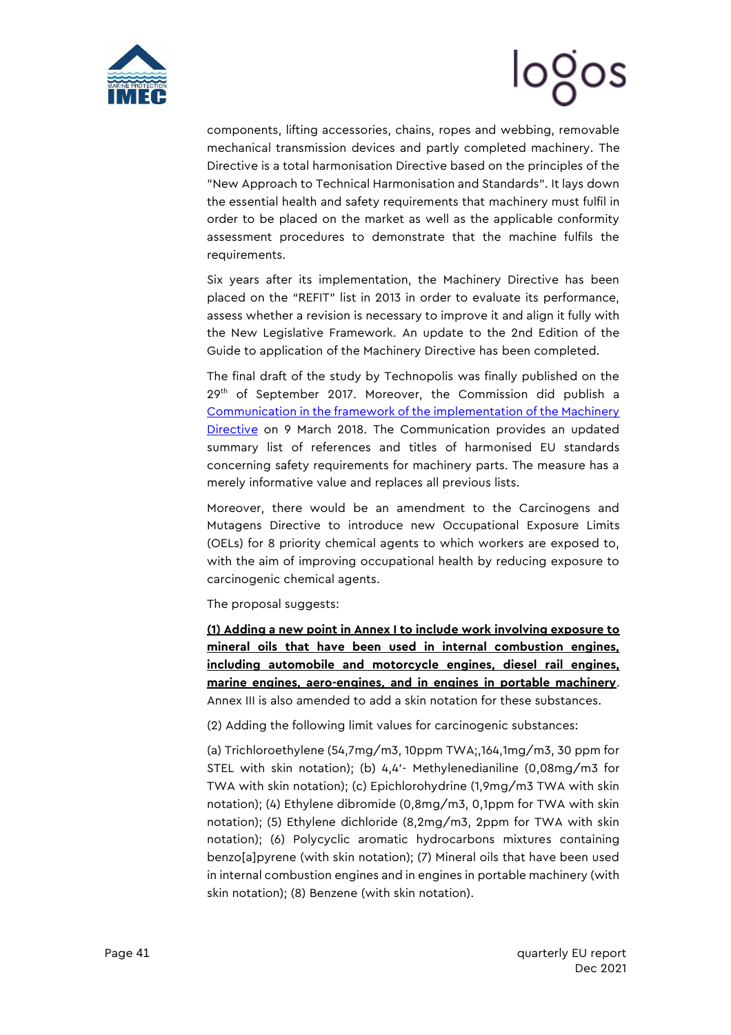components, lifting accessories, chains, ropes and webbing, removable mechanical transmission devices and partly completed machinery. The Directive is a total harmonisation Directive based on the principles of the "New Approach to Technical Harmonisation and Standards". It lays down the essential health and safety requirements that machinery must fulfil in order to be placed on the market as well as the applicable conformity assessment procedures to demonstrate that the machine fulfils the requirements.

Six years after its implementation, the Machinery Directive has been placed on the "REFIT" list in 2013 in order to evaluate its performance, assess whether a revision is necessary to improve it and align it fully with the New Legislative Framework. An update to the 2nd Edition of the Guide to application of the Machinery Directive has been completed.

The final draft of the study by Technopolis was finally published on the 29th of September 2017. Moreover, the Commission did publish a [Communication in the framework of the implementation of the Machinery Directive]() on 9 March 2018. The Communication provides an updated summary list of references and titles of harmonised EU standards concerning safety requirements for machinery parts. The measure has a merely informative value and replaces all previous lists.

Moreover, there would be an amendment to the Carcinogens and Mutagens Directive to introduce new Occupational Exposure Limits (OELs) for 8 priority chemical agents to which workers are exposed to, with the aim of improving occupational health by reducing exposure to carcinogenic chemical agents.

The proposal suggests:

**(1) Adding a new point in Annex I to include work involving exposure to mineral oils that have been used in internal combustion engines, including automobile and motorcycle engines, diesel rail engines, marine engines, aero-engines, and in engines in portable machinery**. Annex III is also amended to add a skin notation for these substances.

(2) Adding the following limit values for carcinogenic substances:

(a) Trichloroethylene (54,7mg/m3, 10ppm TWA;,164,1mg/m3, 30 ppm for STEL with skin notation); (b) 4,4'- Methylenedianiline (0,08mg/m3 for TWA with skin notation); (c) Epichlorohydrine (1,9mg/m3 TWA with skin notation); (4) Ethylene dibromide (0,8mg/m3, 0,1ppm for TWA with skin notation); (5) Ethylene dichloride (8,2mg/m3, 2ppm for TWA with skin notation); (6) Polycyclic aromatic hydrocarbons mixtures containing benzo[a]pyrene (with skin notation); (7) Mineral oils that have been used in internal combustion engines and in engines in portable machinery (with skin notation); (8) Benzene (with skin notation).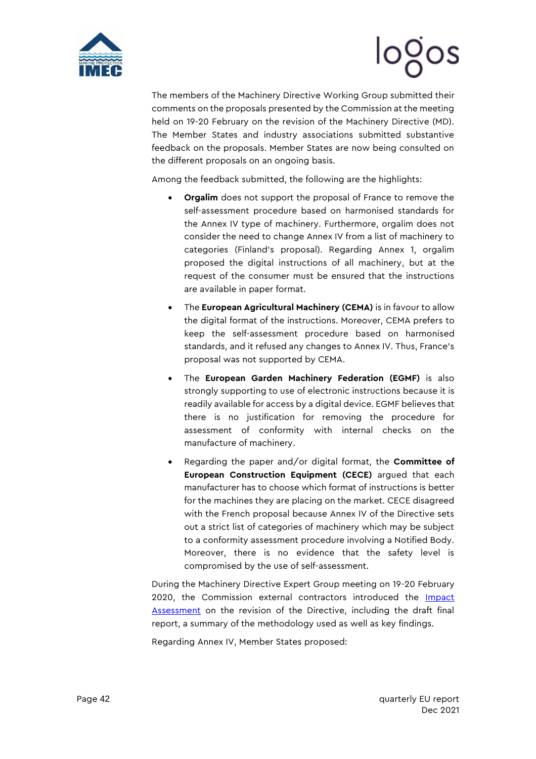The members of the Machinery Directive Working Group submitted their comments on the proposals presented by the Commission at the meeting held on 19-20 February on the revision of the Machinery Directive (MD). The Member States and industry associations submitted substantive feedback on the proposals. Member States are now being consulted on the different proposals on an ongoing basis.

Among the feedback submitted, the following are the highlights:

- **Orgalim** does not support the proposal of France to remove the self-assessment procedure based on harmonised standards for the Annex IV type of machinery. Furthermore, orgalim does not consider the need to change Annex IV from a list of machinery to categories (Finland's proposal). Regarding Annex 1, orgalim proposed the digital instructions of all machinery, but at the request of the consumer must be ensured that the instructions are available in paper format.
- The **European Agricultural Machinery (CEMA)** is in favour to allow the digital format of the instructions. Moreover, CEMA prefers to keep the self-assessment procedure based on harmonised standards, and it refused any changes to Annex IV. Thus, France's proposal was not supported by CEMA.
- The **European Garden Machinery Federation (EGMF)** is also strongly supporting to use of electronic instructions because it is readily available for access by a digital device. EGMF believes that there is no justification for removing the procedure for assessment of conformity with internal checks on the manufacture of machinery.
- Regarding the paper and/or digital format, the **Committee of European Construction Equipment (CECE)** argued that each manufacturer has to choose which format of instructions is better for the machines they are placing on the market. CECE disagreed with the French proposal because Annex IV of the Directive sets out a strict list of categories of machinery which may be subject to a conformity assessment procedure involving a Notified Body. Moreover, there is no evidence that the safety level is compromised by the use of self-assessment.

During the Machinery Directive Expert Group meeting on 19-20 February 2020, the Commission external contractors introduced the Impact Assessment on the revision of the Directive, including the draft final report, a summary of the methodology used as well as key findings.

Regarding Annex IV, Member States proposed: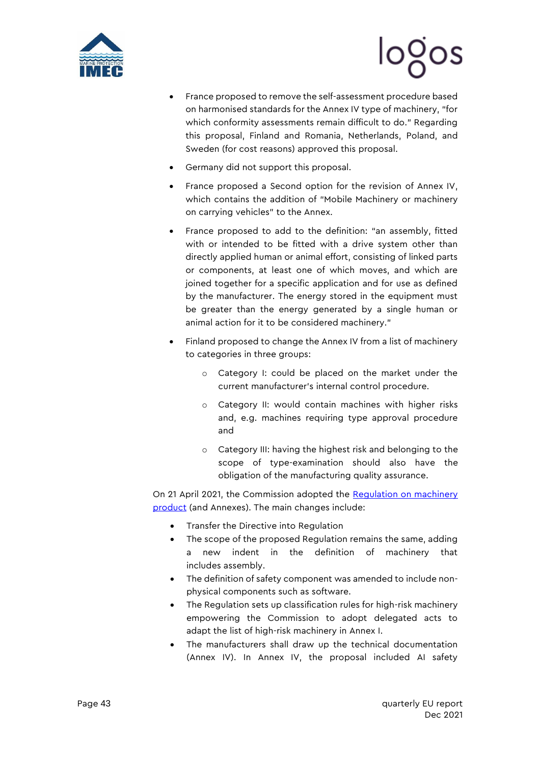- France proposed to remove the self-assessment procedure based on harmonised standards for the Annex IV type of machinery, "for which conformity assessments remain difficult to do." Regarding this proposal, Finland and Romania, Netherlands, Poland, and Sweden (for cost reasons) approved this proposal.
- Germany did not support this proposal.
- France proposed a Second option for the revision of Annex IV, which contains the addition of "Mobile Machinery or machinery on carrying vehicles" to the Annex.
- France proposed to add to the definition: "an assembly, fitted with or intended to be fitted with a drive system other than directly applied human or animal effort, consisting of linked parts or components, at least one of which moves, and which are joined together for a specific application and for use as defined by the manufacturer. The energy stored in the equipment must be greater than the energy generated by a single human or animal action for it to be considered machinery."
- Finland proposed to change the Annex IV from a list of machinery to categories in three groups:
  - Category I: could be placed on the market under the current manufacturer's internal control procedure.
  - Category II: would contain machines with higher risks and, e.g. machines requiring type approval procedure and
  - Category III: having the highest risk and belonging to the scope of type-examination should also have the obligation of the manufacturing quality assurance.

On 21 April 2021, the Commission adopted the [Regulation on machinery product]() (and Annexes). The main changes include:

- Transfer the Directive into Regulation
- The scope of the proposed Regulation remains the same, adding a new indent in the definition of machinery that includes assembly.
- The definition of safety component was amended to include non-physical components such as software.
- The Regulation sets up classification rules for high-risk machinery empowering the Commission to adopt delegated acts to adapt the list of high-risk machinery in Annex I.
- The manufacturers shall draw up the technical documentation (Annex IV). In Annex IV, the proposal included AI safety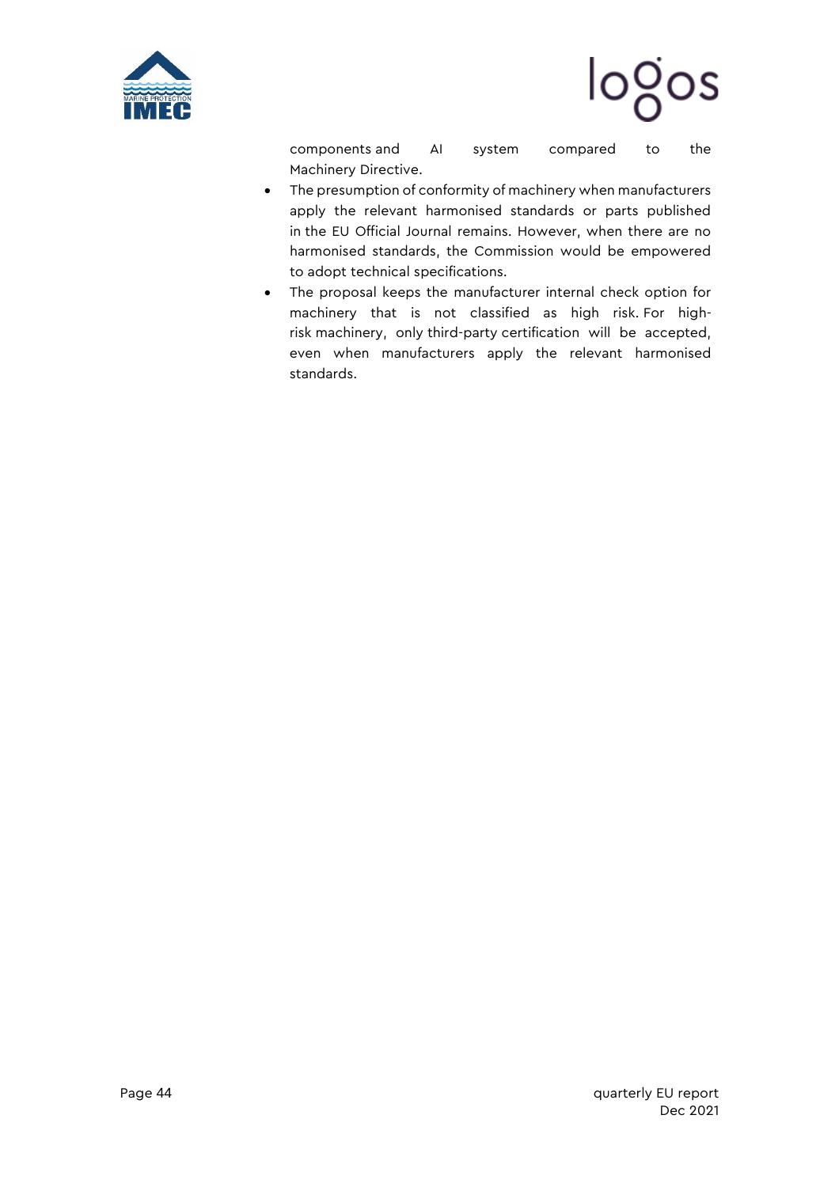components and AI system compared to the Machinery Directive.

- The presumption of conformity of machinery when manufacturers apply the relevant harmonised standards or parts published in the EU Official Journal remains. However, when there are no harmonised standards, the Commission would be empowered to adopt technical specifications.
- The proposal keeps the manufacturer internal check option for machinery that is not classified as high risk. For high-risk machinery, only third-party certification will be accepted, even when manufacturers apply the relevant harmonised standards.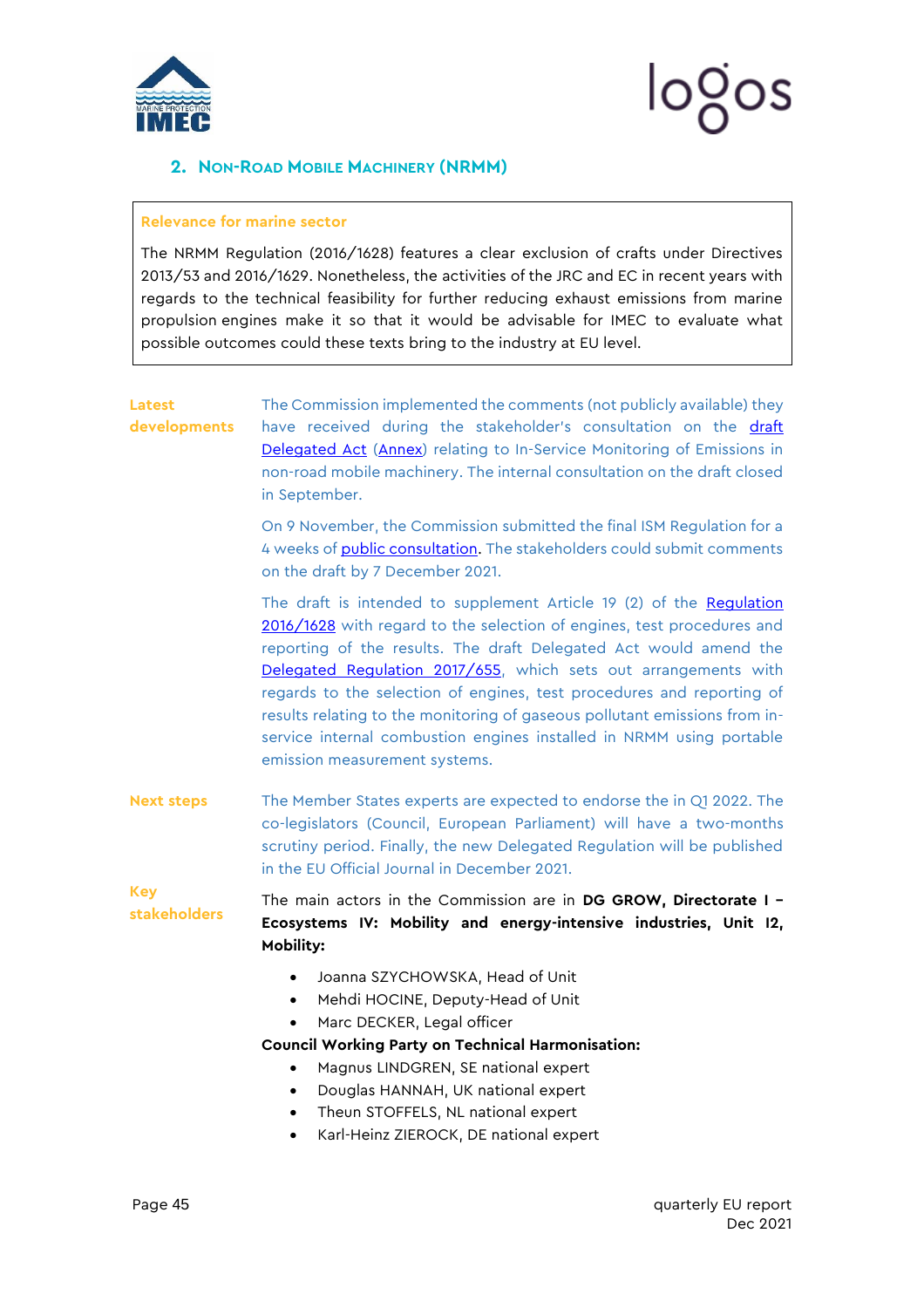## 2. Non-Road Mobile Machinery (NRMM)

**Relevance for marine sector**

The NRMM Regulation (2016/1628) features a clear exclusion of crafts under Directives 2013/53 and 2016/1629. Nonetheless, the activities of the JRC and EC in recent years with regards to the technical feasibility for further reducing exhaust emissions from marine propulsion engines make it so that it would be advisable for IMEC to evaluate what possible outcomes could these texts bring to the industry at EU level.

**Latest developments**

The Commission implemented the comments (not publicly available) they have received during the stakeholder's consultation on the draft Delegated Act (Annex) relating to In-Service Monitoring of Emissions in non-road mobile machinery. The internal consultation on the draft closed in September.

On 9 November, the Commission submitted the final ISM Regulation for a 4 weeks of public consultation. The stakeholders could submit comments on the draft by 7 December 2021.

The draft is intended to supplement Article 19 (2) of the Regulation 2016/1628 with regard to the selection of engines, test procedures and reporting of the results. The draft Delegated Act would amend the Delegated Regulation 2017/655, which sets out arrangements with regards to the selection of engines, test procedures and reporting of results relating to the monitoring of gaseous pollutant emissions from in-service internal combustion engines installed in NRMM using portable emission measurement systems.

**Next steps**

The Member States experts are expected to endorse the in Q1 2022. The co-legislators (Council, European Parliament) will have a two-months scrutiny period. Finally, the new Delegated Regulation will be published in the EU Official Journal in December 2021.

**Key stakeholders**

The main actors in the Commission are in **DG GROW, Directorate I – Ecosystems IV: Mobility and energy-intensive industries, Unit I2, Mobility:**

- Joanna SZYCHOWSKA, Head of Unit
- Mehdi HOCINE, Deputy-Head of Unit
- Marc DECKER, Legal officer

**Council Working Party on Technical Harmonisation:**

- Magnus LINDGREN, SE national expert
- Douglas HANNAH, UK national expert
- Theun STOFFELS, NL national expert
- Karl-Heinz ZIEROCK, DE national expert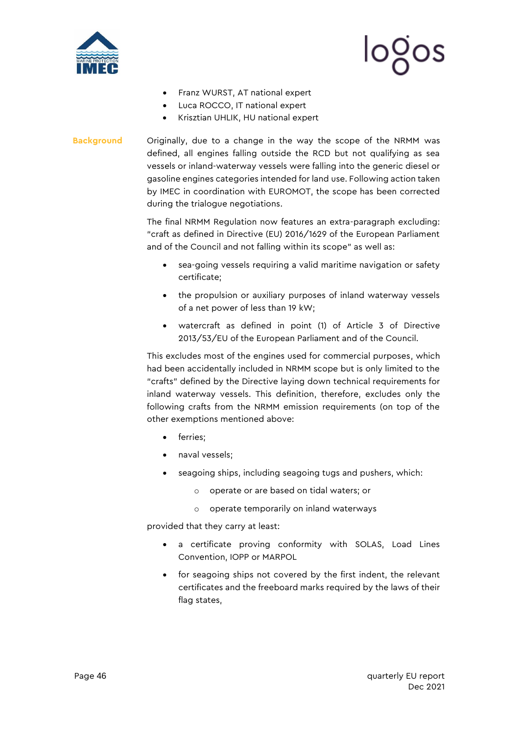- Franz WURST, AT national expert
- Luca ROCCO, IT national expert
- Krisztian UHLIK, HU national expert

**Background**

Originally, due to a change in the way the scope of the NRMM was defined, all engines falling outside the RCD but not qualifying as sea vessels or inland-waterway vessels were falling into the generic diesel or gasoline engines categories intended for land use. Following action taken by IMEC in coordination with EUROMOT, the scope has been corrected during the trialogue negotiations.

The final NRMM Regulation now features an extra-paragraph excluding: "craft as defined in Directive (EU) 2016/1629 of the European Parliament and of the Council and not falling within its scope" as well as:

- sea-going vessels requiring a valid maritime navigation or safety certificate;
- the propulsion or auxiliary purposes of inland waterway vessels of a net power of less than 19 kW;
- watercraft as defined in point (1) of Article 3 of Directive 2013/53/EU of the European Parliament and of the Council.

This excludes most of the engines used for commercial purposes, which had been accidentally included in NRMM scope but is only limited to the "crafts" defined by the Directive laying down technical requirements for inland waterway vessels. This definition, therefore, excludes only the following crafts from the NRMM emission requirements (on top of the other exemptions mentioned above:

- ferries;
- naval vessels;
- seagoing ships, including seagoing tugs and pushers, which:
  - operate or are based on tidal waters; or
  - operate temporarily on inland waterways

provided that they carry at least:

- a certificate proving conformity with SOLAS, Load Lines Convention, IOPP or MARPOL
- for seagoing ships not covered by the first indent, the relevant certificates and the freeboard marks required by the laws of their flag states,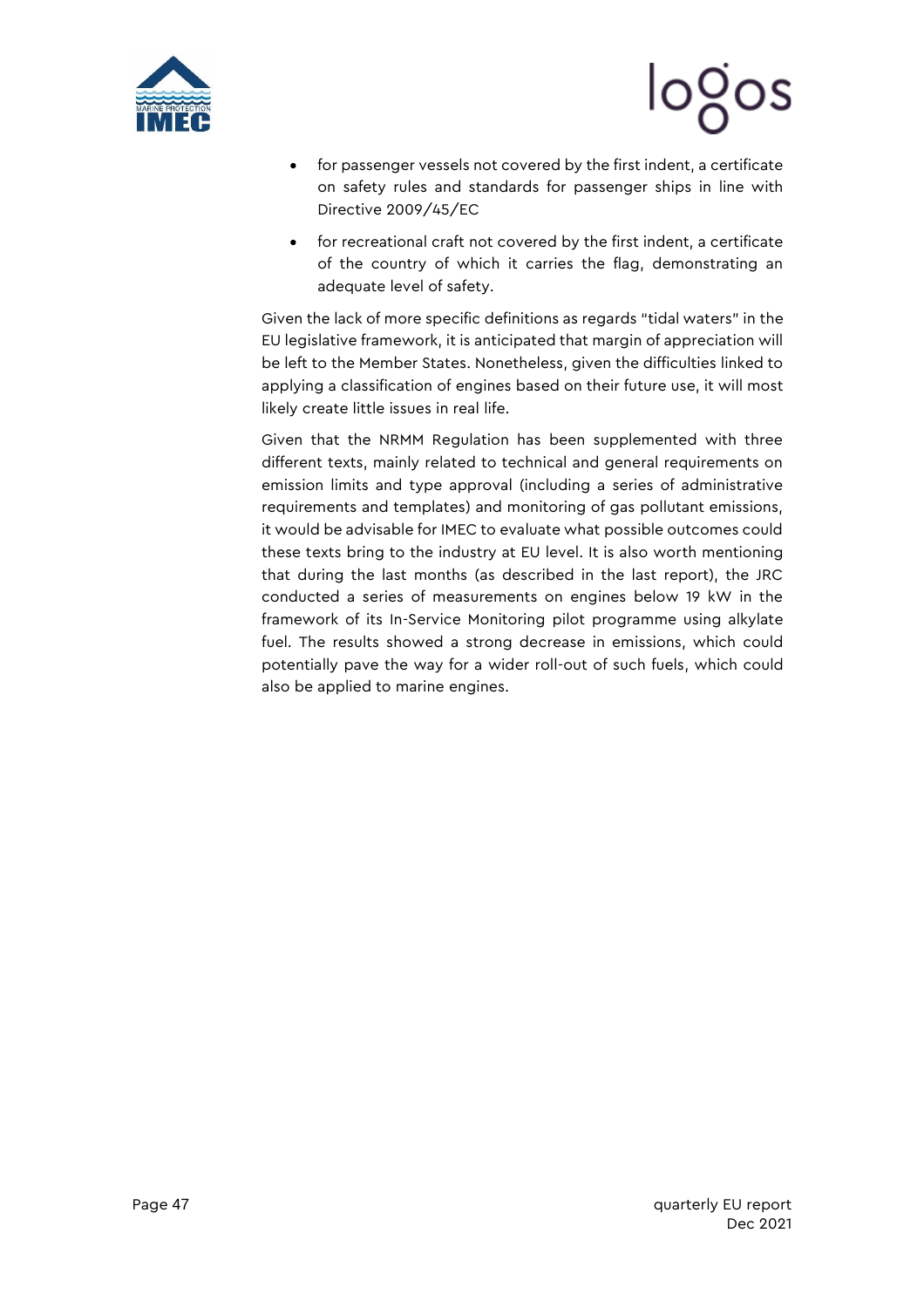- for passenger vessels not covered by the first indent, a certificate on safety rules and standards for passenger ships in line with Directive 2009/45/EC
- for recreational craft not covered by the first indent, a certificate of the country of which it carries the flag, demonstrating an adequate level of safety.

Given the lack of more specific definitions as regards "tidal waters" in the EU legislative framework, it is anticipated that margin of appreciation will be left to the Member States. Nonetheless, given the difficulties linked to applying a classification of engines based on their future use, it will most likely create little issues in real life.

Given that the NRMM Regulation has been supplemented with three different texts, mainly related to technical and general requirements on emission limits and type approval (including a series of administrative requirements and templates) and monitoring of gas pollutant emissions, it would be advisable for IMEC to evaluate what possible outcomes could these texts bring to the industry at EU level. It is also worth mentioning that during the last months (as described in the last report), the JRC conducted a series of measurements on engines below 19 kW in the framework of its In-Service Monitoring pilot programme using alkylate fuel. The results showed a strong decrease in emissions, which could potentially pave the way for a wider roll-out of such fuels, which could also be applied to marine engines.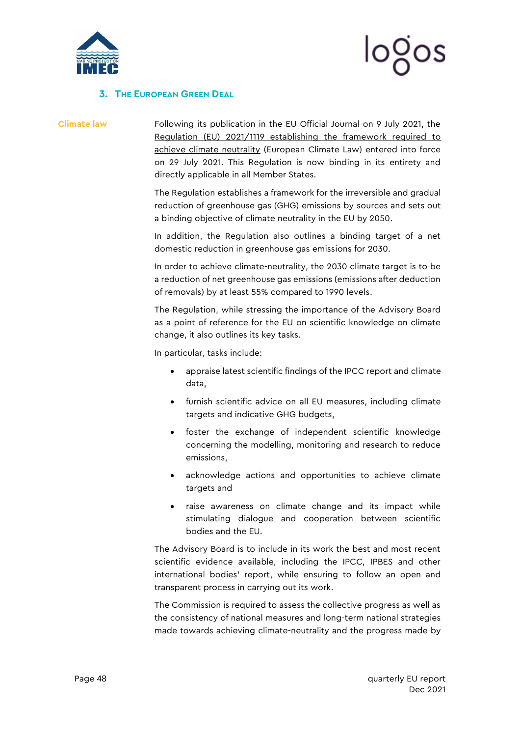## 3. The European Green Deal

**Climate law**

Following its publication in the EU Official Journal on 9 July 2021, the Regulation (EU) 2021/1119 establishing the framework required to achieve climate neutrality (European Climate Law) entered into force on 29 July 2021. This Regulation is now binding in its entirety and directly applicable in all Member States.

The Regulation establishes a framework for the irreversible and gradual reduction of greenhouse gas (GHG) emissions by sources and sets out a binding objective of climate neutrality in the EU by 2050.

In addition, the Regulation also outlines a binding target of a net domestic reduction in greenhouse gas emissions for 2030.

In order to achieve climate-neutrality, the 2030 climate target is to be a reduction of net greenhouse gas emissions (emissions after deduction of removals) by at least 55% compared to 1990 levels.

The Regulation, while stressing the importance of the Advisory Board as a point of reference for the EU on scientific knowledge on climate change, it also outlines its key tasks.

In particular, tasks include:

- appraise latest scientific findings of the IPCC report and climate data,
- furnish scientific advice on all EU measures, including climate targets and indicative GHG budgets,
- foster the exchange of independent scientific knowledge concerning the modelling, monitoring and research to reduce emissions,
- acknowledge actions and opportunities to achieve climate targets and
- raise awareness on climate change and its impact while stimulating dialogue and cooperation between scientific bodies and the EU.

The Advisory Board is to include in its work the best and most recent scientific evidence available, including the IPCC, IPBES and other international bodies' report, while ensuring to follow an open and transparent process in carrying out its work.

The Commission is required to assess the collective progress as well as the consistency of national measures and long-term national strategies made towards achieving climate-neutrality and the progress made by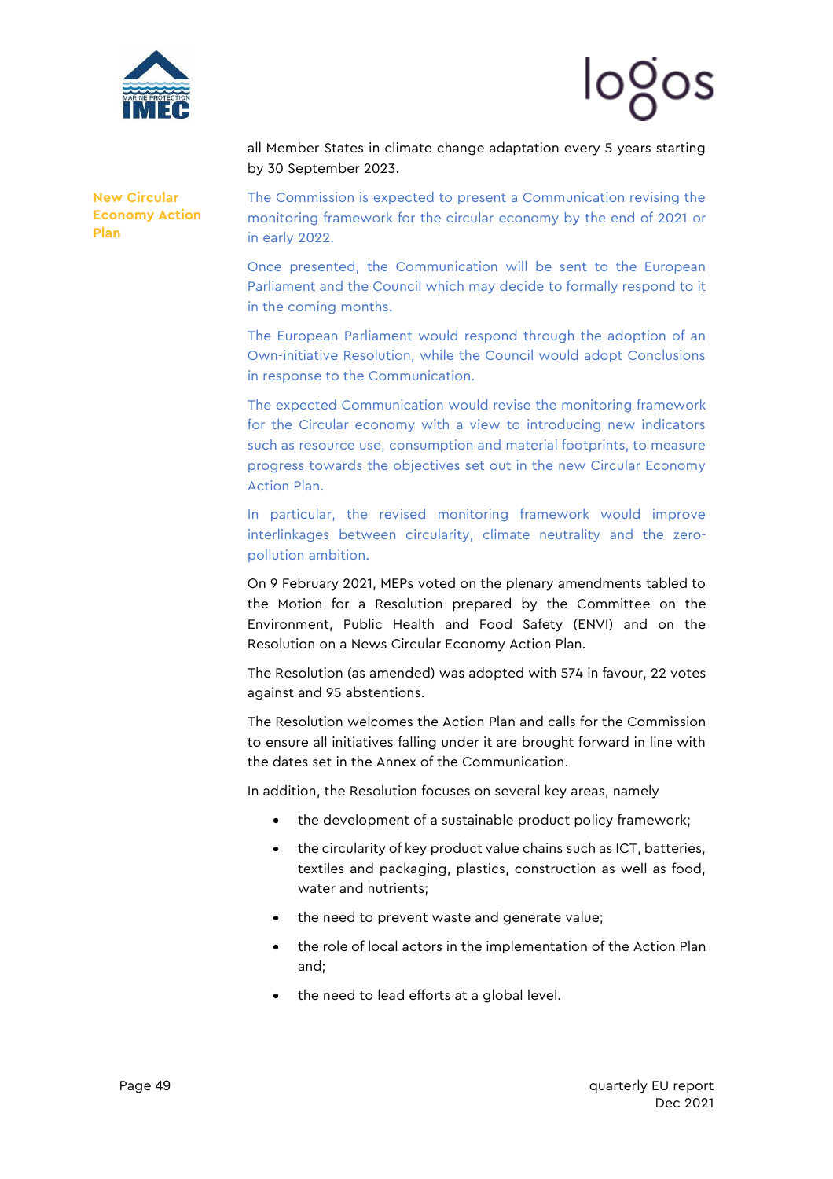all Member States in climate change adaptation every 5 years starting by 30 September 2023.

**New Circular Economy Action Plan**

The Commission is expected to present a Communication revising the monitoring framework for the circular economy by the end of 2021 or in early 2022.

Once presented, the Communication will be sent to the European Parliament and the Council which may decide to formally respond to it in the coming months.

The European Parliament would respond through the adoption of an Own-initiative Resolution, while the Council would adopt Conclusions in response to the Communication.

The expected Communication would revise the monitoring framework for the Circular economy with a view to introducing new indicators such as resource use, consumption and material footprints, to measure progress towards the objectives set out in the new Circular Economy Action Plan.

In particular, the revised monitoring framework would improve interlinkages between circularity, climate neutrality and the zero-pollution ambition.

On 9 February 2021, MEPs voted on the plenary amendments tabled to the Motion for a Resolution prepared by the Committee on the Environment, Public Health and Food Safety (ENVI) and on the Resolution on a News Circular Economy Action Plan.

The Resolution (as amended) was adopted with 574 in favour, 22 votes against and 95 abstentions.

The Resolution welcomes the Action Plan and calls for the Commission to ensure all initiatives falling under it are brought forward in line with the dates set in the Annex of the Communication.

In addition, the Resolution focuses on several key areas, namely

- the development of a sustainable product policy framework;
- the circularity of key product value chains such as ICT, batteries, textiles and packaging, plastics, construction as well as food, water and nutrients;
- the need to prevent waste and generate value;
- the role of local actors in the implementation of the Action Plan and;
- the need to lead efforts at a global level.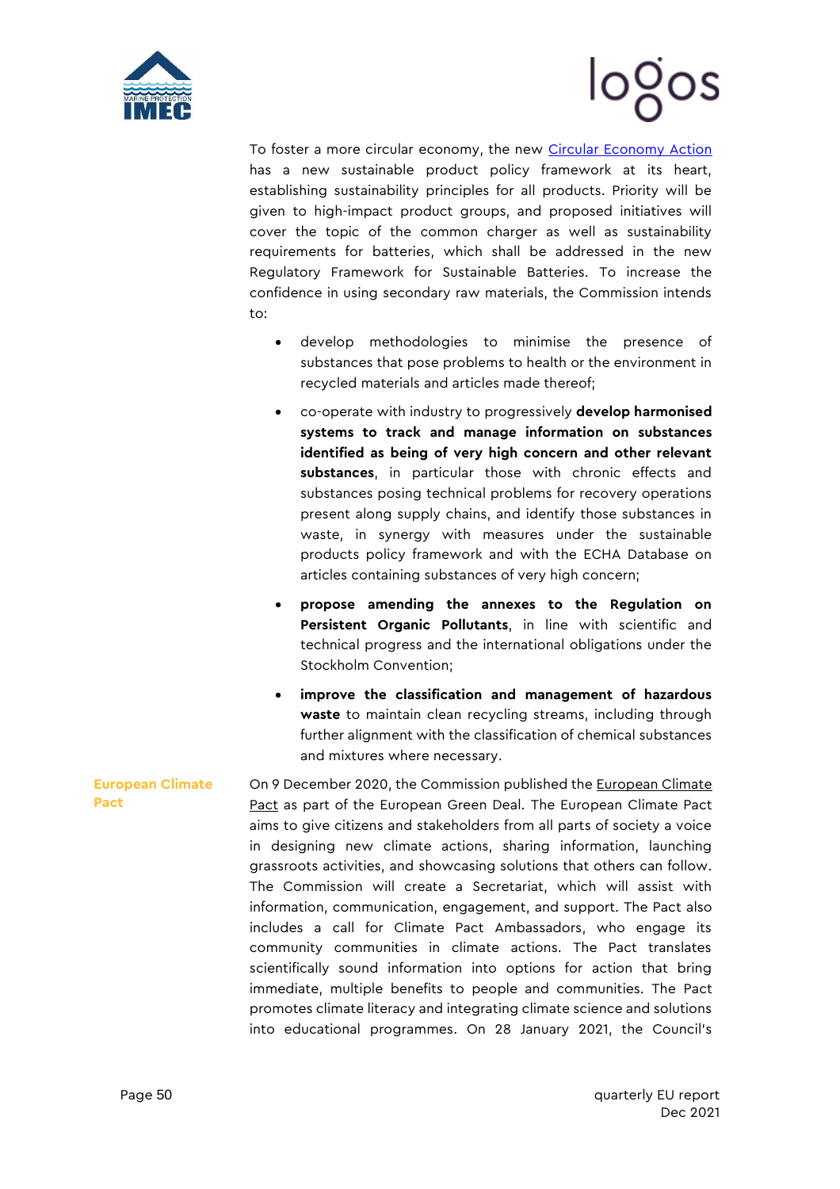To foster a more circular economy, the new Circular Economy Action has a new sustainable product policy framework at its heart, establishing sustainability principles for all products. Priority will be given to high-impact product groups, and proposed initiatives will cover the topic of the common charger as well as sustainability requirements for batteries, which shall be addressed in the new Regulatory Framework for Sustainable Batteries. To increase the confidence in using secondary raw materials, the Commission intends to:

- develop methodologies to minimise the presence of substances that pose problems to health or the environment in recycled materials and articles made thereof;
- co-operate with industry to progressively **develop harmonised systems to track and manage information on substances identified as being of very high concern and other relevant substances**, in particular those with chronic effects and substances posing technical problems for recovery operations present along supply chains, and identify those substances in waste, in synergy with measures under the sustainable products policy framework and with the ECHA Database on articles containing substances of very high concern;
- **propose amending the annexes to the Regulation on Persistent Organic Pollutants**, in line with scientific and technical progress and the international obligations under the Stockholm Convention;
- **improve the classification and management of hazardous waste** to maintain clean recycling streams, including through further alignment with the classification of chemical substances and mixtures where necessary.

**European Climate Pact**

On 9 December 2020, the Commission published the European Climate Pact as part of the European Green Deal. The European Climate Pact aims to give citizens and stakeholders from all parts of society a voice in designing new climate actions, sharing information, launching grassroots activities, and showcasing solutions that others can follow. The Commission will create a Secretariat, which will assist with information, communication, engagement, and support. The Pact also includes a call for Climate Pact Ambassadors, who engage its community communities in climate actions. The Pact translates scientifically sound information into options for action that bring immediate, multiple benefits to people and communities. The Pact promotes climate literacy and integrating climate science and solutions into educational programmes. On 28 January 2021, the Council's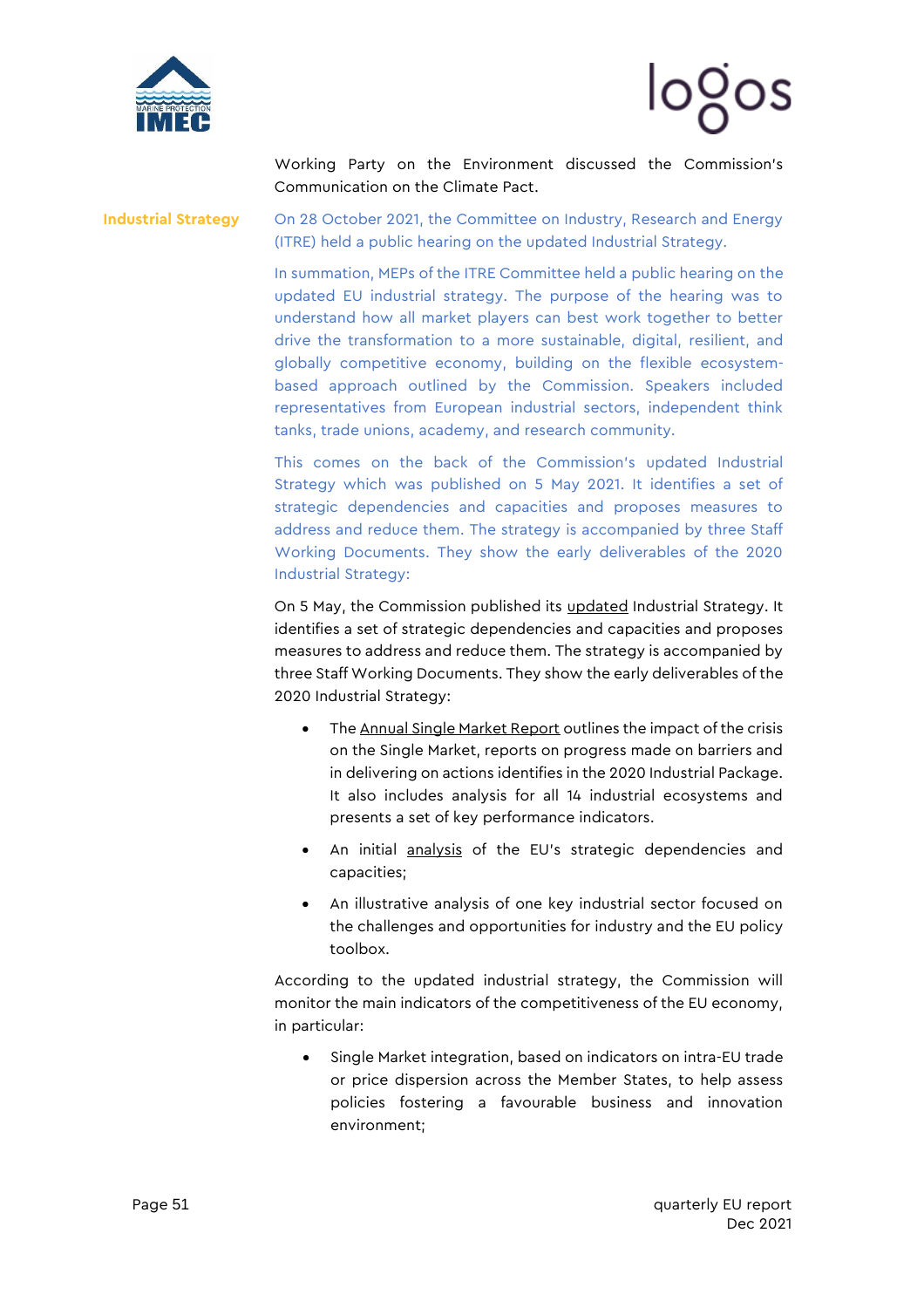Working Party on the Environment discussed the Commission's Communication on the Climate Pact.

**Industrial Strategy**

On 28 October 2021, the Committee on Industry, Research and Energy (ITRE) held a public hearing on the updated Industrial Strategy.

In summation, MEPs of the ITRE Committee held a public hearing on the updated EU industrial strategy. The purpose of the hearing was to understand how all market players can best work together to better drive the transformation to a more sustainable, digital, resilient, and globally competitive economy, building on the flexible ecosystem-based approach outlined by the Commission. Speakers included representatives from European industrial sectors, independent think tanks, trade unions, academy, and research community.

This comes on the back of the Commission's updated Industrial Strategy which was published on 5 May 2021. It identifies a set of strategic dependencies and capacities and proposes measures to address and reduce them. The strategy is accompanied by three Staff Working Documents. They show the early deliverables of the 2020 Industrial Strategy:

On 5 May, the Commission published its updated Industrial Strategy. It identifies a set of strategic dependencies and capacities and proposes measures to address and reduce them. The strategy is accompanied by three Staff Working Documents. They show the early deliverables of the 2020 Industrial Strategy:

- The Annual Single Market Report outlines the impact of the crisis on the Single Market, reports on progress made on barriers and in delivering on actions identifies in the 2020 Industrial Package. It also includes analysis for all 14 industrial ecosystems and presents a set of key performance indicators.
- An initial analysis of the EU's strategic dependencies and capacities;
- An illustrative analysis of one key industrial sector focused on the challenges and opportunities for industry and the EU policy toolbox.

According to the updated industrial strategy, the Commission will monitor the main indicators of the competitiveness of the EU economy, in particular:

- Single Market integration, based on indicators on intra-EU trade or price dispersion across the Member States, to help assess policies fostering a favourable business and innovation environment;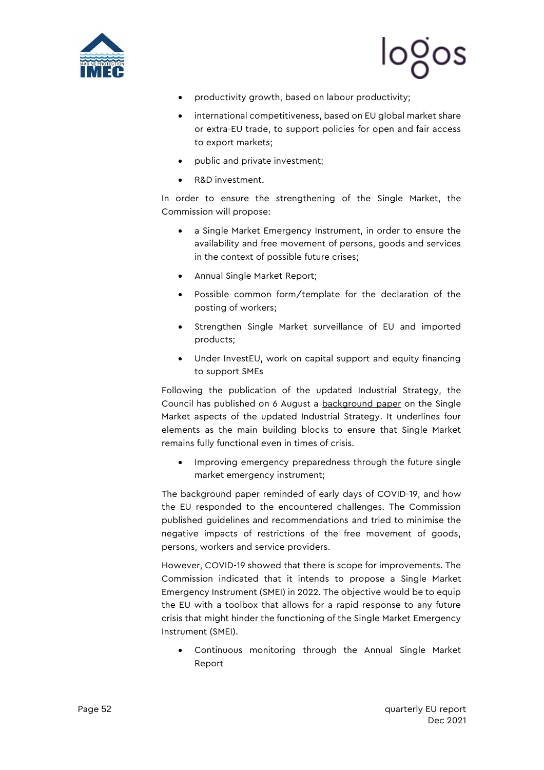- productivity growth, based on labour productivity;
- international competitiveness, based on EU global market share or extra-EU trade, to support policies for open and fair access to export markets;
- public and private investment;
- R&D investment.

In order to ensure the strengthening of the Single Market, the Commission will propose:

- a Single Market Emergency Instrument, in order to ensure the availability and free movement of persons, goods and services in the context of possible future crises;
- Annual Single Market Report;
- Possible common form/template for the declaration of the posting of workers;
- Strengthen Single Market surveillance of EU and imported products;
- Under InvestEU, work on capital support and equity financing to support SMEs

Following the publication of the updated Industrial Strategy, the Council has published on 6 August a background paper on the Single Market aspects of the updated Industrial Strategy. It underlines four elements as the main building blocks to ensure that Single Market remains fully functional even in times of crisis.

- Improving emergency preparedness through the future single market emergency instrument;

The background paper reminded of early days of COVID-19, and how the EU responded to the encountered challenges. The Commission published guidelines and recommendations and tried to minimise the negative impacts of restrictions of the free movement of goods, persons, workers and service providers.

However, COVID-19 showed that there is scope for improvements. The Commission indicated that it intends to propose a Single Market Emergency Instrument (SMEI) in 2022. The objective would be to equip the EU with a toolbox that allows for a rapid response to any future crisis that might hinder the functioning of the Single Market Emergency Instrument (SMEI).

- Continuous monitoring through the Annual Single Market Report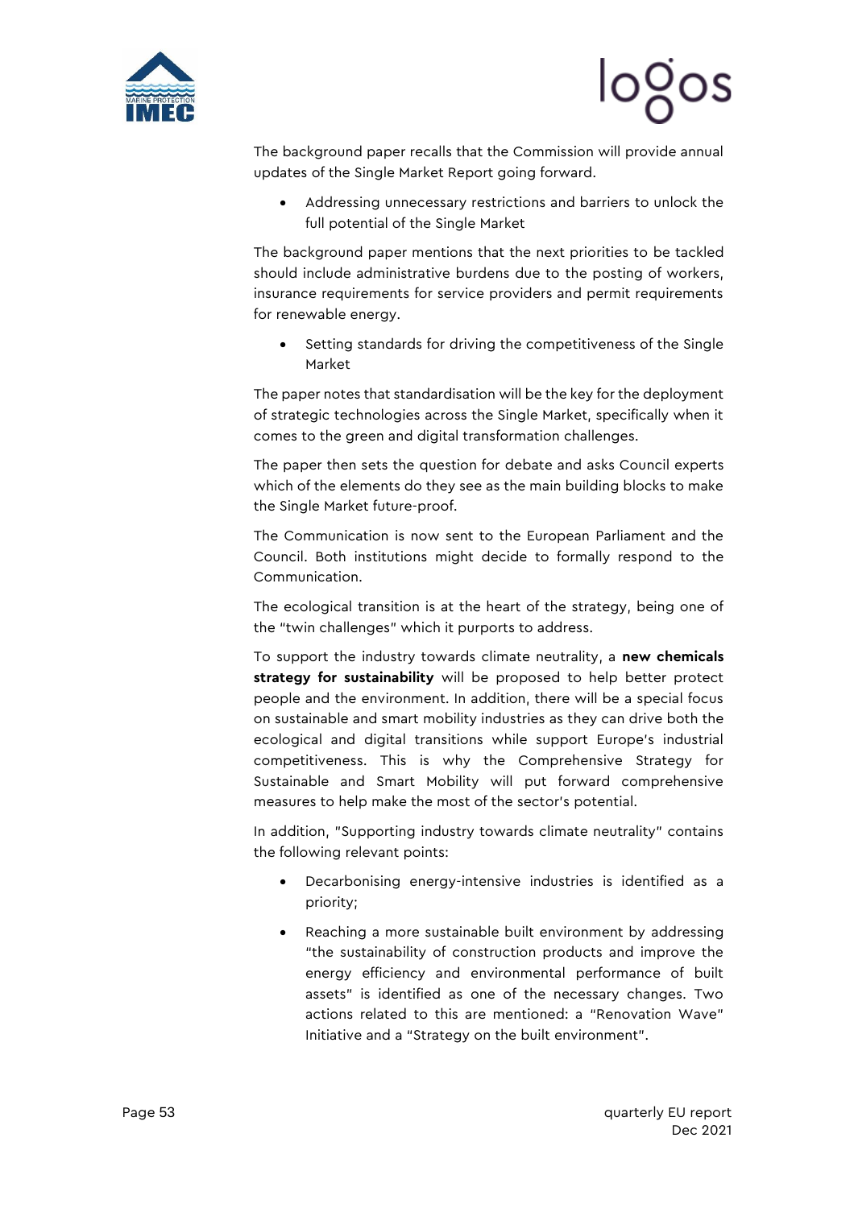The background paper recalls that the Commission will provide annual updates of the Single Market Report going forward.

- Addressing unnecessary restrictions and barriers to unlock the full potential of the Single Market

The background paper mentions that the next priorities to be tackled should include administrative burdens due to the posting of workers, insurance requirements for service providers and permit requirements for renewable energy.

- Setting standards for driving the competitiveness of the Single Market

The paper notes that standardisation will be the key for the deployment of strategic technologies across the Single Market, specifically when it comes to the green and digital transformation challenges.

The paper then sets the question for debate and asks Council experts which of the elements do they see as the main building blocks to make the Single Market future-proof.

The Communication is now sent to the European Parliament and the Council. Both institutions might decide to formally respond to the Communication.

The ecological transition is at the heart of the strategy, being one of the "twin challenges" which it purports to address.

To support the industry towards climate neutrality, a **new chemicals strategy for sustainability** will be proposed to help better protect people and the environment. In addition, there will be a special focus on sustainable and smart mobility industries as they can drive both the ecological and digital transitions while support Europe's industrial competitiveness. This is why the Comprehensive Strategy for Sustainable and Smart Mobility will put forward comprehensive measures to help make the most of the sector's potential.

In addition, "Supporting industry towards climate neutrality" contains the following relevant points:

- Decarbonising energy-intensive industries is identified as a priority;
- Reaching a more sustainable built environment by addressing "the sustainability of construction products and improve the energy efficiency and environmental performance of built assets" is identified as one of the necessary changes. Two actions related to this are mentioned: a "Renovation Wave" Initiative and a "Strategy on the built environment".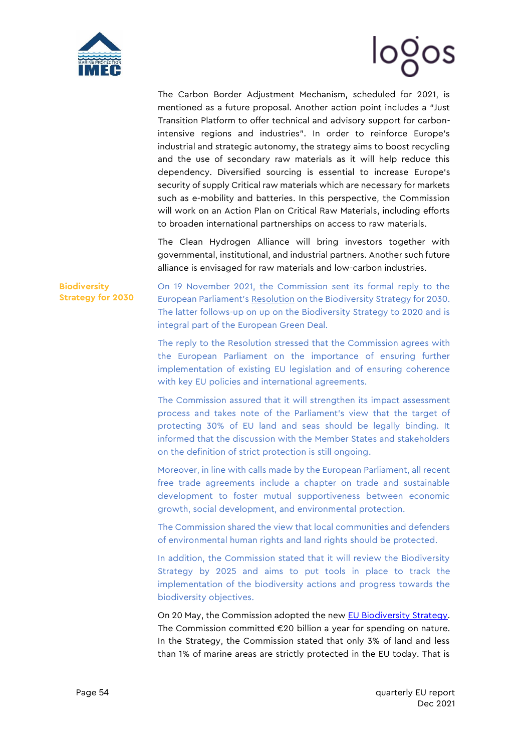The Carbon Border Adjustment Mechanism, scheduled for 2021, is mentioned as a future proposal. Another action point includes a "Just Transition Platform to offer technical and advisory support for carbon-intensive regions and industries". In order to reinforce Europe's industrial and strategic autonomy, the strategy aims to boost recycling and the use of secondary raw materials as it will help reduce this dependency. Diversified sourcing is essential to increase Europe's security of supply Critical raw materials which are necessary for markets such as e-mobility and batteries. In this perspective, the Commission will work on an Action Plan on Critical Raw Materials, including efforts to broaden international partnerships on access to raw materials.

The Clean Hydrogen Alliance will bring investors together with governmental, institutional, and industrial partners. Another such future alliance is envisaged for raw materials and low-carbon industries.

## Biodiversity Strategy for 2030

On 19 November 2021, the Commission sent its formal reply to the European Parliament's Resolution on the Biodiversity Strategy for 2030. The latter follows-up on up on the Biodiversity Strategy to 2020 and is integral part of the European Green Deal.

The reply to the Resolution stressed that the Commission agrees with the European Parliament on the importance of ensuring further implementation of existing EU legislation and of ensuring coherence with key EU policies and international agreements.

The Commission assured that it will strengthen its impact assessment process and takes note of the Parliament's view that the target of protecting 30% of EU land and seas should be legally binding. It informed that the discussion with the Member States and stakeholders on the definition of strict protection is still ongoing.

Moreover, in line with calls made by the European Parliament, all recent free trade agreements include a chapter on trade and sustainable development to foster mutual supportiveness between economic growth, social development, and environmental protection.

The Commission shared the view that local communities and defenders of environmental human rights and land rights should be protected.

In addition, the Commission stated that it will review the Biodiversity Strategy by 2025 and aims to put tools in place to track the implementation of the biodiversity actions and progress towards the biodiversity objectives.

On 20 May, the Commission adopted the new EU Biodiversity Strategy. The Commission committed €20 billion a year for spending on nature. In the Strategy, the Commission stated that only 3% of land and less than 1% of marine areas are strictly protected in the EU today. That is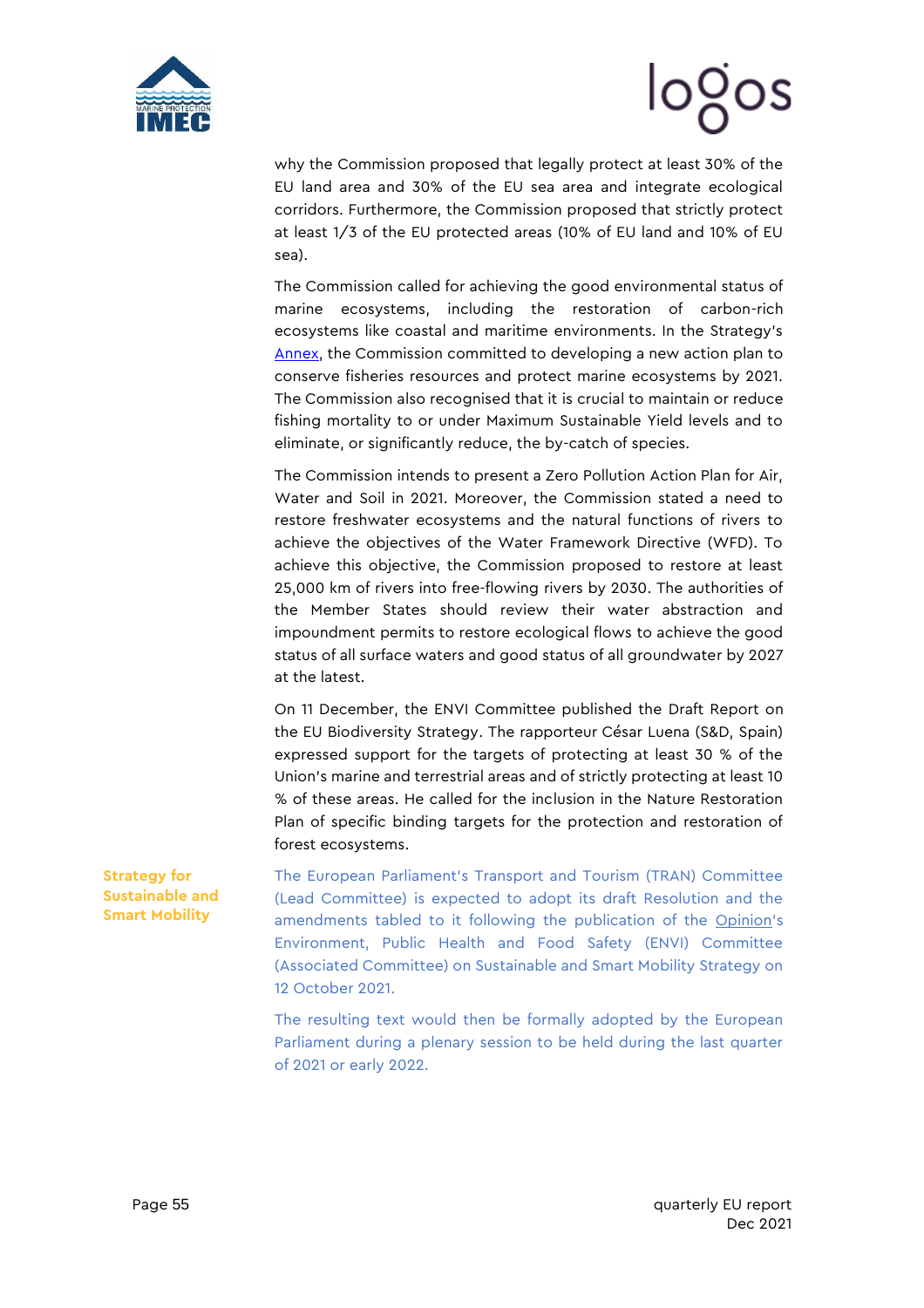why the Commission proposed that legally protect at least 30% of the EU land area and 30% of the EU sea area and integrate ecological corridors. Furthermore, the Commission proposed that strictly protect at least 1/3 of the EU protected areas (10% of EU land and 10% of EU sea).

The Commission called for achieving the good environmental status of marine ecosystems, including the restoration of carbon-rich ecosystems like coastal and maritime environments. In the Strategy's Annex, the Commission committed to developing a new action plan to conserve fisheries resources and protect marine ecosystems by 2021. The Commission also recognised that it is crucial to maintain or reduce fishing mortality to or under Maximum Sustainable Yield levels and to eliminate, or significantly reduce, the by-catch of species.

The Commission intends to present a Zero Pollution Action Plan for Air, Water and Soil in 2021. Moreover, the Commission stated a need to restore freshwater ecosystems and the natural functions of rivers to achieve the objectives of the Water Framework Directive (WFD). To achieve this objective, the Commission proposed to restore at least 25,000 km of rivers into free-flowing rivers by 2030. The authorities of the Member States should review their water abstraction and impoundment permits to restore ecological flows to achieve the good status of all surface waters and good status of all groundwater by 2027 at the latest.

On 11 December, the ENVI Committee published the Draft Report on the EU Biodiversity Strategy. The rapporteur César Luena (S&D, Spain) expressed support for the targets of protecting at least 30 % of the Union's marine and terrestrial areas and of strictly protecting at least 10 % of these areas. He called for the inclusion in the Nature Restoration Plan of specific binding targets for the protection and restoration of forest ecosystems.

**Strategy for Sustainable and Smart Mobility**

The European Parliament's Transport and Tourism (TRAN) Committee (Lead Committee) is expected to adopt its draft Resolution and the amendments tabled to it following the publication of the Opinion's Environment, Public Health and Food Safety (ENVI) Committee (Associated Committee) on Sustainable and Smart Mobility Strategy on 12 October 2021.

The resulting text would then be formally adopted by the European Parliament during a plenary session to be held during the last quarter of 2021 or early 2022.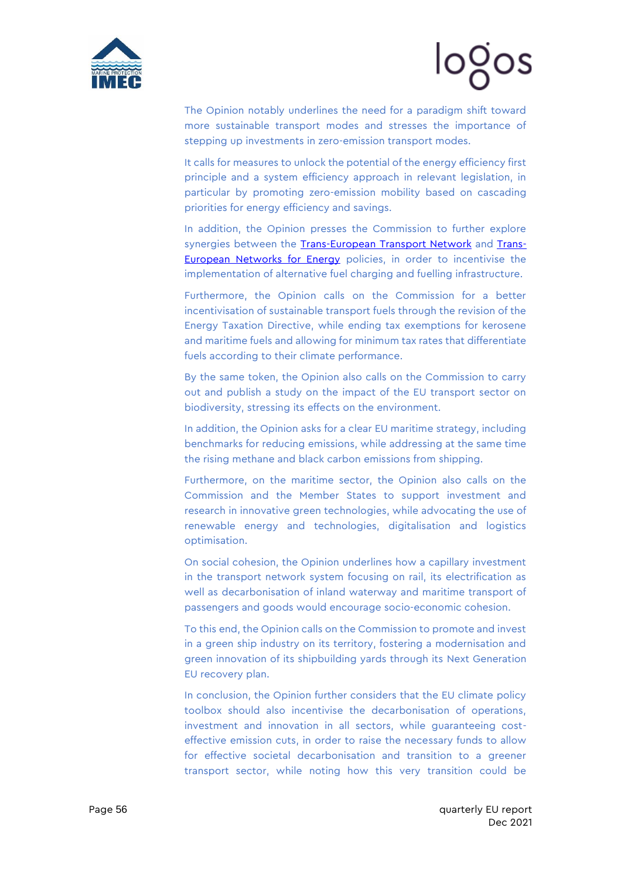The Opinion notably underlines the need for a paradigm shift toward more sustainable transport modes and stresses the importance of stepping up investments in zero-emission transport modes.

It calls for measures to unlock the potential of the energy efficiency first principle and a system efficiency approach in relevant legislation, in particular by promoting zero-emission mobility based on cascading priorities for energy efficiency and savings.

In addition, the Opinion presses the Commission to further explore synergies between the Trans-European Transport Network and Trans-European Networks for Energy policies, in order to incentivise the implementation of alternative fuel charging and fuelling infrastructure.

Furthermore, the Opinion calls on the Commission for a better incentivisation of sustainable transport fuels through the revision of the Energy Taxation Directive, while ending tax exemptions for kerosene and maritime fuels and allowing for minimum tax rates that differentiate fuels according to their climate performance.

By the same token, the Opinion also calls on the Commission to carry out and publish a study on the impact of the EU transport sector on biodiversity, stressing its effects on the environment.

In addition, the Opinion asks for a clear EU maritime strategy, including benchmarks for reducing emissions, while addressing at the same time the rising methane and black carbon emissions from shipping.

Furthermore, on the maritime sector, the Opinion also calls on the Commission and the Member States to support investment and research in innovative green technologies, while advocating the use of renewable energy and technologies, digitalisation and logistics optimisation.

On social cohesion, the Opinion underlines how a capillary investment in the transport network system focusing on rail, its electrification as well as decarbonisation of inland waterway and maritime transport of passengers and goods would encourage socio-economic cohesion.

To this end, the Opinion calls on the Commission to promote and invest in a green ship industry on its territory, fostering a modernisation and green innovation of its shipbuilding yards through its Next Generation EU recovery plan.

In conclusion, the Opinion further considers that the EU climate policy toolbox should also incentivise the decarbonisation of operations, investment and innovation in all sectors, while guaranteeing cost-effective emission cuts, in order to raise the necessary funds to allow for effective societal decarbonisation and transition to a greener transport sector, while noting how this very transition could be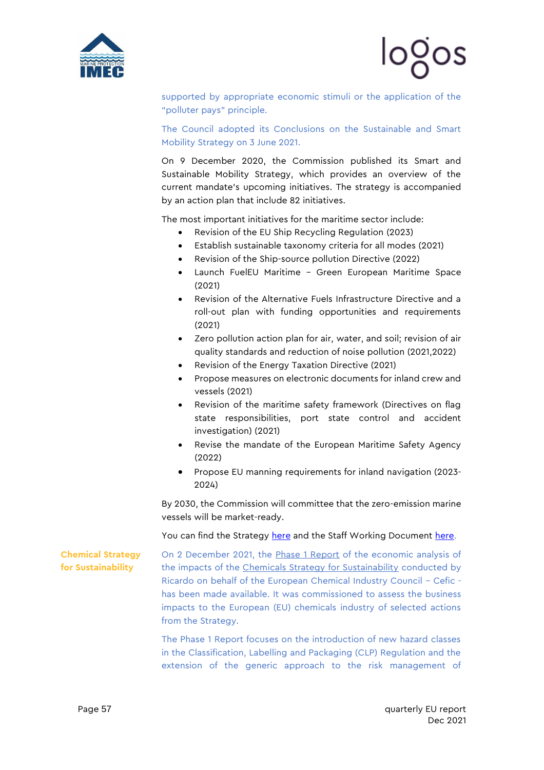supported by appropriate economic stimuli or the application of the "polluter pays" principle.

The Council adopted its Conclusions on the Sustainable and Smart Mobility Strategy on 3 June 2021.

On 9 December 2020, the Commission published its Smart and Sustainable Mobility Strategy, which provides an overview of the current mandate's upcoming initiatives. The strategy is accompanied by an action plan that include 82 initiatives.

The most important initiatives for the maritime sector include:

- Revision of the EU Ship Recycling Regulation (2023)
- Establish sustainable taxonomy criteria for all modes (2021)
- Revision of the Ship-source pollution Directive (2022)
- Launch FuelEU Maritime – Green European Maritime Space (2021)
- Revision of the Alternative Fuels Infrastructure Directive and a roll-out plan with funding opportunities and requirements (2021)
- Zero pollution action plan for air, water, and soil; revision of air quality standards and reduction of noise pollution (2021,2022)
- Revision of the Energy Taxation Directive (2021)
- Propose measures on electronic documents for inland crew and vessels (2021)
- Revision of the maritime safety framework (Directives on flag state responsibilities, port state control and accident investigation) (2021)
- Revise the mandate of the European Maritime Safety Agency (2022)
- Propose EU manning requirements for inland navigation (2023-2024)

By 2030, the Commission will committee that the zero-emission marine vessels will be market-ready.

You can find the Strategy here and the Staff Working Document here.

**Chemical Strategy for Sustainability**

On 2 December 2021, the Phase 1 Report of the economic analysis of the impacts of the Chemicals Strategy for Sustainability conducted by Ricardo on behalf of the European Chemical Industry Council – Cefic - has been made available. It was commissioned to assess the business impacts to the European (EU) chemicals industry of selected actions from the Strategy.

The Phase 1 Report focuses on the introduction of new hazard classes in the Classification, Labelling and Packaging (CLP) Regulation and the extension of the generic approach to the risk management of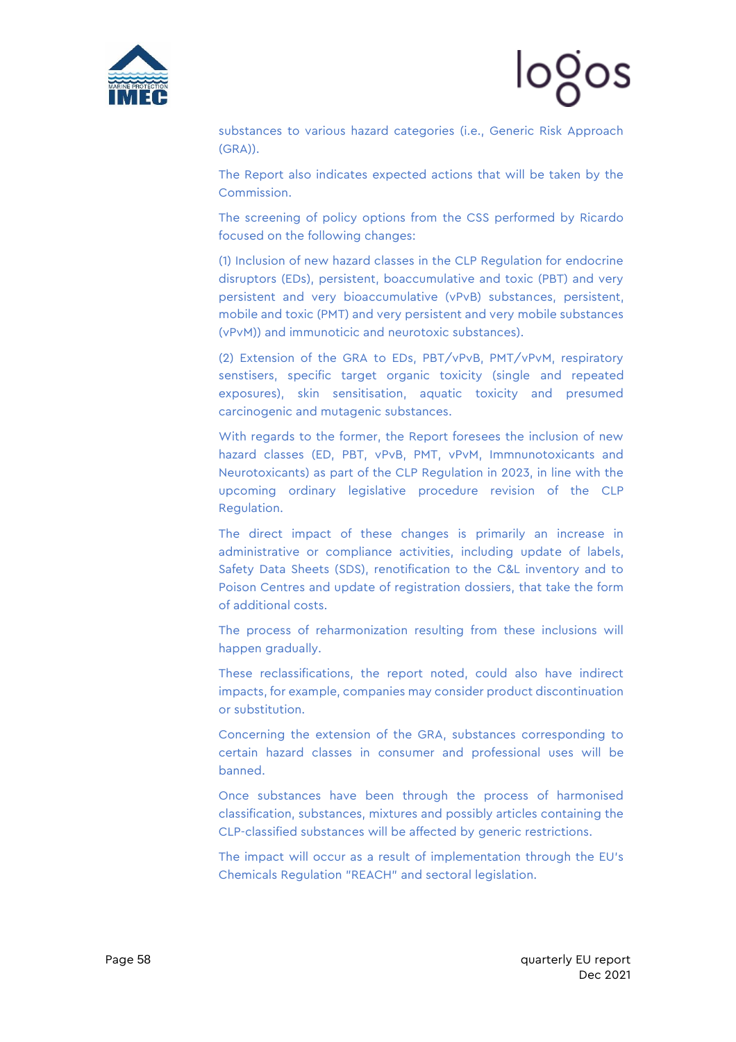substances to various hazard categories (i.e., Generic Risk Approach (GRA)).

The Report also indicates expected actions that will be taken by the Commission.

The screening of policy options from the CSS performed by Ricardo focused on the following changes:

(1) Inclusion of new hazard classes in the CLP Regulation for endocrine disruptors (EDs), persistent, boaccumulative and toxic (PBT) and very persistent and very bioaccumulative (vPvB) substances, persistent, mobile and toxic (PMT) and very persistent and very mobile substances (vPvM)) and immunoticic and neurotoxic substances).

(2) Extension of the GRA to EDs, PBT/vPvB, PMT/vPvM, respiratory senstisers, specific target organic toxicity (single and repeated exposures), skin sensitisation, aquatic toxicity and presumed carcinogenic and mutagenic substances.

With regards to the former, the Report foresees the inclusion of new hazard classes (ED, PBT, vPvB, PMT, vPvM, Immnunotoxicants and Neurotoxicants) as part of the CLP Regulation in 2023, in line with the upcoming ordinary legislative procedure revision of the CLP Regulation.

The direct impact of these changes is primarily an increase in administrative or compliance activities, including update of labels, Safety Data Sheets (SDS), renotification to the C&L inventory and to Poison Centres and update of registration dossiers, that take the form of additional costs.

The process of reharmonization resulting from these inclusions will happen gradually.

These reclassifications, the report noted, could also have indirect impacts, for example, companies may consider product discontinuation or substitution.

Concerning the extension of the GRA, substances corresponding to certain hazard classes in consumer and professional uses will be banned.

Once substances have been through the process of harmonised classification, substances, mixtures and possibly articles containing the CLP-classified substances will be affected by generic restrictions.

The impact will occur as a result of implementation through the EU's Chemicals Regulation "REACH" and sectoral legislation.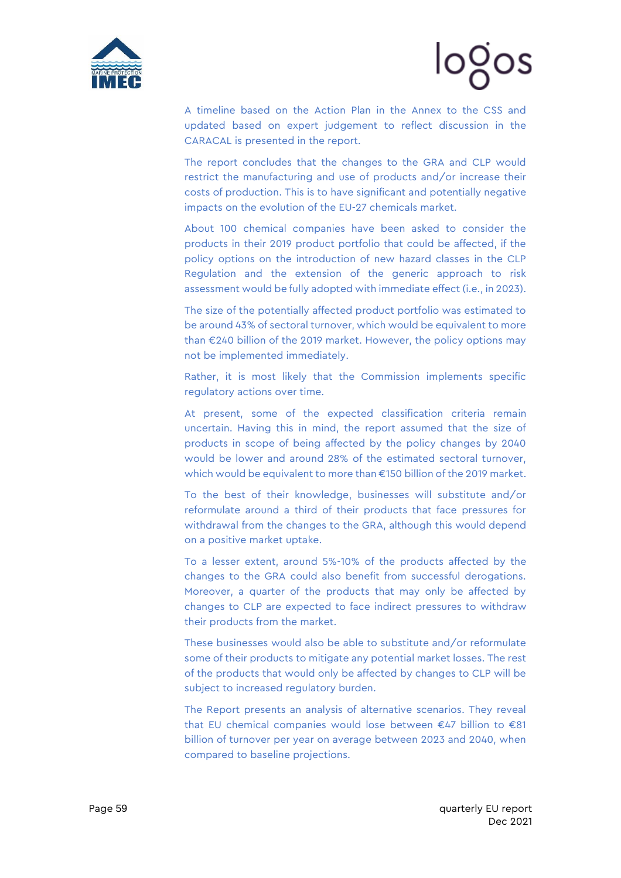A timeline based on the Action Plan in the Annex to the CSS and updated based on expert judgement to reflect discussion in the CARACAL is presented in the report.

The report concludes that the changes to the GRA and CLP would restrict the manufacturing and use of products and/or increase their costs of production. This is to have significant and potentially negative impacts on the evolution of the EU-27 chemicals market.

About 100 chemical companies have been asked to consider the products in their 2019 product portfolio that could be affected, if the policy options on the introduction of new hazard classes in the CLP Regulation and the extension of the generic approach to risk assessment would be fully adopted with immediate effect (i.e., in 2023).

The size of the potentially affected product portfolio was estimated to be around 43% of sectoral turnover, which would be equivalent to more than €240 billion of the 2019 market. However, the policy options may not be implemented immediately.

Rather, it is most likely that the Commission implements specific regulatory actions over time.

At present, some of the expected classification criteria remain uncertain. Having this in mind, the report assumed that the size of products in scope of being affected by the policy changes by 2040 would be lower and around 28% of the estimated sectoral turnover, which would be equivalent to more than €150 billion of the 2019 market.

To the best of their knowledge, businesses will substitute and/or reformulate around a third of their products that face pressures for withdrawal from the changes to the GRA, although this would depend on a positive market uptake.

To a lesser extent, around 5%-10% of the products affected by the changes to the GRA could also benefit from successful derogations. Moreover, a quarter of the products that may only be affected by changes to CLP are expected to face indirect pressures to withdraw their products from the market.

These businesses would also be able to substitute and/or reformulate some of their products to mitigate any potential market losses. The rest of the products that would only be affected by changes to CLP will be subject to increased regulatory burden.

The Report presents an analysis of alternative scenarios. They reveal that EU chemical companies would lose between €47 billion to €81 billion of turnover per year on average between 2023 and 2040, when compared to baseline projections.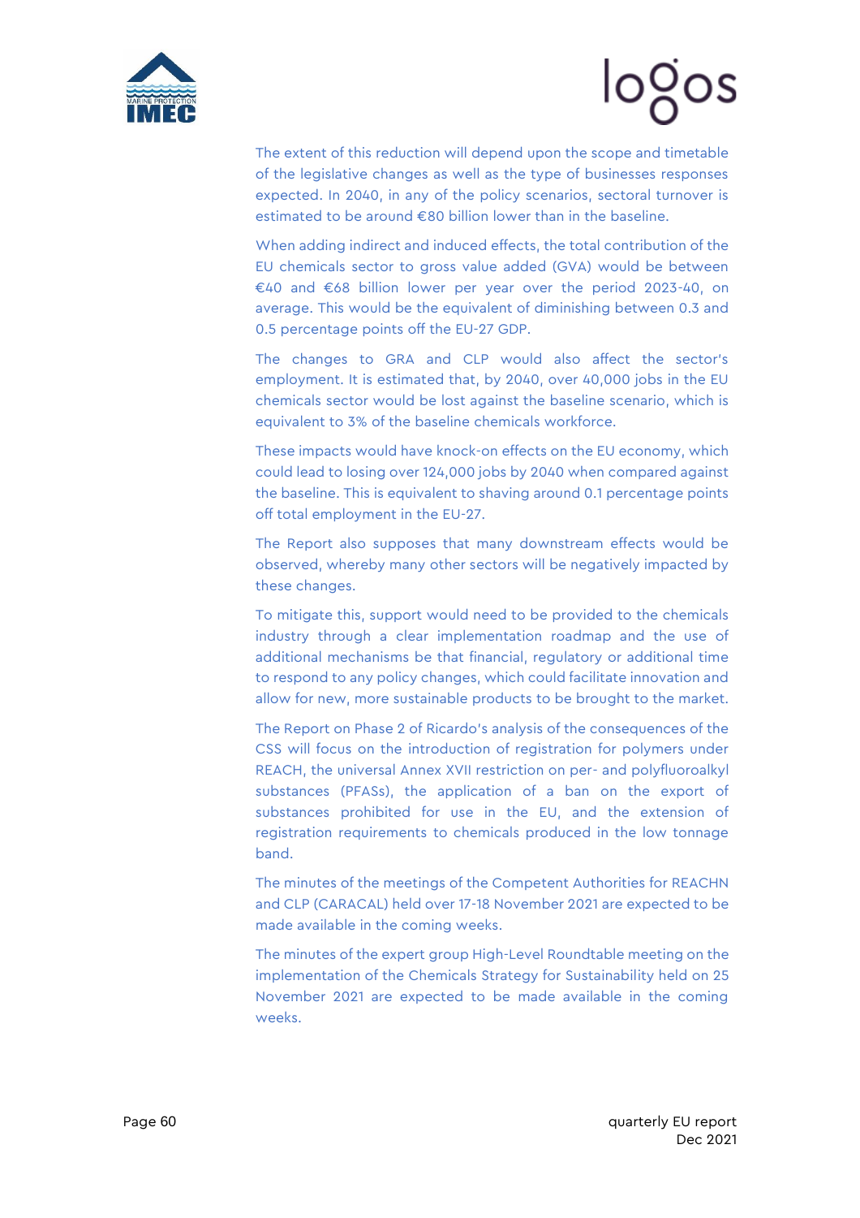The extent of this reduction will depend upon the scope and timetable of the legislative changes as well as the type of businesses responses expected. In 2040, in any of the policy scenarios, sectoral turnover is estimated to be around €80 billion lower than in the baseline.

When adding indirect and induced effects, the total contribution of the EU chemicals sector to gross value added (GVA) would be between €40 and €68 billion lower per year over the period 2023-40, on average. This would be the equivalent of diminishing between 0.3 and 0.5 percentage points off the EU-27 GDP.

The changes to GRA and CLP would also affect the sector's employment. It is estimated that, by 2040, over 40,000 jobs in the EU chemicals sector would be lost against the baseline scenario, which is equivalent to 3% of the baseline chemicals workforce.

These impacts would have knock-on effects on the EU economy, which could lead to losing over 124,000 jobs by 2040 when compared against the baseline. This is equivalent to shaving around 0.1 percentage points off total employment in the EU-27.

The Report also supposes that many downstream effects would be observed, whereby many other sectors will be negatively impacted by these changes.

To mitigate this, support would need to be provided to the chemicals industry through a clear implementation roadmap and the use of additional mechanisms be that financial, regulatory or additional time to respond to any policy changes, which could facilitate innovation and allow for new, more sustainable products to be brought to the market.

The Report on Phase 2 of Ricardo's analysis of the consequences of the CSS will focus on the introduction of registration for polymers under REACH, the universal Annex XVII restriction on per- and polyfluoroalkyl substances (PFASs), the application of a ban on the export of substances prohibited for use in the EU, and the extension of registration requirements to chemicals produced in the low tonnage band.

The minutes of the meetings of the Competent Authorities for REACHN and CLP (CARACAL) held over 17-18 November 2021 are expected to be made available in the coming weeks.

The minutes of the expert group High-Level Roundtable meeting on the implementation of the Chemicals Strategy for Sustainability held on 25 November 2021 are expected to be made available in the coming weeks.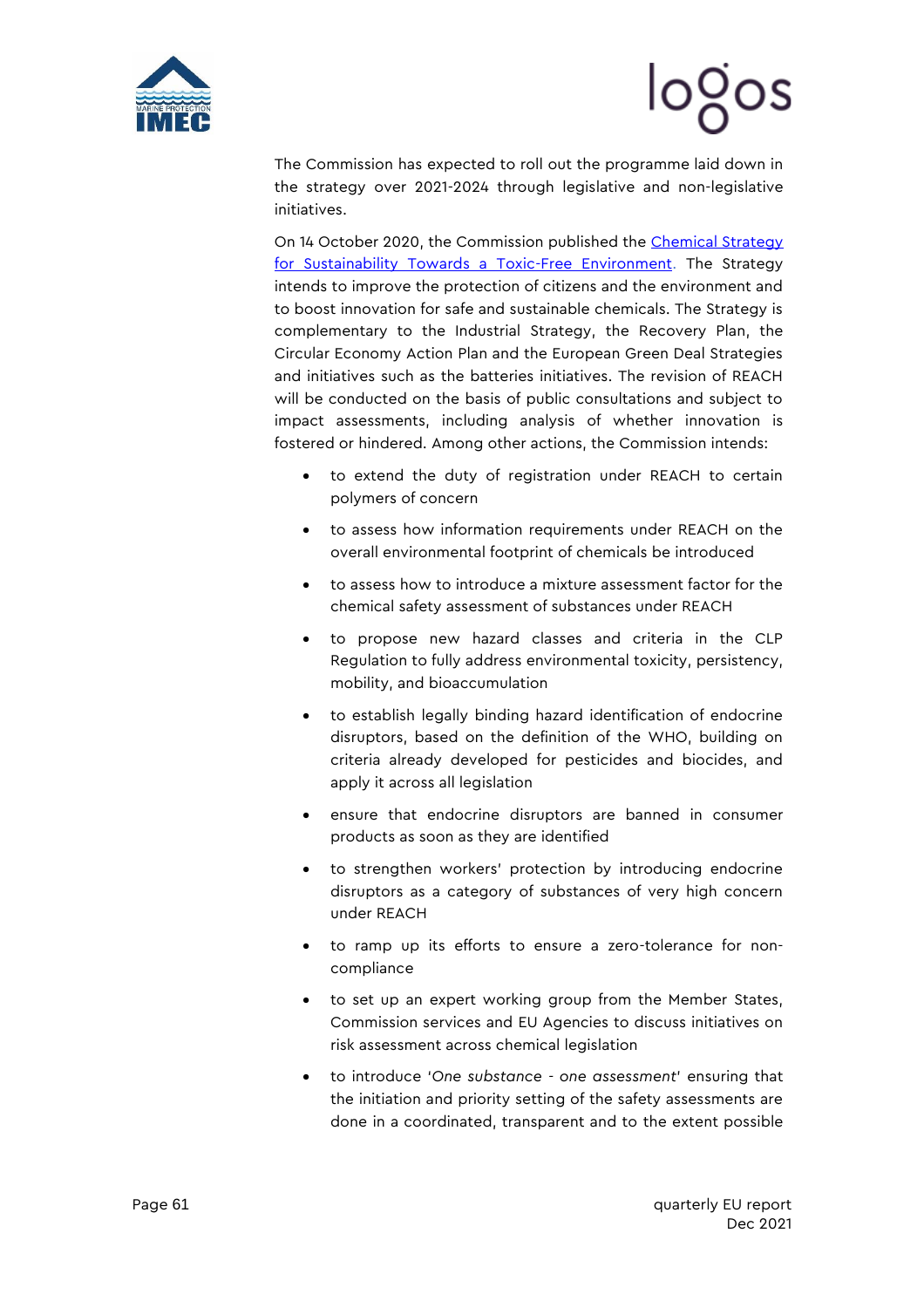The Commission has expected to roll out the programme laid down in the strategy over 2021-2024 through legislative and non-legislative initiatives.

On 14 October 2020, the Commission published the [Chemical Strategy for Sustainability Towards a Toxic-Free Environment](). The Strategy intends to improve the protection of citizens and the environment and to boost innovation for safe and sustainable chemicals. The Strategy is complementary to the Industrial Strategy, the Recovery Plan, the Circular Economy Action Plan and the European Green Deal Strategies and initiatives such as the batteries initiatives. The revision of REACH will be conducted on the basis of public consultations and subject to impact assessments, including analysis of whether innovation is fostered or hindered. Among other actions, the Commission intends:

- to extend the duty of registration under REACH to certain polymers of concern
- to assess how information requirements under REACH on the overall environmental footprint of chemicals be introduced
- to assess how to introduce a mixture assessment factor for the chemical safety assessment of substances under REACH
- to propose new hazard classes and criteria in the CLP Regulation to fully address environmental toxicity, persistency, mobility, and bioaccumulation
- to establish legally binding hazard identification of endocrine disruptors, based on the definition of the WHO, building on criteria already developed for pesticides and biocides, and apply it across all legislation
- ensure that endocrine disruptors are banned in consumer products as soon as they are identified
- to strengthen workers' protection by introducing endocrine disruptors as a category of substances of very high concern under REACH
- to ramp up its efforts to ensure a zero-tolerance for non-compliance
- to set up an expert working group from the Member States, Commission services and EU Agencies to discuss initiatives on risk assessment across chemical legislation
- to introduce '*One substance - one assessment*' ensuring that the initiation and priority setting of the safety assessments are done in a coordinated, transparent and to the extent possible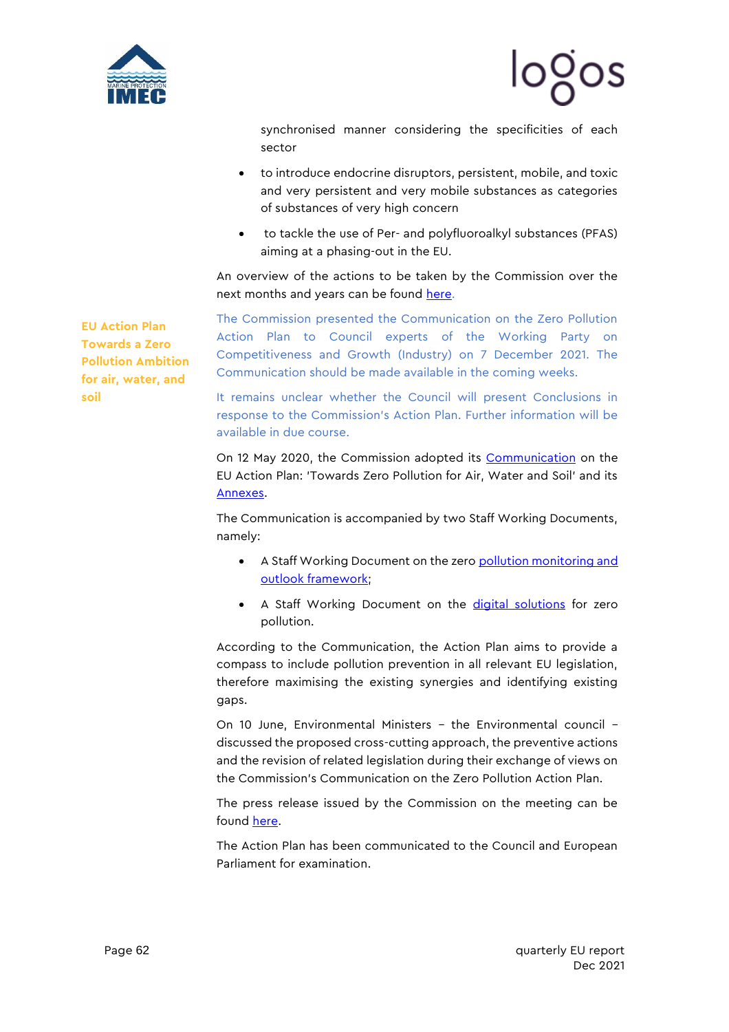synchronised manner considering the specificities of each sector

- to introduce endocrine disruptors, persistent, mobile, and toxic and very persistent and very mobile substances as categories of substances of very high concern
- to tackle the use of Per- and polyfluoroalkyl substances (PFAS) aiming at a phasing-out in the EU.

An overview of the actions to be taken by the Commission over the next months and years can be found here.

**EU Action Plan Towards a Zero Pollution Ambition for air, water, and soil**

The Commission presented the Communication on the Zero Pollution Action Plan to Council experts of the Working Party on Competitiveness and Growth (Industry) on 7 December 2021. The Communication should be made available in the coming weeks.

It remains unclear whether the Council will present Conclusions in response to the Commission's Action Plan. Further information will be available in due course.

On 12 May 2020, the Commission adopted its Communication on the EU Action Plan: 'Towards Zero Pollution for Air, Water and Soil' and its Annexes.

The Communication is accompanied by two Staff Working Documents, namely:

- A Staff Working Document on the zero pollution monitoring and outlook framework;
- A Staff Working Document on the digital solutions for zero pollution.

According to the Communication, the Action Plan aims to provide a compass to include pollution prevention in all relevant EU legislation, therefore maximising the existing synergies and identifying existing gaps.

On 10 June, Environmental Ministers – the Environmental council – discussed the proposed cross-cutting approach, the preventive actions and the revision of related legislation during their exchange of views on the Commission's Communication on the Zero Pollution Action Plan.

The press release issued by the Commission on the meeting can be found here.

The Action Plan has been communicated to the Council and European Parliament for examination.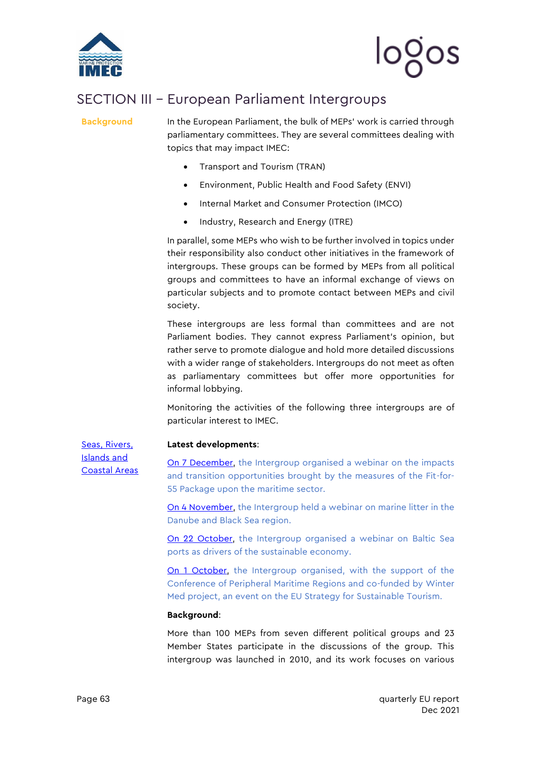# SECTION III – European Parliament Intergroups

**Background**

In the European Parliament, the bulk of MEPs' work is carried through parliamentary committees. They are several committees dealing with topics that may impact IMEC:

- Transport and Tourism (TRAN)
- Environment, Public Health and Food Safety (ENVI)
- Internal Market and Consumer Protection (IMCO)
- Industry, Research and Energy (ITRE)

In parallel, some MEPs who wish to be further involved in topics under their responsibility also conduct other initiatives in the framework of intergroups. These groups can be formed by MEPs from all political groups and committees to have an informal exchange of views on particular subjects and to promote contact between MEPs and civil society.

These intergroups are less formal than committees and are not Parliament bodies. They cannot express Parliament's opinion, but rather serve to promote dialogue and hold more detailed discussions with a wider range of stakeholders. Intergroups do not meet as often as parliamentary committees but offer more opportunities for informal lobbying.

Monitoring the activities of the following three intergroups are of particular interest to IMEC.

**Seas, Rivers, Islands and Coastal Areas**

**Latest developments**:

On 7 December, the Intergroup organised a webinar on the impacts and transition opportunities brought by the measures of the Fit-for-55 Package upon the maritime sector.

On 4 November, the Intergroup held a webinar on marine litter in the Danube and Black Sea region.

On 22 October, the Intergroup organised a webinar on Baltic Sea ports as drivers of the sustainable economy.

On 1 October, the Intergroup organised, with the support of the Conference of Peripheral Maritime Regions and co-funded by Winter Med project, an event on the EU Strategy for Sustainable Tourism.

**Background**:

More than 100 MEPs from seven different political groups and 23 Member States participate in the discussions of the group. This intergroup was launched in 2010, and its work focuses on various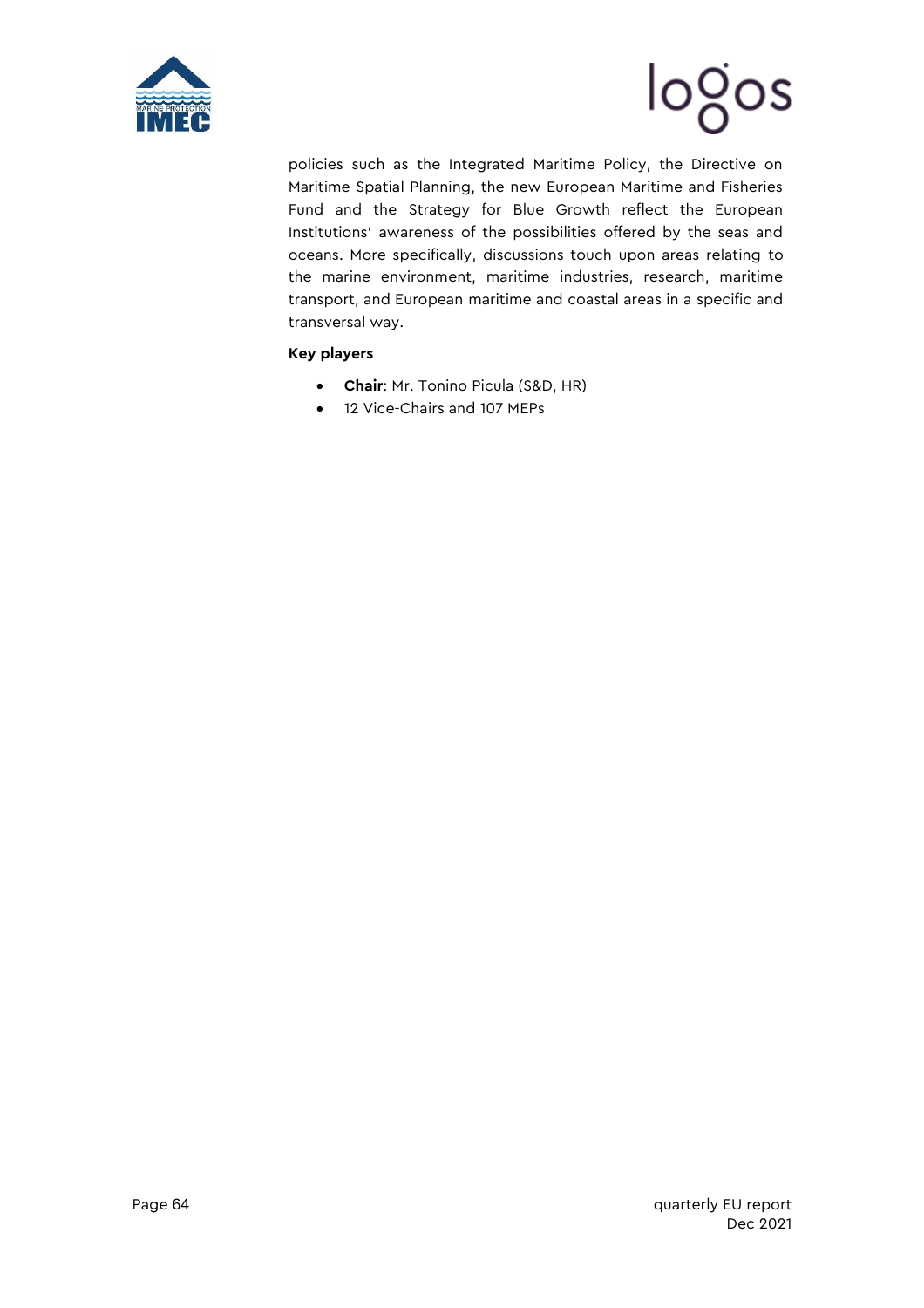policies such as the Integrated Maritime Policy, the Directive on Maritime Spatial Planning, the new European Maritime and Fisheries Fund and the Strategy for Blue Growth reflect the European Institutions' awareness of the possibilities offered by the seas and oceans. More specifically, discussions touch upon areas relating to the marine environment, maritime industries, research, maritime transport, and European maritime and coastal areas in a specific and transversal way.

**Key players**

- **Chair**: Mr. Tonino Picula (S&D, HR)
- 12 Vice-Chairs and 107 MEPs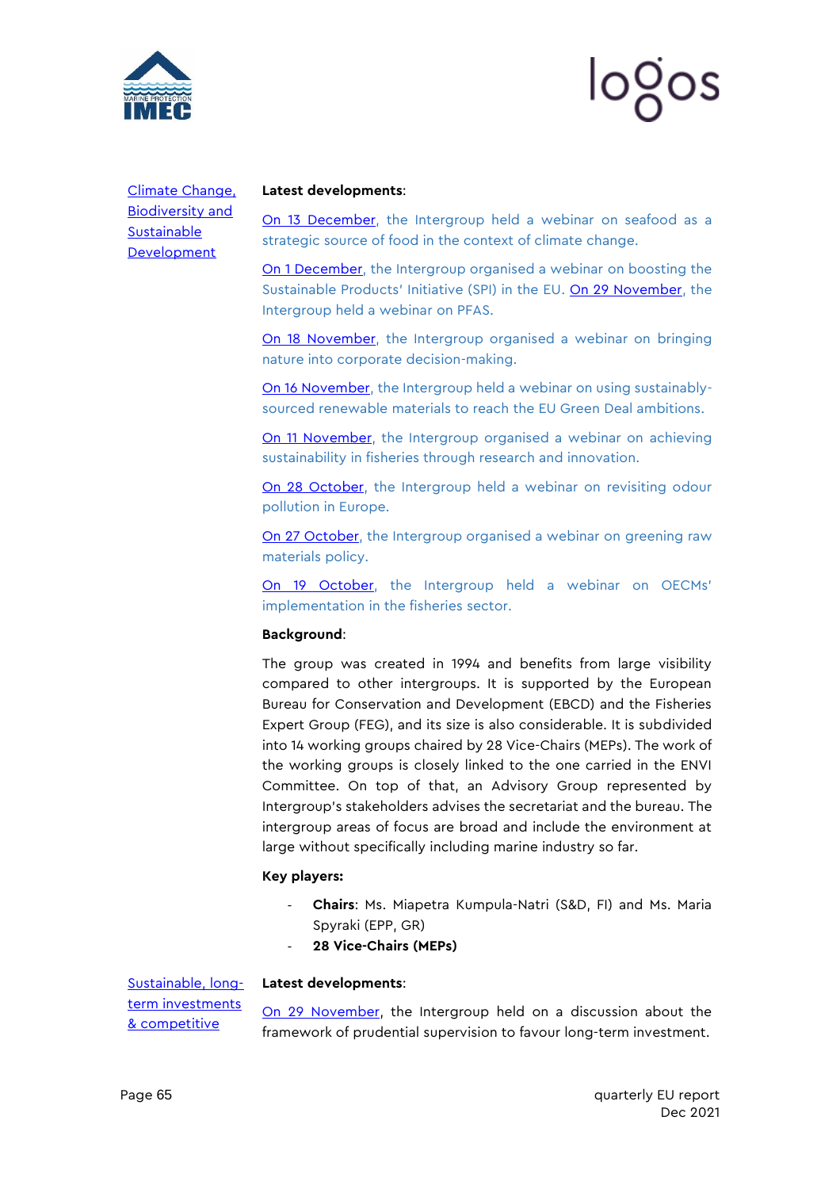| | |
|---|---|
| Climate Change, Biodiversity and Sustainable Development | **Latest developments**:<br><br>On 13 December, the Intergroup held a webinar on seafood as a strategic source of food in the context of climate change.<br><br>On 1 December, the Intergroup organised a webinar on boosting the Sustainable Products' Initiative (SPI) in the EU. On 29 November, the Intergroup held a webinar on PFAS.<br><br>On 18 November, the Intergroup organised a webinar on bringing nature into corporate decision-making.<br><br>On 16 November, the Intergroup held a webinar on using sustainably-sourced renewable materials to reach the EU Green Deal ambitions.<br><br>On 11 November, the Intergroup organised a webinar on achieving sustainability in fisheries through research and innovation.<br><br>On 28 October, the Intergroup held a webinar on revisiting odour pollution in Europe.<br><br>On 27 October, the Intergroup organised a webinar on greening raw materials policy.<br><br>On 19 October, the Intergroup held a webinar on OECMs' implementation in the fisheries sector.<br><br>**Background**:<br><br>The group was created in 1994 and benefits from large visibility compared to other intergroups. It is supported by the European Bureau for Conservation and Development (EBCD) and the Fisheries Expert Group (FEG), and its size is also considerable. It is subdivided into 14 working groups chaired by 28 Vice-Chairs (MEPs). The work of the working groups is closely linked to the one carried in the ENVI Committee. On top of that, an Advisory Group represented by Intergroup's stakeholders advises the secretariat and the bureau. The intergroup areas of focus are broad and include the environment at large without specifically including marine industry so far.<br><br>**Key players:**<br><br>- **Chairs**: Ms. Miapetra Kumpula-Natri (S&D, FI) and Ms. Maria Spyraki (EPP, GR)<br>- **28 Vice-Chairs (MEPs)** |
| Sustainable, long-term investments & competitive | **Latest developments**:<br><br>On 29 November, the Intergroup held on a discussion about the framework of prudential supervision to favour long-term investment. |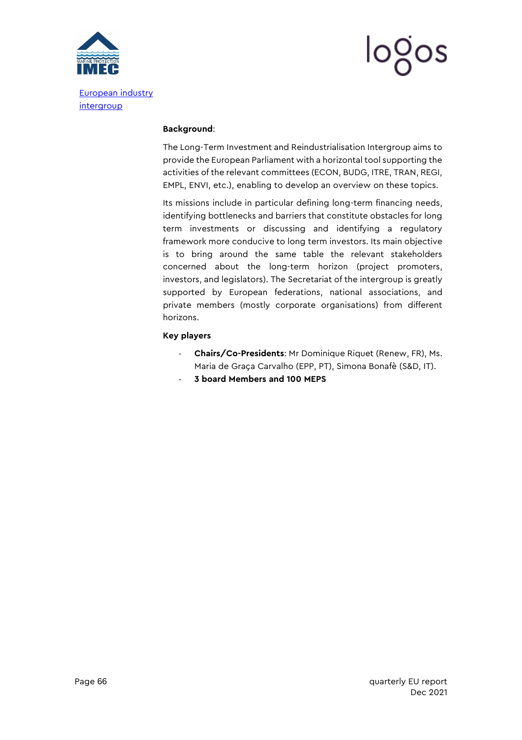[European industry intergroup]

**Background**:

The Long-Term Investment and Reindustrialisation Intergroup aims to provide the European Parliament with a horizontal tool supporting the activities of the relevant committees (ECON, BUDG, ITRE, TRAN, REGI, EMPL, ENVI, etc.), enabling to develop an overview on these topics.

Its missions include in particular defining long-term financing needs, identifying bottlenecks and barriers that constitute obstacles for long term investments or discussing and identifying a regulatory framework more conducive to long term investors. Its main objective is to bring around the same table the relevant stakeholders concerned about the long-term horizon (project promoters, investors, and legislators). The Secretariat of the intergroup is greatly supported by European federations, national associations, and private members (mostly corporate organisations) from different horizons.

**Key players**

- **Chairs/Co-Presidents**: Mr Dominique Riquet (Renew, FR), Ms. Maria de Graça Carvalho (EPP, PT), Simona Bonafè (S&D, IT).
- **3 board Members and 100 MEPS**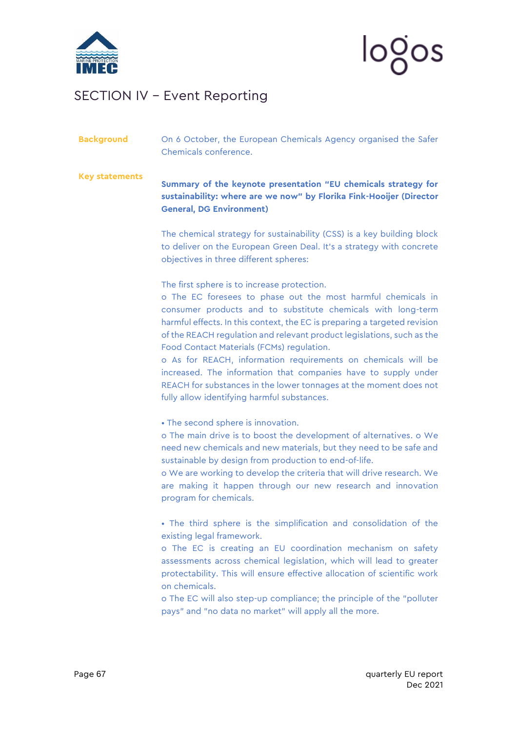# SECTION IV – Event Reporting

**Background**

On 6 October, the European Chemicals Agency organised the Safer Chemicals conference.

**Key statements**

**Summary of the keynote presentation "EU chemicals strategy for sustainability: where are we now" by Florika Fink-Hooijer (Director General, DG Environment)**

The chemical strategy for sustainability (CSS) is a key building block to deliver on the European Green Deal. It's a strategy with concrete objectives in three different spheres:

The first sphere is to increase protection.

o The EC foresees to phase out the most harmful chemicals in consumer products and to substitute chemicals with long-term harmful effects. In this context, the EC is preparing a targeted revision of the REACH regulation and relevant product legislations, such as the Food Contact Materials (FCMs) regulation.

o As for REACH, information requirements on chemicals will be increased. The information that companies have to supply under REACH for substances in the lower tonnages at the moment does not fully allow identifying harmful substances.

• The second sphere is innovation.

o The main drive is to boost the development of alternatives. o We need new chemicals and new materials, but they need to be safe and sustainable by design from production to end-of-life.

o We are working to develop the criteria that will drive research. We are making it happen through our new research and innovation program for chemicals.

• The third sphere is the simplification and consolidation of the existing legal framework.

o The EC is creating an EU coordination mechanism on safety assessments across chemical legislation, which will lead to greater protectability. This will ensure effective allocation of scientific work on chemicals.

o The EC will also step-up compliance; the principle of the "polluter pays" and "no data no market" will apply all the more.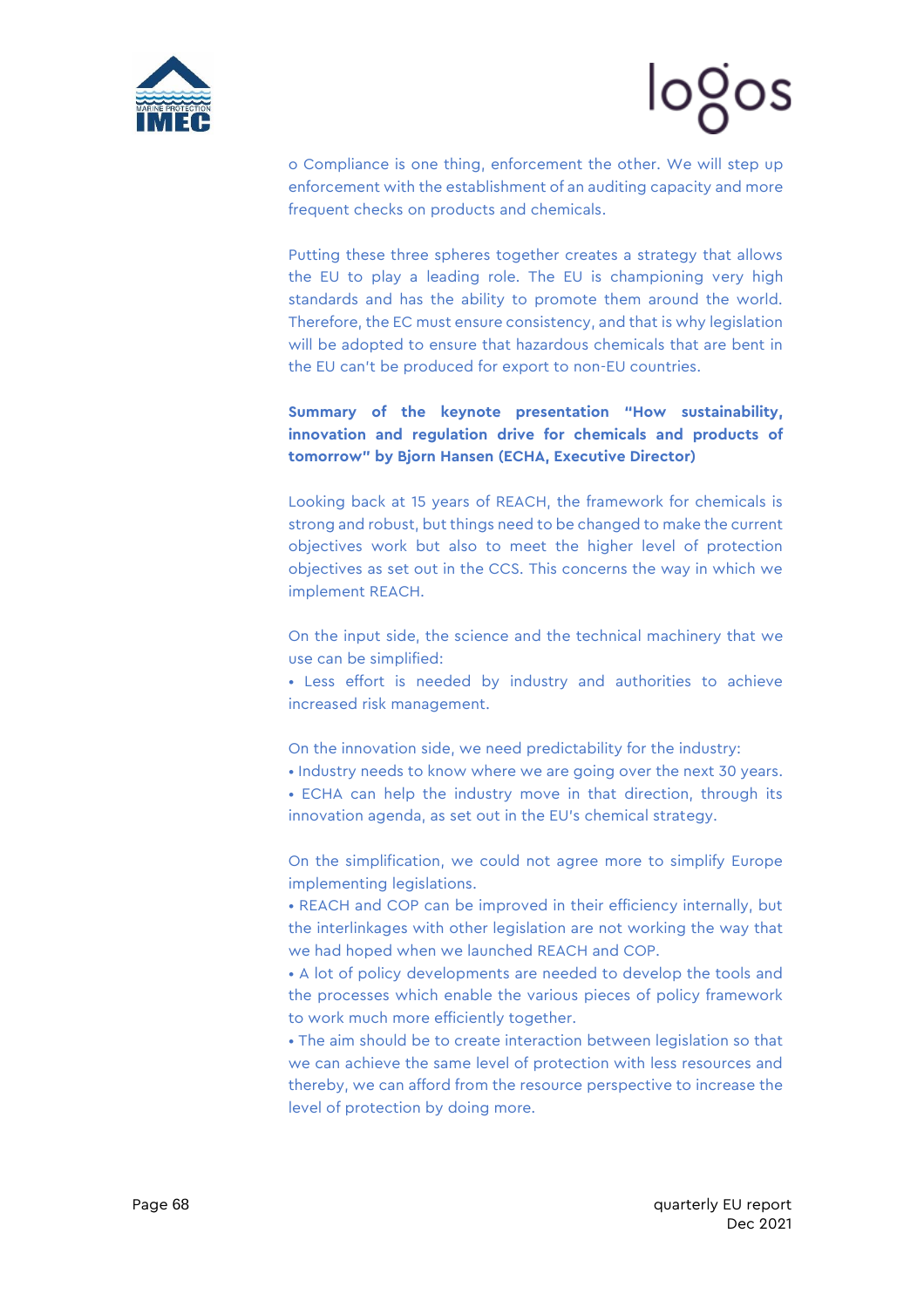o Compliance is one thing, enforcement the other. We will step up enforcement with the establishment of an auditing capacity and more frequent checks on products and chemicals.

Putting these three spheres together creates a strategy that allows the EU to play a leading role. The EU is championing very high standards and has the ability to promote them around the world. Therefore, the EC must ensure consistency, and that is why legislation will be adopted to ensure that hazardous chemicals that are bent in the EU can't be produced for export to non-EU countries.

**Summary of the keynote presentation "How sustainability, innovation and regulation drive for chemicals and products of tomorrow" by Bjorn Hansen (ECHA, Executive Director)**

Looking back at 15 years of REACH, the framework for chemicals is strong and robust, but things need to be changed to make the current objectives work but also to meet the higher level of protection objectives as set out in the CCS. This concerns the way in which we implement REACH.

On the input side, the science and the technical machinery that we use can be simplified:

- Less effort is needed by industry and authorities to achieve increased risk management.

On the innovation side, we need predictability for the industry:

- Industry needs to know where we are going over the next 30 years.
- ECHA can help the industry move in that direction, through its innovation agenda, as set out in the EU's chemical strategy.

On the simplification, we could not agree more to simplify Europe implementing legislations.

- REACH and COP can be improved in their efficiency internally, but the interlinkages with other legislation are not working the way that we had hoped when we launched REACH and COP.
- A lot of policy developments are needed to develop the tools and the processes which enable the various pieces of policy framework to work much more efficiently together.
- The aim should be to create interaction between legislation so that we can achieve the same level of protection with less resources and thereby, we can afford from the resource perspective to increase the level of protection by doing more.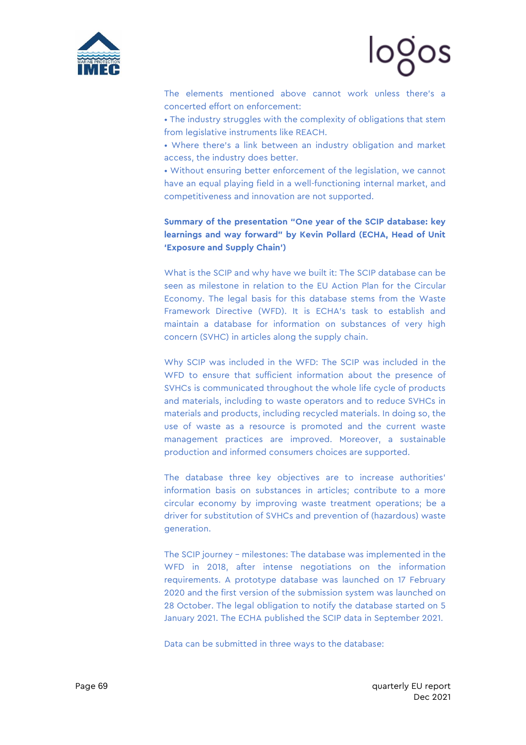The elements mentioned above cannot work unless there's a concerted effort on enforcement:

- The industry struggles with the complexity of obligations that stem from legislative instruments like REACH.
- Where there's a link between an industry obligation and market access, the industry does better.
- Without ensuring better enforcement of the legislation, we cannot have an equal playing field in a well-functioning internal market, and competitiveness and innovation are not supported.

**Summary of the presentation "One year of the SCIP database: key learnings and way forward" by Kevin Pollard (ECHA, Head of Unit 'Exposure and Supply Chain')**

What is the SCIP and why have we built it: The SCIP database can be seen as milestone in relation to the EU Action Plan for the Circular Economy. The legal basis for this database stems from the Waste Framework Directive (WFD). It is ECHA's task to establish and maintain a database for information on substances of very high concern (SVHC) in articles along the supply chain.

Why SCIP was included in the WFD: The SCIP was included in the WFD to ensure that sufficient information about the presence of SVHCs is communicated throughout the whole life cycle of products and materials, including to waste operators and to reduce SVHCs in materials and products, including recycled materials. In doing so, the use of waste as a resource is promoted and the current waste management practices are improved. Moreover, a sustainable production and informed consumers choices are supported.

The database three key objectives are to increase authorities' information basis on substances in articles; contribute to a more circular economy by improving waste treatment operations; be a driver for substitution of SVHCs and prevention of (hazardous) waste generation.

The SCIP journey – milestones: The database was implemented in the WFD in 2018, after intense negotiations on the information requirements. A prototype database was launched on 17 February 2020 and the first version of the submission system was launched on 28 October. The legal obligation to notify the database started on 5 January 2021. The ECHA published the SCIP data in September 2021.

Data can be submitted in three ways to the database: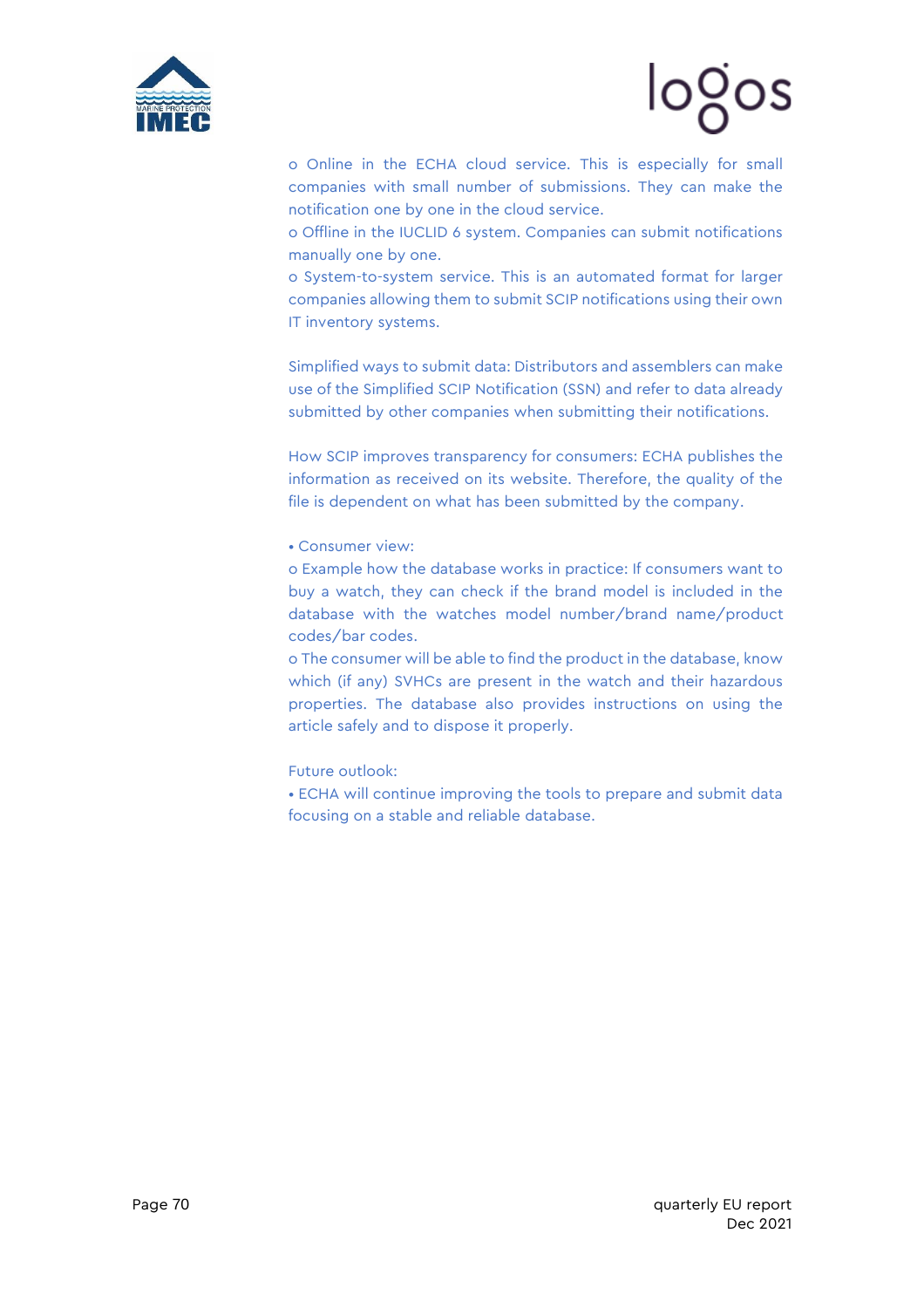o Online in the ECHA cloud service. This is especially for small companies with small number of submissions. They can make the notification one by one in the cloud service.

o Offline in the IUCLID 6 system. Companies can submit notifications manually one by one.

o System-to-system service. This is an automated format for larger companies allowing them to submit SCIP notifications using their own IT inventory systems.

Simplified ways to submit data: Distributors and assemblers can make use of the Simplified SCIP Notification (SSN) and refer to data already submitted by other companies when submitting their notifications.

How SCIP improves transparency for consumers: ECHA publishes the information as received on its website. Therefore, the quality of the file is dependent on what has been submitted by the company.

• Consumer view:

o Example how the database works in practice: If consumers want to buy a watch, they can check if the brand model is included in the database with the watches model number/brand name/product codes/bar codes.

o The consumer will be able to find the product in the database, know which (if any) SVHCs are present in the watch and their hazardous properties. The database also provides instructions on using the article safely and to dispose it properly.

Future outlook:

• ECHA will continue improving the tools to prepare and submit data focusing on a stable and reliable database.